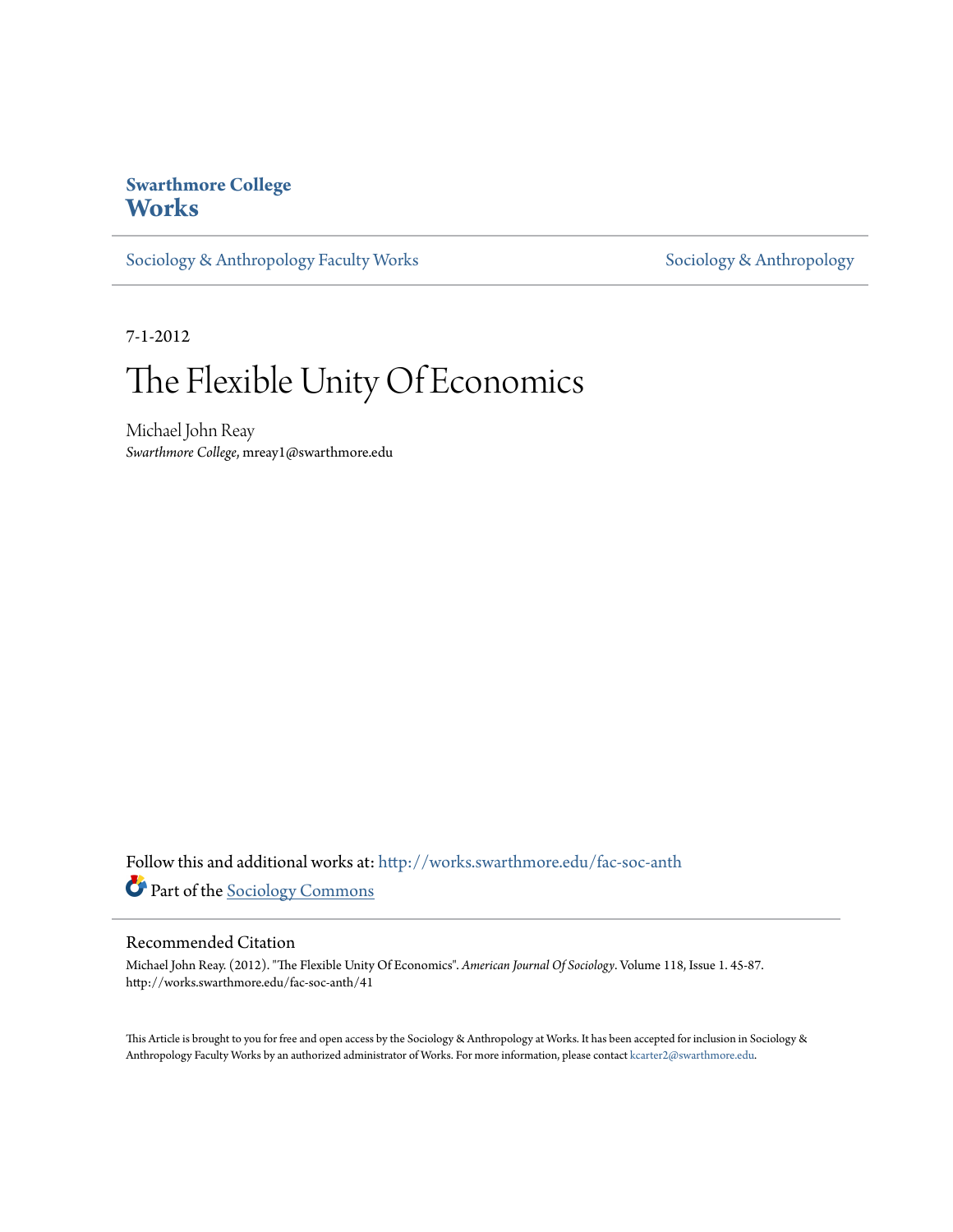**Swarthmore College**
**Works**

Sociology & Anthropology Faculty Works | Sociology & Anthropology

7-1-2012

# The Flexible Unity Of Economics

Michael John Reay
*Swarthmore College*, mreay1@swarthmore.edu

Follow this and additional works at: http://works.swarthmore.edu/fac-soc-anth

Part of the Sociology Commons

## Recommended Citation

Michael John Reay. (2012). "The Flexible Unity Of Economics". *American Journal Of Sociology*. Volume 118, Issue 1. 45-87. http://works.swarthmore.edu/fac-soc-anth/41

This Article is brought to you for free and open access by the Sociology & Anthropology at Works. It has been accepted for inclusion in Sociology & Anthropology Faculty Works by an authorized administrator of Works. For more information, please contact kcarter2@swarthmore.edu.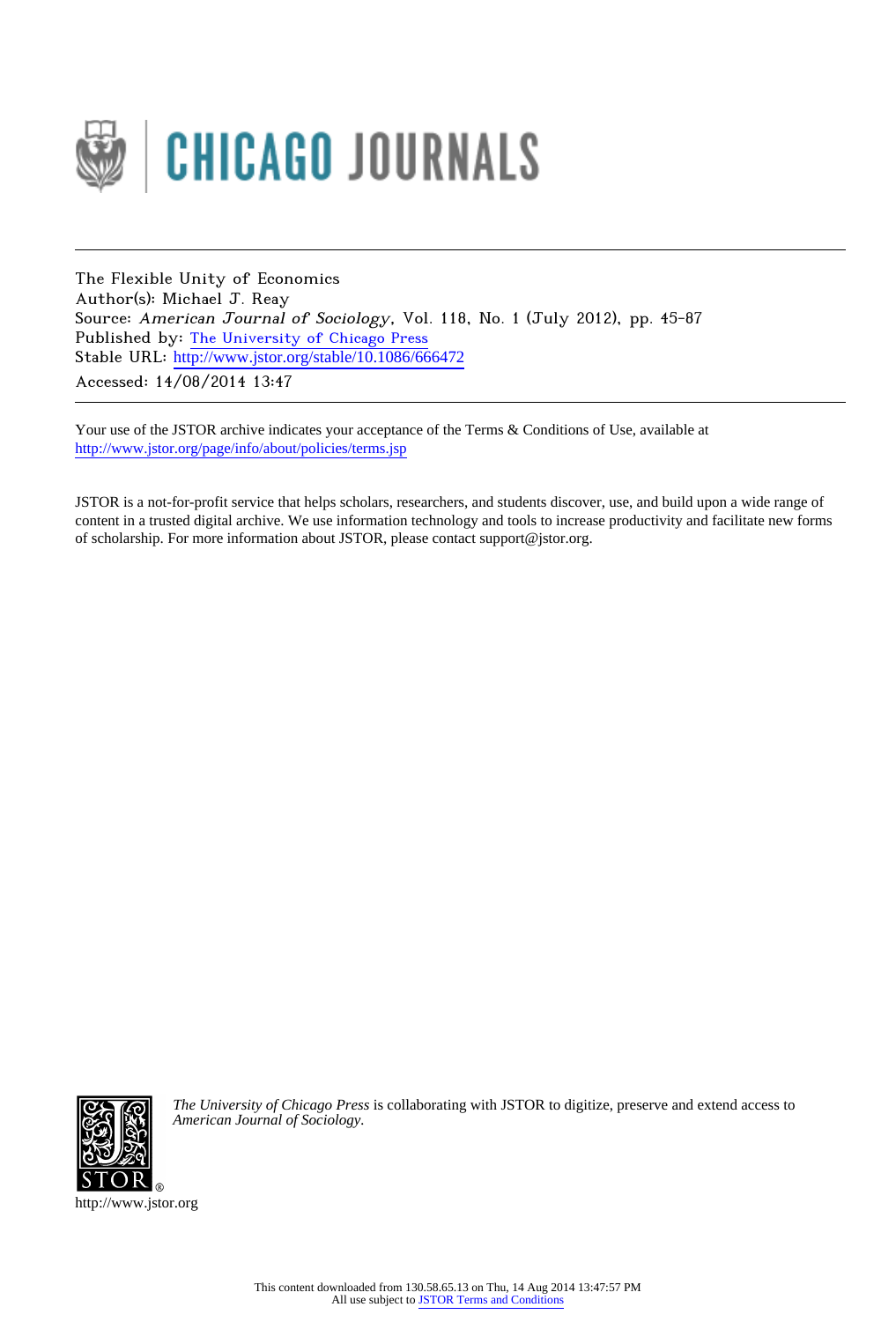The Flexible Unity of Economics

Author(s): Michael J. Reay

Source: *American Journal of Sociology*, Vol. 118, No. 1 (July 2012), pp. 45-87

Published by: The University of Chicago Press

Stable URL: http://www.jstor.org/stable/10.1086/666472

Accessed: 14/08/2014 13:47

Your use of the JSTOR archive indicates your acceptance of the Terms & Conditions of Use, available at http://www.jstor.org/page/info/about/policies/terms.jsp

JSTOR is a not-for-profit service that helps scholars, researchers, and students discover, use, and build upon a wide range of content in a trusted digital archive. We use information technology and tools to increase productivity and facilitate new forms of scholarship. For more information about JSTOR, please contact support@jstor.org.

*The University of Chicago Press* is collaborating with JSTOR to digitize, preserve and extend access to *American Journal of Sociology.*

http://www.jstor.org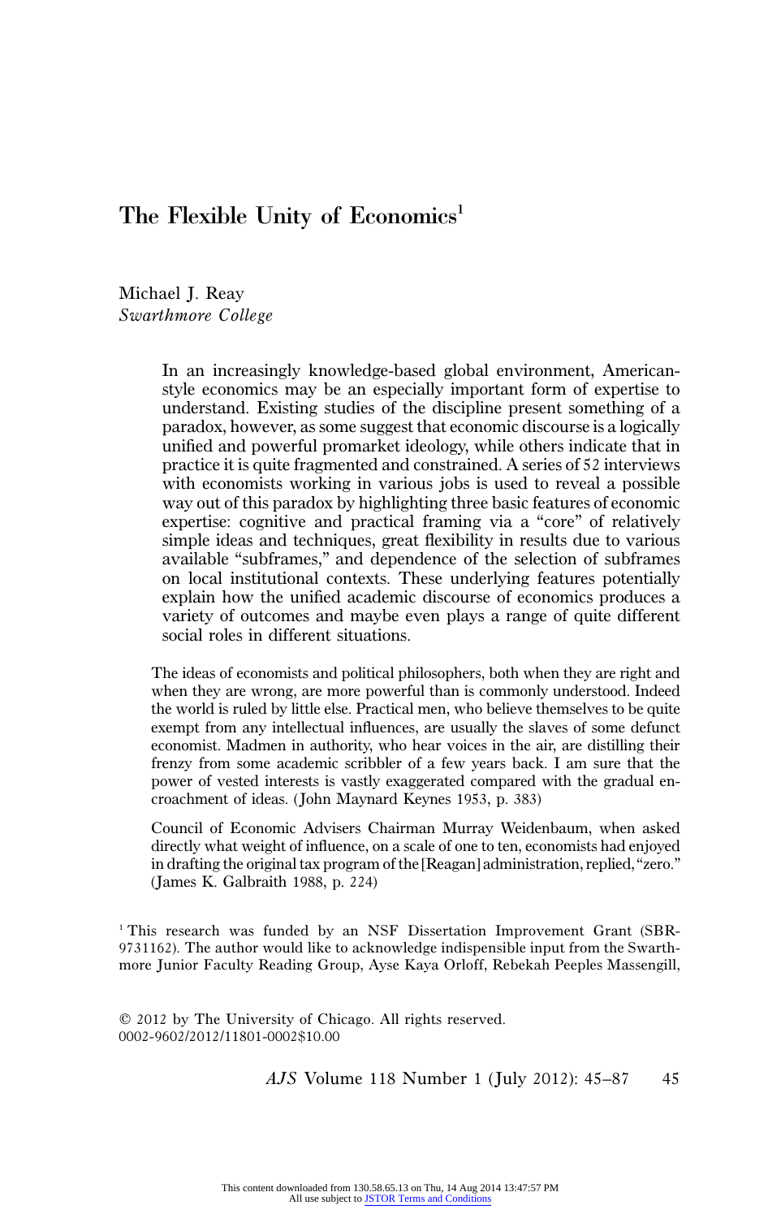# The Flexible Unity of Economics[1]

Michael J. Reay
*Swarthmore College*

> In an increasingly knowledge-based global environment, American-style economics may be an especially important form of expertise to understand. Existing studies of the discipline present something of a paradox, however, as some suggest that economic discourse is a logically unified and powerful promarket ideology, while others indicate that in practice it is quite fragmented and constrained. A series of 52 interviews with economists working in various jobs is used to reveal a possible way out of this paradox by highlighting three basic features of economic expertise: cognitive and practical framing via a "core" of relatively simple ideas and techniques, great flexibility in results due to various available "subframes," and dependence of the selection of subframes on local institutional contexts. These underlying features potentially explain how the unified academic discourse of economics produces a variety of outcomes and maybe even plays a range of quite different social roles in different situations.

> The ideas of economists and political philosophers, both when they are right and when they are wrong, are more powerful than is commonly understood. Indeed the world is ruled by little else. Practical men, who believe themselves to be quite exempt from any intellectual influences, are usually the slaves of some defunct economist. Madmen in authority, who hear voices in the air, are distilling their frenzy from some academic scribbler of a few years back. I am sure that the power of vested interests is vastly exaggerated compared with the gradual encroachment of ideas. (John Maynard Keynes 1953, p. 383)

> Council of Economic Advisers Chairman Murray Weidenbaum, when asked directly what weight of influence, on a scale of one to ten, economists had enjoyed in drafting the original tax program of the [Reagan] administration, replied, "zero." (James K. Galbraith 1988, p. 224)

[1] This research was funded by an NSF Dissertation Improvement Grant (SBR-9731162). The author would like to acknowledge indispensible input from the Swarthmore Junior Faculty Reading Group, Ayse Kaya Orloff, Rebekah Peeples Massengill,

© 2012 by The University of Chicago. All rights reserved.
0002-9602/2012/11801-0002$10.00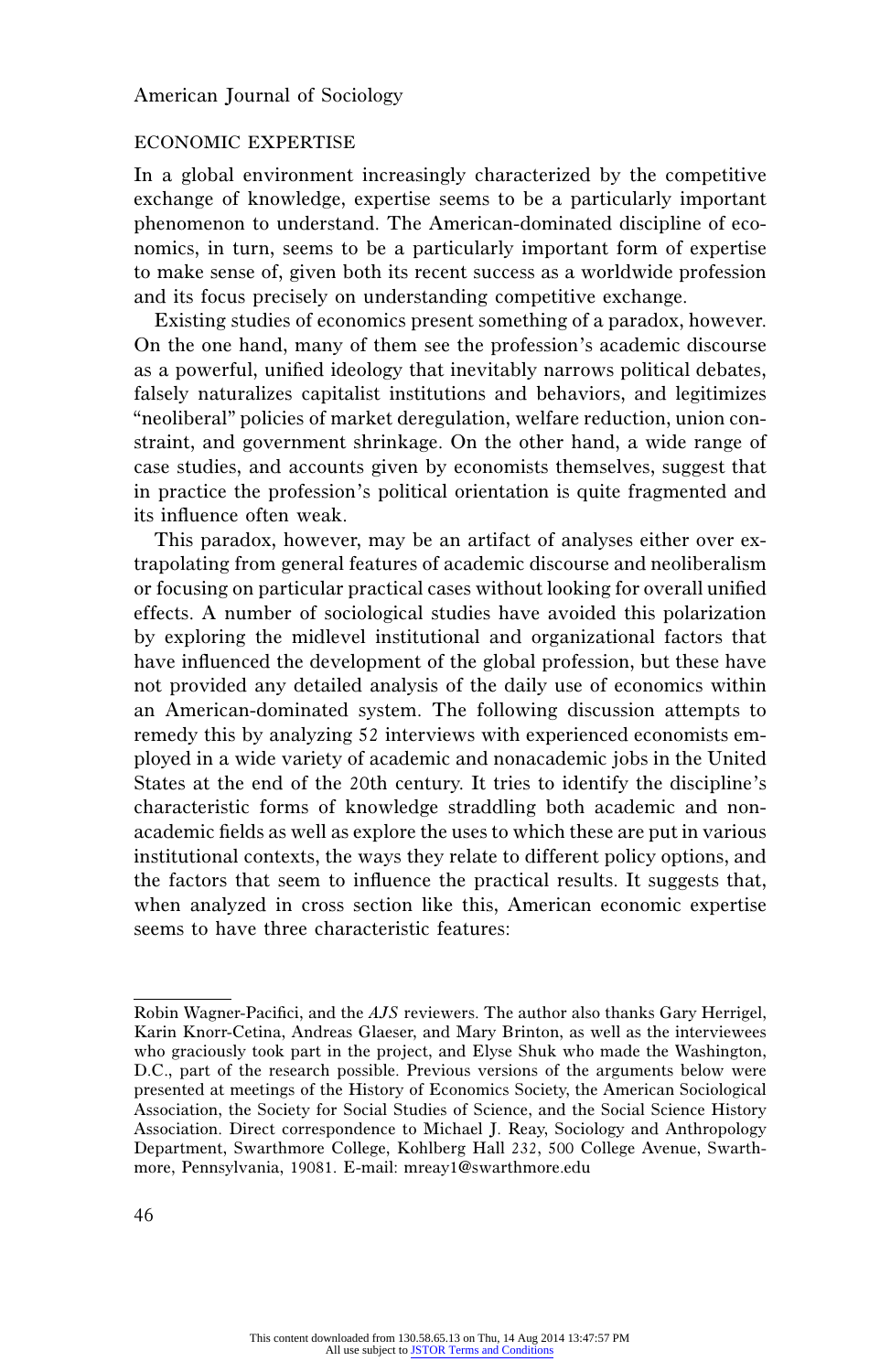## ECONOMIC EXPERTISE

In a global environment increasingly characterized by the competitive exchange of knowledge, expertise seems to be a particularly important phenomenon to understand. The American-dominated discipline of economics, in turn, seems to be a particularly important form of expertise to make sense of, given both its recent success as a worldwide profession and its focus precisely on understanding competitive exchange.

Existing studies of economics present something of a paradox, however. On the one hand, many of them see the profession's academic discourse as a powerful, unified ideology that inevitably narrows political debates, falsely naturalizes capitalist institutions and behaviors, and legitimizes "neoliberal" policies of market deregulation, welfare reduction, union constraint, and government shrinkage. On the other hand, a wide range of case studies, and accounts given by economists themselves, suggest that in practice the profession's political orientation is quite fragmented and its influence often weak.

This paradox, however, may be an artifact of analyses either over extrapolating from general features of academic discourse and neoliberalism or focusing on particular practical cases without looking for overall unified effects. A number of sociological studies have avoided this polarization by exploring the midlevel institutional and organizational factors that have influenced the development of the global profession, but these have not provided any detailed analysis of the daily use of economics within an American-dominated system. The following discussion attempts to remedy this by analyzing 52 interviews with experienced economists employed in a wide variety of academic and nonacademic jobs in the United States at the end of the 20th century. It tries to identify the discipline's characteristic forms of knowledge straddling both academic and nonacademic fields as well as explore the uses to which these are put in various institutional contexts, the ways they relate to different policy options, and the factors that seem to influence the practical results. It suggests that, when analyzed in cross section like this, American economic expertise seems to have three characteristic features:

---

Robin Wagner-Pacifici, and the *AJS* reviewers. The author also thanks Gary Herrigel, Karin Knorr-Cetina, Andreas Glaeser, and Mary Brinton, as well as the interviewees who graciously took part in the project, and Elyse Shuk who made the Washington, D.C., part of the research possible. Previous versions of the arguments below were presented at meetings of the History of Economics Society, the American Sociological Association, the Society for Social Studies of Science, and the Social Science History Association. Direct correspondence to Michael J. Reay, Sociology and Anthropology Department, Swarthmore College, Kohlberg Hall 232, 500 College Avenue, Swarthmore, Pennsylvania, 19081. E-mail: mreay1@swarthmore.edu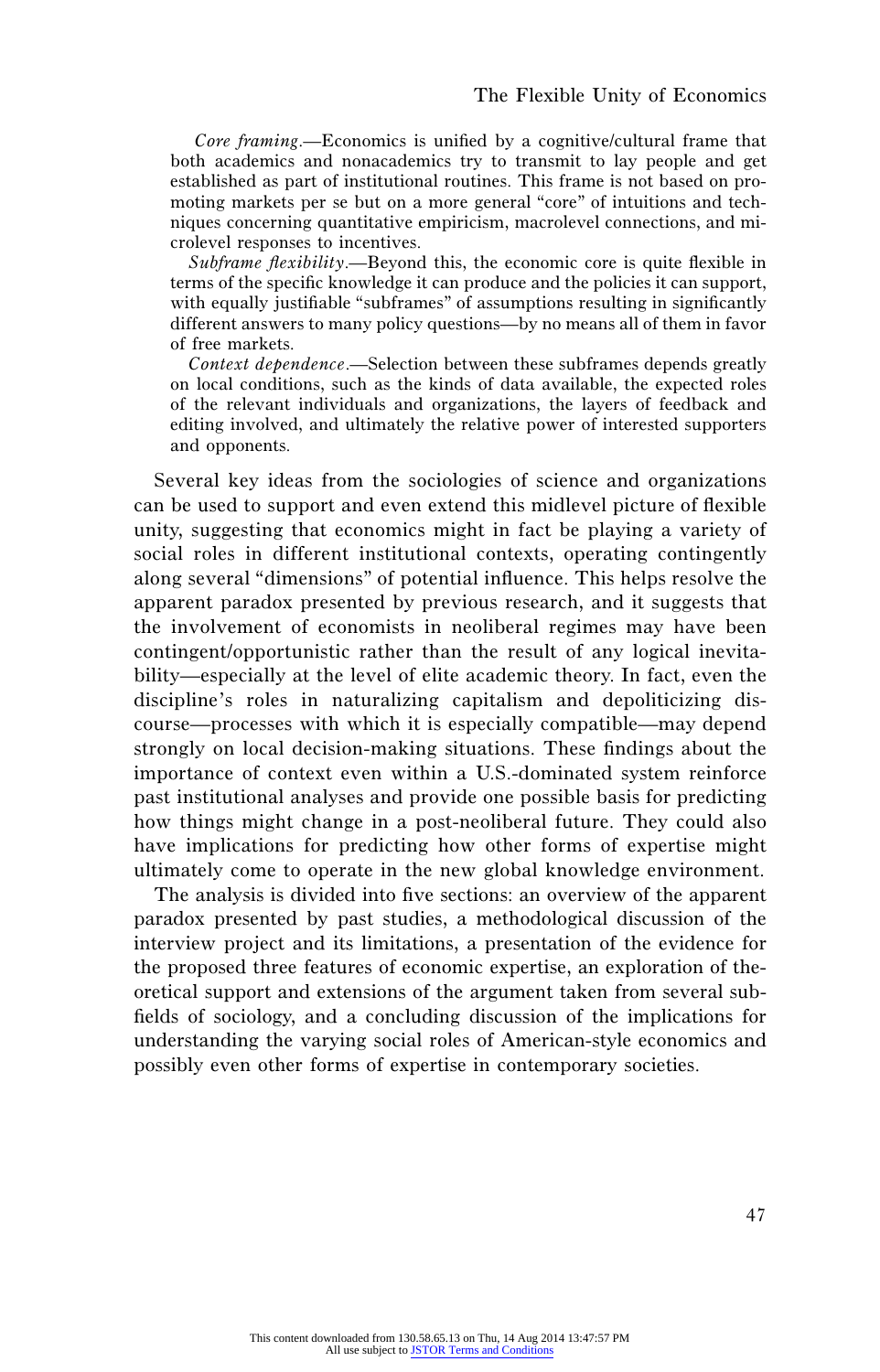*Core framing*.—Economics is unified by a cognitive/cultural frame that both academics and nonacademics try to transmit to lay people and get established as part of institutional routines. This frame is not based on promoting markets per se but on a more general "core" of intuitions and techniques concerning quantitative empiricism, macrolevel connections, and microlevel responses to incentives.

*Subframe flexibility*.—Beyond this, the economic core is quite flexible in terms of the specific knowledge it can produce and the policies it can support, with equally justifiable "subframes" of assumptions resulting in significantly different answers to many policy questions—by no means all of them in favor of free markets.

*Context dependence*.—Selection between these subframes depends greatly on local conditions, such as the kinds of data available, the expected roles of the relevant individuals and organizations, the layers of feedback and editing involved, and ultimately the relative power of interested supporters and opponents.

Several key ideas from the sociologies of science and organizations can be used to support and even extend this midlevel picture of flexible unity, suggesting that economics might in fact be playing a variety of social roles in different institutional contexts, operating contingently along several "dimensions" of potential influence. This helps resolve the apparent paradox presented by previous research, and it suggests that the involvement of economists in neoliberal regimes may have been contingent/opportunistic rather than the result of any logical inevitability—especially at the level of elite academic theory. In fact, even the discipline's roles in naturalizing capitalism and depoliticizing discourse—processes with which it is especially compatible—may depend strongly on local decision-making situations. These findings about the importance of context even within a U.S.-dominated system reinforce past institutional analyses and provide one possible basis for predicting how things might change in a post-neoliberal future. They could also have implications for predicting how other forms of expertise might ultimately come to operate in the new global knowledge environment.

The analysis is divided into five sections: an overview of the apparent paradox presented by past studies, a methodological discussion of the interview project and its limitations, a presentation of the evidence for the proposed three features of economic expertise, an exploration of theoretical support and extensions of the argument taken from several subfields of sociology, and a concluding discussion of the implications for understanding the varying social roles of American-style economics and possibly even other forms of expertise in contemporary societies.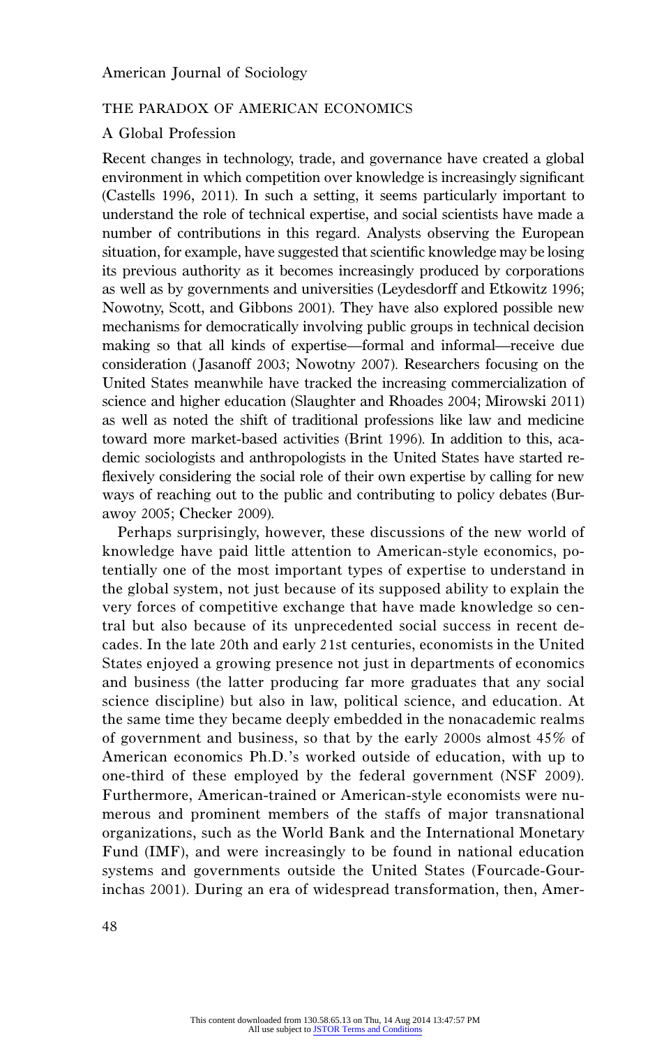## THE PARADOX OF AMERICAN ECONOMICS

### A Global Profession

Recent changes in technology, trade, and governance have created a global environment in which competition over knowledge is increasingly significant (Castells 1996, 2011). In such a setting, it seems particularly important to understand the role of technical expertise, and social scientists have made a number of contributions in this regard. Analysts observing the European situation, for example, have suggested that scientific knowledge may be losing its previous authority as it becomes increasingly produced by corporations as well as by governments and universities (Leydesdorff and Etkowitz 1996; Nowotny, Scott, and Gibbons 2001). They have also explored possible new mechanisms for democratically involving public groups in technical decision making so that all kinds of expertise—formal and informal—receive due consideration (Jasanoff 2003; Nowotny 2007). Researchers focusing on the United States meanwhile have tracked the increasing commercialization of science and higher education (Slaughter and Rhoades 2004; Mirowski 2011) as well as noted the shift of traditional professions like law and medicine toward more market-based activities (Brint 1996). In addition to this, academic sociologists and anthropologists in the United States have started reflexively considering the social role of their own expertise by calling for new ways of reaching out to the public and contributing to policy debates (Burawoy 2005; Checker 2009).

Perhaps surprisingly, however, these discussions of the new world of knowledge have paid little attention to American-style economics, potentially one of the most important types of expertise to understand in the global system, not just because of its supposed ability to explain the very forces of competitive exchange that have made knowledge so central but also because of its unprecedented social success in recent decades. In the late 20th and early 21st centuries, economists in the United States enjoyed a growing presence not just in departments of economics and business (the latter producing far more graduates that any social science discipline) but also in law, political science, and education. At the same time they became deeply embedded in the nonacademic realms of government and business, so that by the early 2000s almost 45% of American economics Ph.D.'s worked outside of education, with up to one-third of these employed by the federal government (NSF 2009). Furthermore, American-trained or American-style economists were numerous and prominent members of the staffs of major transnational organizations, such as the World Bank and the International Monetary Fund (IMF), and were increasingly to be found in national education systems and governments outside the United States (Fourcade-Gourinchas 2001). During an era of widespread transformation, then, Amer-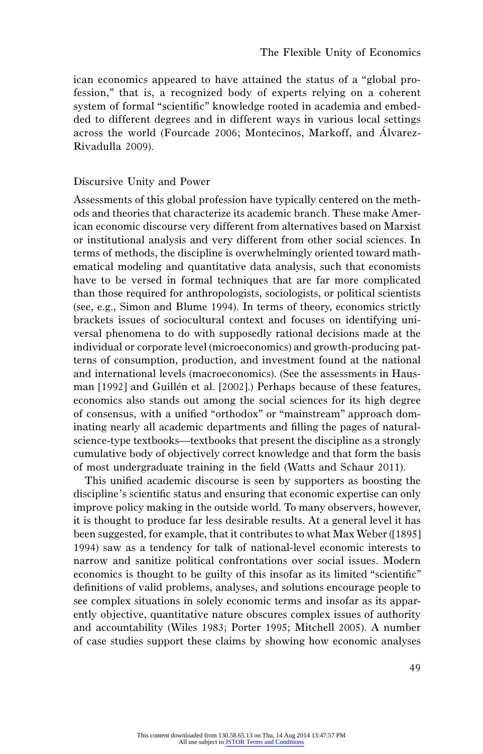ican economics appeared to have attained the status of a "global profession," that is, a recognized body of experts relying on a coherent system of formal "scientific" knowledge rooted in academia and embedded to different degrees and in different ways in various local settings across the world (Fourcade 2006; Montecinos, Markoff, and Álvarez-Rivadulla 2009).

## Discursive Unity and Power

Assessments of this global profession have typically centered on the methods and theories that characterize its academic branch. These make American economic discourse very different from alternatives based on Marxist or institutional analysis and very different from other social sciences. In terms of methods, the discipline is overwhelmingly oriented toward mathematical modeling and quantitative data analysis, such that economists have to be versed in formal techniques that are far more complicated than those required for anthropologists, sociologists, or political scientists (see, e.g., Simon and Blume 1994). In terms of theory, economics strictly brackets issues of sociocultural context and focuses on identifying universal phenomena to do with supposedly rational decisions made at the individual or corporate level (microeconomics) and growth-producing patterns of consumption, production, and investment found at the national and international levels (macroeconomics). (See the assessments in Hausman [1992] and Guillén et al. [2002].) Perhaps because of these features, economics also stands out among the social sciences for its high degree of consensus, with a unified "orthodox" or "mainstream" approach dominating nearly all academic departments and filling the pages of natural-science-type textbooks—textbooks that present the discipline as a strongly cumulative body of objectively correct knowledge and that form the basis of most undergraduate training in the field (Watts and Schaur 2011).

This unified academic discourse is seen by supporters as boosting the discipline's scientific status and ensuring that economic expertise can only improve policy making in the outside world. To many observers, however, it is thought to produce far less desirable results. At a general level it has been suggested, for example, that it contributes to what Max Weber ([1895] 1994) saw as a tendency for talk of national-level economic interests to narrow and sanitize political confrontations over social issues. Modern economics is thought to be guilty of this insofar as its limited "scientific" definitions of valid problems, analyses, and solutions encourage people to see complex situations in solely economic terms and insofar as its apparently objective, quantitative nature obscures complex issues of authority and accountability (Wiles 1983; Porter 1995; Mitchell 2005). A number of case studies support these claims by showing how economic analyses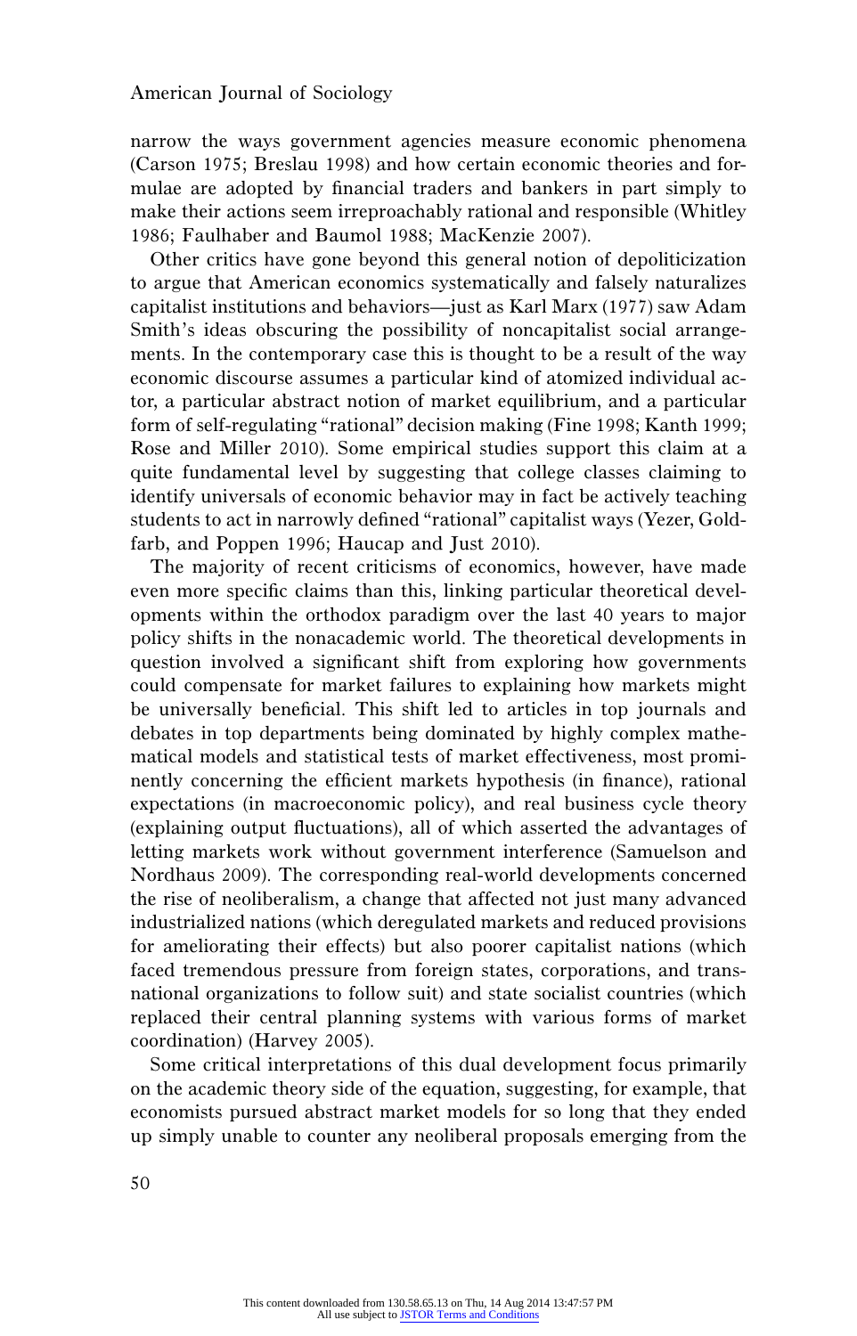narrow the ways government agencies measure economic phenomena (Carson 1975; Breslau 1998) and how certain economic theories and formulae are adopted by financial traders and bankers in part simply to make their actions seem irreproachably rational and responsible (Whitley 1986; Faulhaber and Baumol 1988; MacKenzie 2007).

Other critics have gone beyond this general notion of depoliticization to argue that American economics systematically and falsely naturalizes capitalist institutions and behaviors—just as Karl Marx (1977) saw Adam Smith's ideas obscuring the possibility of noncapitalist social arrangements. In the contemporary case this is thought to be a result of the way economic discourse assumes a particular kind of atomized individual actor, a particular abstract notion of market equilibrium, and a particular form of self-regulating "rational" decision making (Fine 1998; Kanth 1999; Rose and Miller 2010). Some empirical studies support this claim at a quite fundamental level by suggesting that college classes claiming to identify universals of economic behavior may in fact be actively teaching students to act in narrowly defined "rational" capitalist ways (Yezer, Goldfarb, and Poppen 1996; Haucap and Just 2010).

The majority of recent criticisms of economics, however, have made even more specific claims than this, linking particular theoretical developments within the orthodox paradigm over the last 40 years to major policy shifts in the nonacademic world. The theoretical developments in question involved a significant shift from exploring how governments could compensate for market failures to explaining how markets might be universally beneficial. This shift led to articles in top journals and debates in top departments being dominated by highly complex mathematical models and statistical tests of market effectiveness, most prominently concerning the efficient markets hypothesis (in finance), rational expectations (in macroeconomic policy), and real business cycle theory (explaining output fluctuations), all of which asserted the advantages of letting markets work without government interference (Samuelson and Nordhaus 2009). The corresponding real-world developments concerned the rise of neoliberalism, a change that affected not just many advanced industrialized nations (which deregulated markets and reduced provisions for ameliorating their effects) but also poorer capitalist nations (which faced tremendous pressure from foreign states, corporations, and transnational organizations to follow suit) and state socialist countries (which replaced their central planning systems with various forms of market coordination) (Harvey 2005).

Some critical interpretations of this dual development focus primarily on the academic theory side of the equation, suggesting, for example, that economists pursued abstract market models for so long that they ended up simply unable to counter any neoliberal proposals emerging from the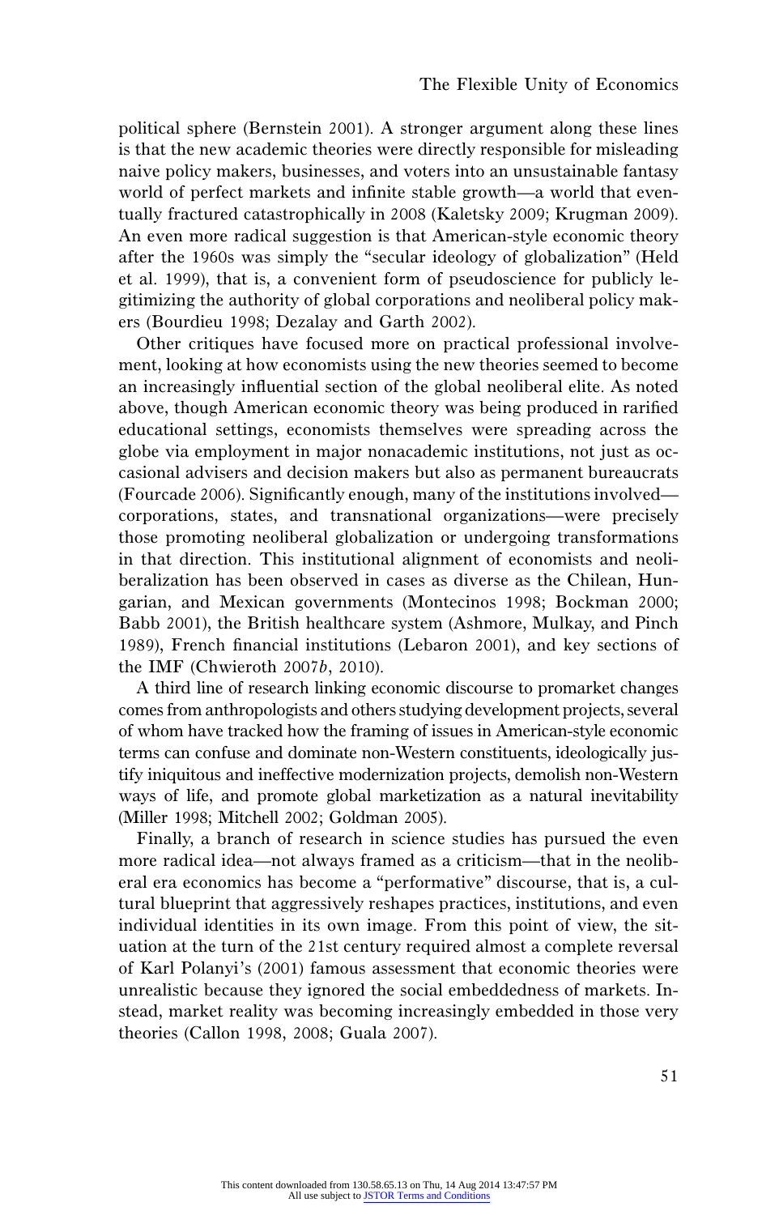political sphere (Bernstein 2001). A stronger argument along these lines is that the new academic theories were directly responsible for misleading naive policy makers, businesses, and voters into an unsustainable fantasy world of perfect markets and infinite stable growth—a world that eventually fractured catastrophically in 2008 (Kaletsky 2009; Krugman 2009). An even more radical suggestion is that American-style economic theory after the 1960s was simply the "secular ideology of globalization" (Held et al. 1999), that is, a convenient form of pseudoscience for publicly legitimizing the authority of global corporations and neoliberal policy makers (Bourdieu 1998; Dezalay and Garth 2002).

Other critiques have focused more on practical professional involvement, looking at how economists using the new theories seemed to become an increasingly influential section of the global neoliberal elite. As noted above, though American economic theory was being produced in rarified educational settings, economists themselves were spreading across the globe via employment in major nonacademic institutions, not just as occasional advisers and decision makers but also as permanent bureaucrats (Fourcade 2006). Significantly enough, many of the institutions involved—corporations, states, and transnational organizations—were precisely those promoting neoliberal globalization or undergoing transformations in that direction. This institutional alignment of economists and neoliberalization has been observed in cases as diverse as the Chilean, Hungarian, and Mexican governments (Montecinos 1998; Bockman 2000; Babb 2001), the British healthcare system (Ashmore, Mulkay, and Pinch 1989), French financial institutions (Lebaron 2001), and key sections of the IMF (Chwieroth 2007*b*, 2010).

A third line of research linking economic discourse to promarket changes comes from anthropologists and others studying development projects, several of whom have tracked how the framing of issues in American-style economic terms can confuse and dominate non-Western constituents, ideologically justify iniquitous and ineffective modernization projects, demolish non-Western ways of life, and promote global marketization as a natural inevitability (Miller 1998; Mitchell 2002; Goldman 2005).

Finally, a branch of research in science studies has pursued the even more radical idea—not always framed as a criticism—that in the neoliberal era economics has become a "performative" discourse, that is, a cultural blueprint that aggressively reshapes practices, institutions, and even individual identities in its own image. From this point of view, the situation at the turn of the 21st century required almost a complete reversal of Karl Polanyi's (2001) famous assessment that economic theories were unrealistic because they ignored the social embeddedness of markets. Instead, market reality was becoming increasingly embedded in those very theories (Callon 1998, 2008; Guala 2007).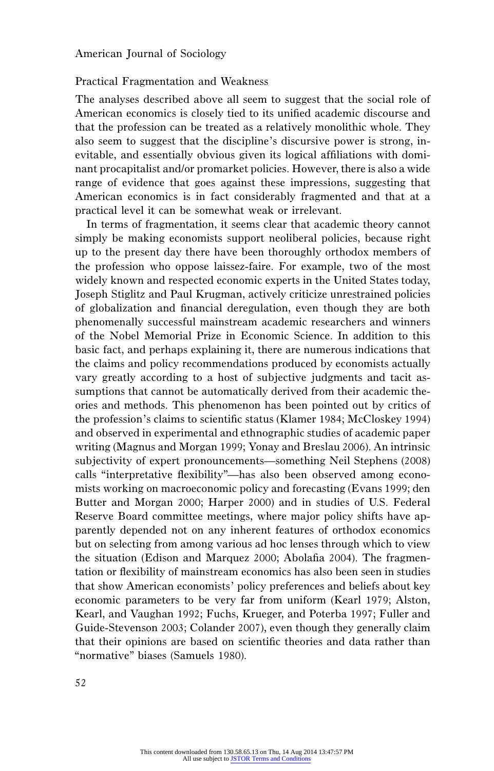### Practical Fragmentation and Weakness

The analyses described above all seem to suggest that the social role of American economics is closely tied to its unified academic discourse and that the profession can be treated as a relatively monolithic whole. They also seem to suggest that the discipline's discursive power is strong, inevitable, and essentially obvious given its logical affiliations with dominant procapitalist and/or promarket policies. However, there is also a wide range of evidence that goes against these impressions, suggesting that American economics is in fact considerably fragmented and that at a practical level it can be somewhat weak or irrelevant.

In terms of fragmentation, it seems clear that academic theory cannot simply be making economists support neoliberal policies, because right up to the present day there have been thoroughly orthodox members of the profession who oppose laissez-faire. For example, two of the most widely known and respected economic experts in the United States today, Joseph Stiglitz and Paul Krugman, actively criticize unrestrained policies of globalization and financial deregulation, even though they are both phenomenally successful mainstream academic researchers and winners of the Nobel Memorial Prize in Economic Science. In addition to this basic fact, and perhaps explaining it, there are numerous indications that the claims and policy recommendations produced by economists actually vary greatly according to a host of subjective judgments and tacit assumptions that cannot be automatically derived from their academic theories and methods. This phenomenon has been pointed out by critics of the profession's claims to scientific status (Klamer 1984; McCloskey 1994) and observed in experimental and ethnographic studies of academic paper writing (Magnus and Morgan 1999; Yonay and Breslau 2006). An intrinsic subjectivity of expert pronouncements—something Neil Stephens (2008) calls "interpretative flexibility"—has also been observed among economists working on macroeconomic policy and forecasting (Evans 1999; den Butter and Morgan 2000; Harper 2000) and in studies of U.S. Federal Reserve Board committee meetings, where major policy shifts have apparently depended not on any inherent features of orthodox economics but on selecting from among various ad hoc lenses through which to view the situation (Edison and Marquez 2000; Abolafia 2004). The fragmentation or flexibility of mainstream economics has also been seen in studies that show American economists' policy preferences and beliefs about key economic parameters to be very far from uniform (Kearl 1979; Alston, Kearl, and Vaughan 1992; Fuchs, Krueger, and Poterba 1997; Fuller and Guide-Stevenson 2003; Colander 2007), even though they generally claim that their opinions are based on scientific theories and data rather than "normative" biases (Samuels 1980).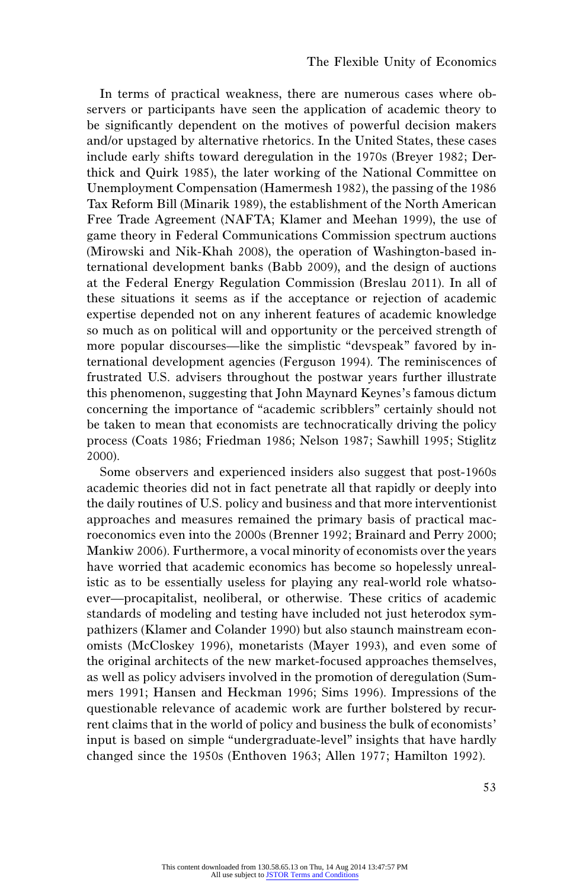In terms of practical weakness, there are numerous cases where observers or participants have seen the application of academic theory to be significantly dependent on the motives of powerful decision makers and/or upstaged by alternative rhetorics. In the United States, these cases include early shifts toward deregulation in the 1970s (Breyer 1982; Derthick and Quirk 1985), the later working of the National Committee on Unemployment Compensation (Hamermesh 1982), the passing of the 1986 Tax Reform Bill (Minarik 1989), the establishment of the North American Free Trade Agreement (NAFTA; Klamer and Meehan 1999), the use of game theory in Federal Communications Commission spectrum auctions (Mirowski and Nik-Khah 2008), the operation of Washington-based international development banks (Babb 2009), and the design of auctions at the Federal Energy Regulation Commission (Breslau 2011). In all of these situations it seems as if the acceptance or rejection of academic expertise depended not on any inherent features of academic knowledge so much as on political will and opportunity or the perceived strength of more popular discourses—like the simplistic "devspeak" favored by international development agencies (Ferguson 1994). The reminiscences of frustrated U.S. advisers throughout the postwar years further illustrate this phenomenon, suggesting that John Maynard Keynes's famous dictum concerning the importance of "academic scribblers" certainly should not be taken to mean that economists are technocratically driving the policy process (Coats 1986; Friedman 1986; Nelson 1987; Sawhill 1995; Stiglitz 2000).

Some observers and experienced insiders also suggest that post-1960s academic theories did not in fact penetrate all that rapidly or deeply into the daily routines of U.S. policy and business and that more interventionist approaches and measures remained the primary basis of practical macroeconomics even into the 2000s (Brenner 1992; Brainard and Perry 2000; Mankiw 2006). Furthermore, a vocal minority of economists over the years have worried that academic economics has become so hopelessly unrealistic as to be essentially useless for playing any real-world role whatsoever—procapitalist, neoliberal, or otherwise. These critics of academic standards of modeling and testing have included not just heterodox sympathizers (Klamer and Colander 1990) but also staunch mainstream economists (McCloskey 1996), monetarists (Mayer 1993), and even some of the original architects of the new market-focused approaches themselves, as well as policy advisers involved in the promotion of deregulation (Summers 1991; Hansen and Heckman 1996; Sims 1996). Impressions of the questionable relevance of academic work are further bolstered by recurrent claims that in the world of policy and business the bulk of economists' input is based on simple "undergraduate-level" insights that have hardly changed since the 1950s (Enthoven 1963; Allen 1977; Hamilton 1992).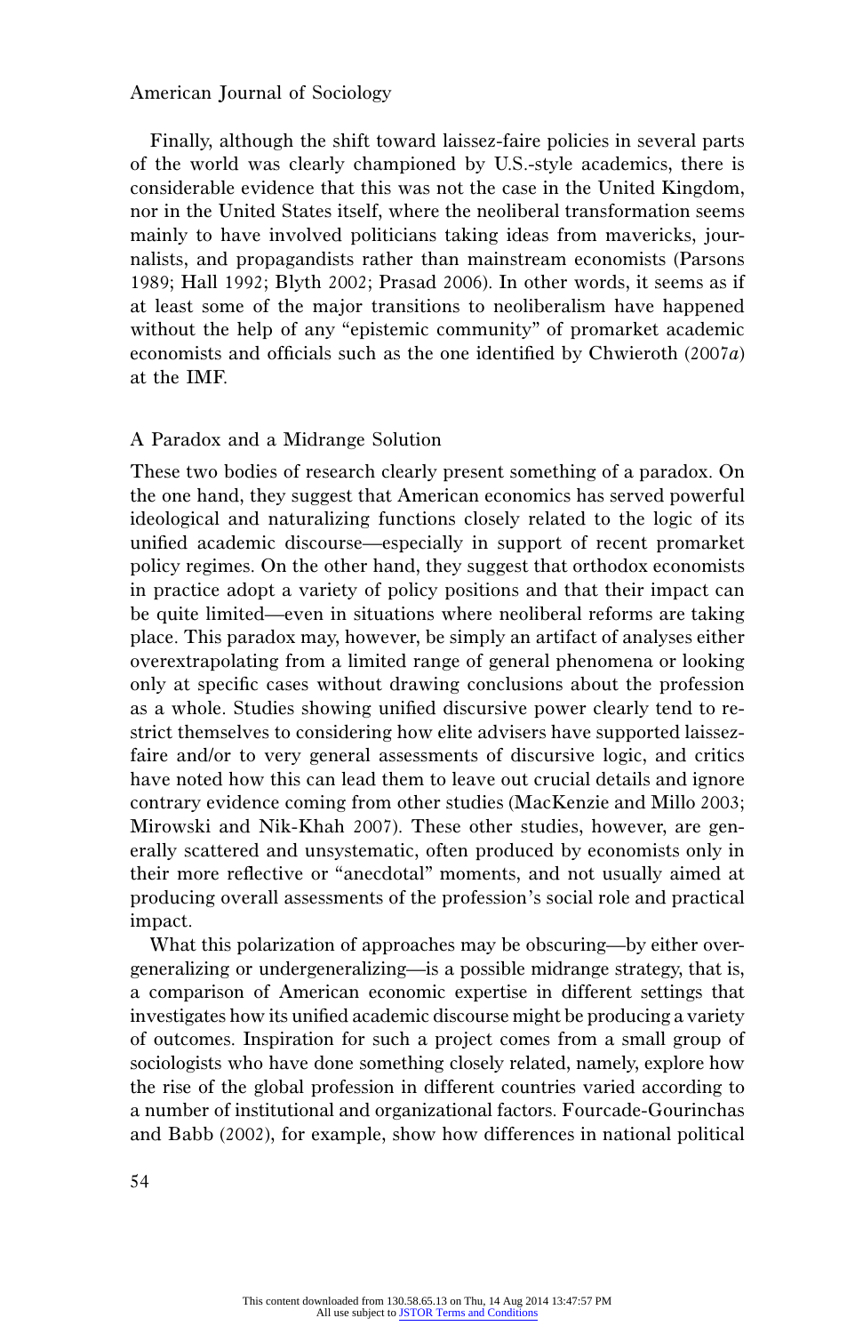Finally, although the shift toward laissez-faire policies in several parts of the world was clearly championed by U.S.-style academics, there is considerable evidence that this was not the case in the United Kingdom, nor in the United States itself, where the neoliberal transformation seems mainly to have involved politicians taking ideas from mavericks, journalists, and propagandists rather than mainstream economists (Parsons 1989; Hall 1992; Blyth 2002; Prasad 2006). In other words, it seems as if at least some of the major transitions to neoliberalism have happened without the help of any "epistemic community" of promarket academic economists and officials such as the one identified by Chwieroth (2007*a*) at the IMF.

## A Paradox and a Midrange Solution

These two bodies of research clearly present something of a paradox. On the one hand, they suggest that American economics has served powerful ideological and naturalizing functions closely related to the logic of its unified academic discourse—especially in support of recent promarket policy regimes. On the other hand, they suggest that orthodox economists in practice adopt a variety of policy positions and that their impact can be quite limited—even in situations where neoliberal reforms are taking place. This paradox may, however, be simply an artifact of analyses either overextrapolating from a limited range of general phenomena or looking only at specific cases without drawing conclusions about the profession as a whole. Studies showing unified discursive power clearly tend to restrict themselves to considering how elite advisers have supported laissez-faire and/or to very general assessments of discursive logic, and critics have noted how this can lead them to leave out crucial details and ignore contrary evidence coming from other studies (MacKenzie and Millo 2003; Mirowski and Nik-Khah 2007). These other studies, however, are generally scattered and unsystematic, often produced by economists only in their more reflective or "anecdotal" moments, and not usually aimed at producing overall assessments of the profession's social role and practical impact.

What this polarization of approaches may be obscuring—by either overgeneralizing or undergeneralizing—is a possible midrange strategy, that is, a comparison of American economic expertise in different settings that investigates how its unified academic discourse might be producing a variety of outcomes. Inspiration for such a project comes from a small group of sociologists who have done something closely related, namely, explore how the rise of the global profession in different countries varied according to a number of institutional and organizational factors. Fourcade-Gourinchas and Babb (2002), for example, show how differences in national political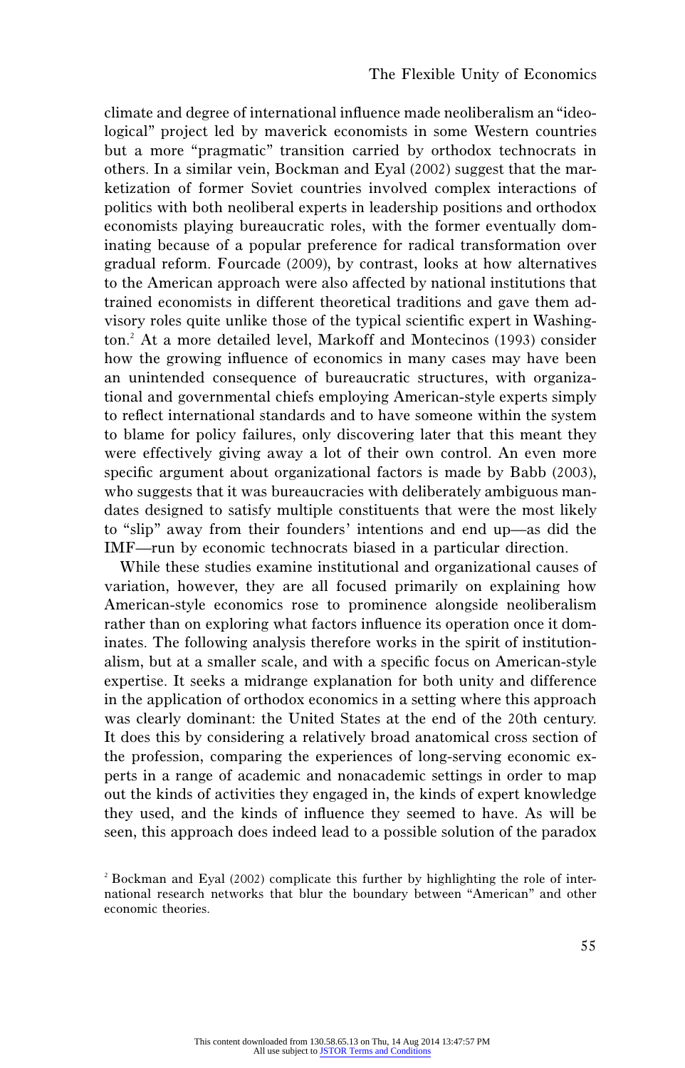climate and degree of international influence made neoliberalism an "ideological" project led by maverick economists in some Western countries but a more "pragmatic" transition carried by orthodox technocrats in others. In a similar vein, Bockman and Eyal (2002) suggest that the marketization of former Soviet countries involved complex interactions of politics with both neoliberal experts in leadership positions and orthodox economists playing bureaucratic roles, with the former eventually dominating because of a popular preference for radical transformation over gradual reform. Fourcade (2009), by contrast, looks at how alternatives to the American approach were also affected by national institutions that trained economists in different theoretical traditions and gave them advisory roles quite unlike those of the typical scientific expert in Washington.[2] At a more detailed level, Markoff and Montecinos (1993) consider how the growing influence of economics in many cases may have been an unintended consequence of bureaucratic structures, with organizational and governmental chiefs employing American-style experts simply to reflect international standards and to have someone within the system to blame for policy failures, only discovering later that this meant they were effectively giving away a lot of their own control. An even more specific argument about organizational factors is made by Babb (2003), who suggests that it was bureaucracies with deliberately ambiguous mandates designed to satisfy multiple constituents that were the most likely to "slip" away from their founders' intentions and end up—as did the IMF—run by economic technocrats biased in a particular direction.

While these studies examine institutional and organizational causes of variation, however, they are all focused primarily on explaining how American-style economics rose to prominence alongside neoliberalism rather than on exploring what factors influence its operation once it dominates. The following analysis therefore works in the spirit of institutionalism, but at a smaller scale, and with a specific focus on American-style expertise. It seeks a midrange explanation for both unity and difference in the application of orthodox economics in a setting where this approach was clearly dominant: the United States at the end of the 20th century. It does this by considering a relatively broad anatomical cross section of the profession, comparing the experiences of long-serving economic experts in a range of academic and nonacademic settings in order to map out the kinds of activities they engaged in, the kinds of expert knowledge they used, and the kinds of influence they seemed to have. As will be seen, this approach does indeed lead to a possible solution of the paradox

[2] Bockman and Eyal (2002) complicate this further by highlighting the role of international research networks that blur the boundary between "American" and other economic theories.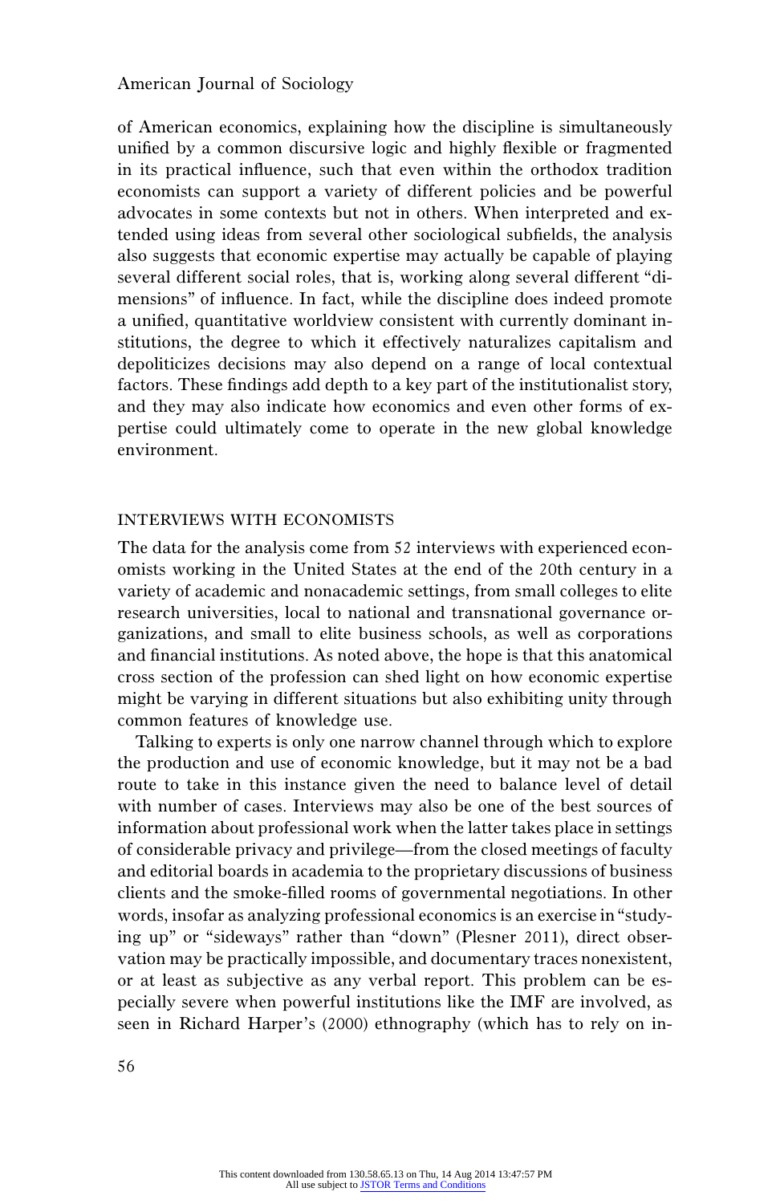of American economics, explaining how the discipline is simultaneously unified by a common discursive logic and highly flexible or fragmented in its practical influence, such that even within the orthodox tradition economists can support a variety of different policies and be powerful advocates in some contexts but not in others. When interpreted and extended using ideas from several other sociological subfields, the analysis also suggests that economic expertise may actually be capable of playing several different social roles, that is, working along several different "dimensions" of influence. In fact, while the discipline does indeed promote a unified, quantitative worldview consistent with currently dominant institutions, the degree to which it effectively naturalizes capitalism and depoliticizes decisions may also depend on a range of local contextual factors. These findings add depth to a key part of the institutionalist story, and they may also indicate how economics and even other forms of expertise could ultimately come to operate in the new global knowledge environment.

## INTERVIEWS WITH ECONOMISTS

The data for the analysis come from 52 interviews with experienced economists working in the United States at the end of the 20th century in a variety of academic and nonacademic settings, from small colleges to elite research universities, local to national and transnational governance organizations, and small to elite business schools, as well as corporations and financial institutions. As noted above, the hope is that this anatomical cross section of the profession can shed light on how economic expertise might be varying in different situations but also exhibiting unity through common features of knowledge use.

Talking to experts is only one narrow channel through which to explore the production and use of economic knowledge, but it may not be a bad route to take in this instance given the need to balance level of detail with number of cases. Interviews may also be one of the best sources of information about professional work when the latter takes place in settings of considerable privacy and privilege—from the closed meetings of faculty and editorial boards in academia to the proprietary discussions of business clients and the smoke-filled rooms of governmental negotiations. In other words, insofar as analyzing professional economics is an exercise in "studying up" or "sideways" rather than "down" (Plesner 2011), direct observation may be practically impossible, and documentary traces nonexistent, or at least as subjective as any verbal report. This problem can be especially severe when powerful institutions like the IMF are involved, as seen in Richard Harper's (2000) ethnography (which has to rely on in-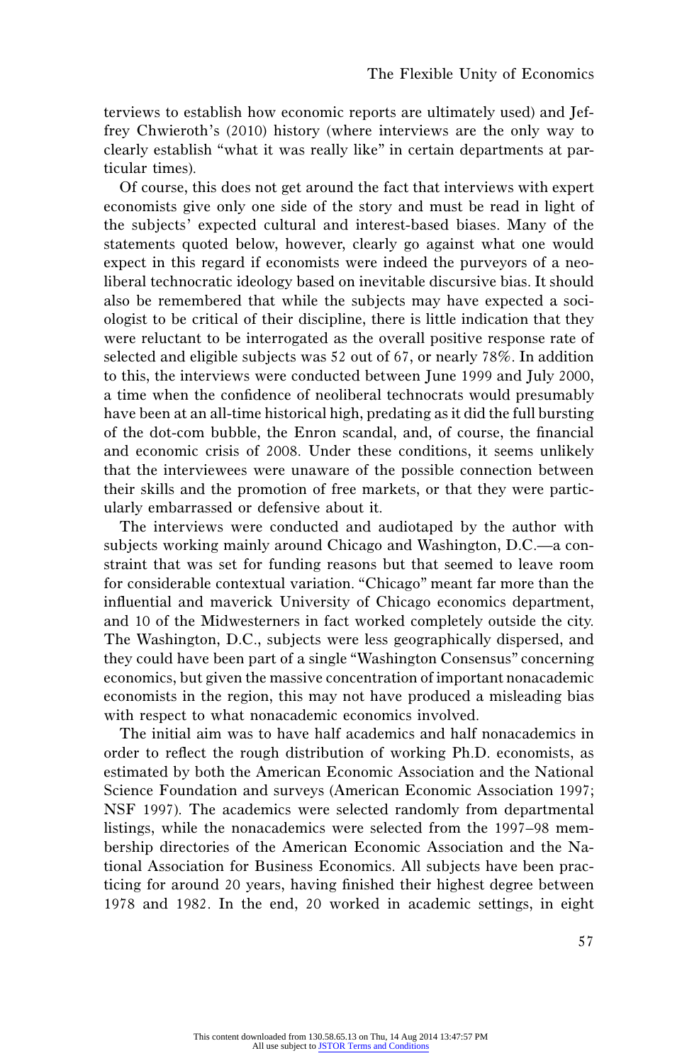terviews to establish how economic reports are ultimately used) and Jeffrey Chwieroth's (2010) history (where interviews are the only way to clearly establish "what it was really like" in certain departments at particular times).

Of course, this does not get around the fact that interviews with expert economists give only one side of the story and must be read in light of the subjects' expected cultural and interest-based biases. Many of the statements quoted below, however, clearly go against what one would expect in this regard if economists were indeed the purveyors of a neoliberal technocratic ideology based on inevitable discursive bias. It should also be remembered that while the subjects may have expected a sociologist to be critical of their discipline, there is little indication that they were reluctant to be interrogated as the overall positive response rate of selected and eligible subjects was 52 out of 67, or nearly 78%. In addition to this, the interviews were conducted between June 1999 and July 2000, a time when the confidence of neoliberal technocrats would presumably have been at an all-time historical high, predating as it did the full bursting of the dot-com bubble, the Enron scandal, and, of course, the financial and economic crisis of 2008. Under these conditions, it seems unlikely that the interviewees were unaware of the possible connection between their skills and the promotion of free markets, or that they were particularly embarrassed or defensive about it.

The interviews were conducted and audiotaped by the author with subjects working mainly around Chicago and Washington, D.C.—a constraint that was set for funding reasons but that seemed to leave room for considerable contextual variation. "Chicago" meant far more than the influential and maverick University of Chicago economics department, and 10 of the Midwesterners in fact worked completely outside the city. The Washington, D.C., subjects were less geographically dispersed, and they could have been part of a single "Washington Consensus" concerning economics, but given the massive concentration of important nonacademic economists in the region, this may not have produced a misleading bias with respect to what nonacademic economics involved.

The initial aim was to have half academics and half nonacademics in order to reflect the rough distribution of working Ph.D. economists, as estimated by both the American Economic Association and the National Science Foundation and surveys (American Economic Association 1997; NSF 1997). The academics were selected randomly from departmental listings, while the nonacademics were selected from the 1997–98 membership directories of the American Economic Association and the National Association for Business Economics. All subjects have been practicing for around 20 years, having finished their highest degree between 1978 and 1982. In the end, 20 worked in academic settings, in eight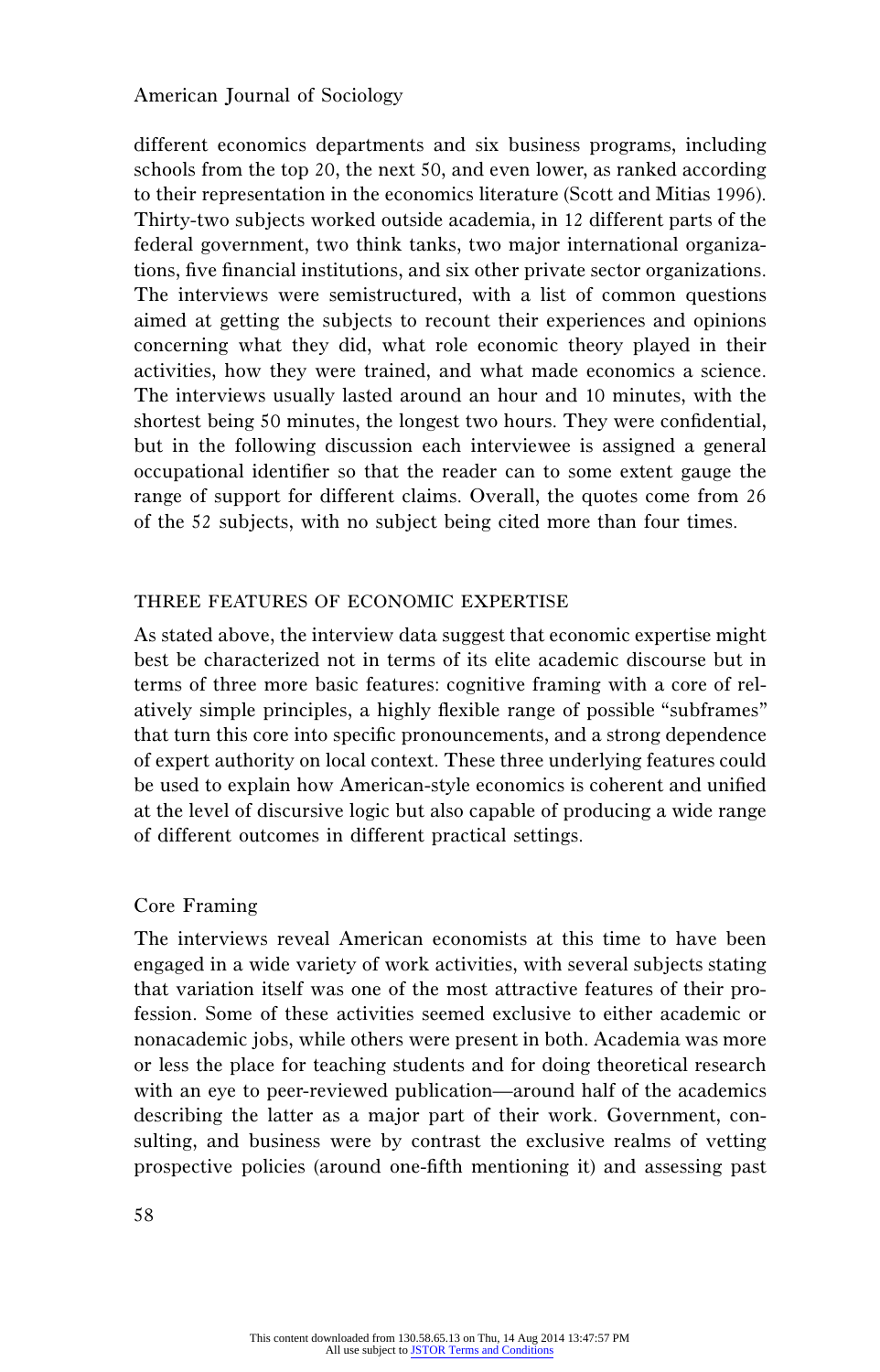different economics departments and six business programs, including schools from the top 20, the next 50, and even lower, as ranked according to their representation in the economics literature (Scott and Mitias 1996). Thirty-two subjects worked outside academia, in 12 different parts of the federal government, two think tanks, two major international organizations, five financial institutions, and six other private sector organizations. The interviews were semistructured, with a list of common questions aimed at getting the subjects to recount their experiences and opinions concerning what they did, what role economic theory played in their activities, how they were trained, and what made economics a science. The interviews usually lasted around an hour and 10 minutes, with the shortest being 50 minutes, the longest two hours. They were confidential, but in the following discussion each interviewee is assigned a general occupational identifier so that the reader can to some extent gauge the range of support for different claims. Overall, the quotes come from 26 of the 52 subjects, with no subject being cited more than four times.

## THREE FEATURES OF ECONOMIC EXPERTISE

As stated above, the interview data suggest that economic expertise might best be characterized not in terms of its elite academic discourse but in terms of three more basic features: cognitive framing with a core of relatively simple principles, a highly flexible range of possible "subframes" that turn this core into specific pronouncements, and a strong dependence of expert authority on local context. These three underlying features could be used to explain how American-style economics is coherent and unified at the level of discursive logic but also capable of producing a wide range of different outcomes in different practical settings.

### Core Framing

The interviews reveal American economists at this time to have been engaged in a wide variety of work activities, with several subjects stating that variation itself was one of the most attractive features of their profession. Some of these activities seemed exclusive to either academic or nonacademic jobs, while others were present in both. Academia was more or less the place for teaching students and for doing theoretical research with an eye to peer-reviewed publication—around half of the academics describing the latter as a major part of their work. Government, consulting, and business were by contrast the exclusive realms of vetting prospective policies (around one-fifth mentioning it) and assessing past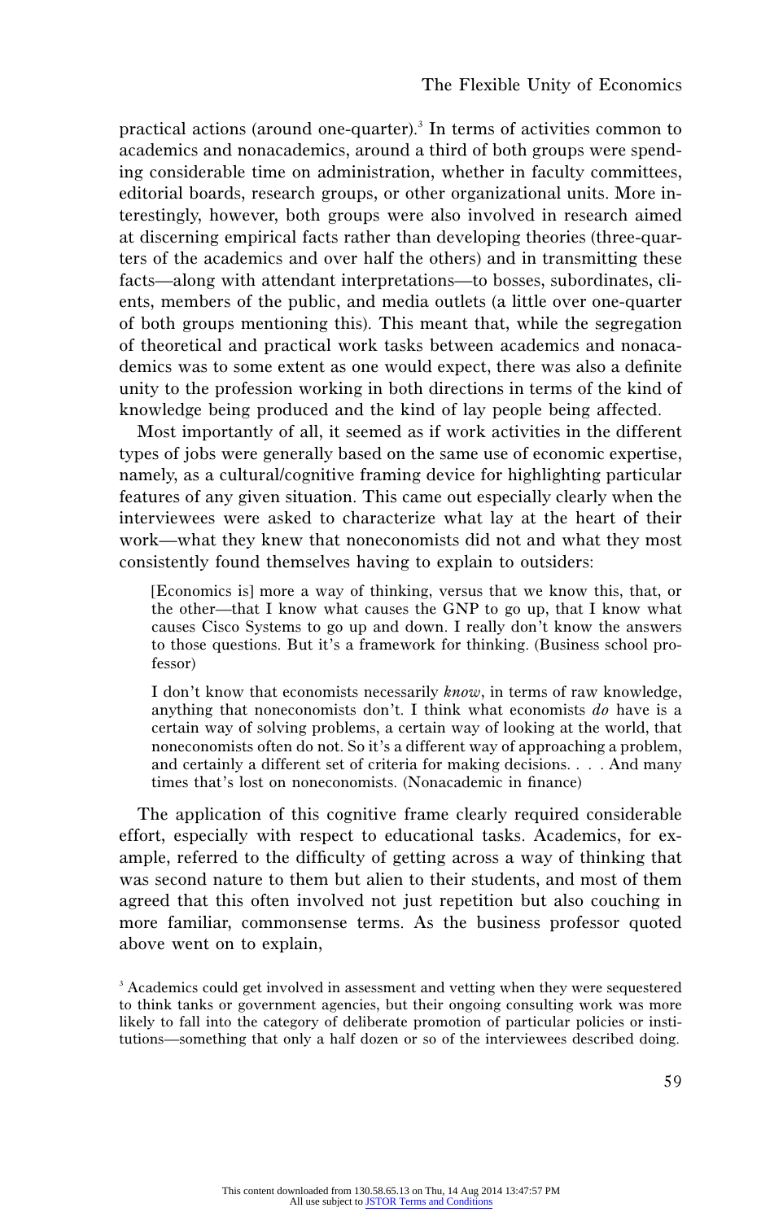practical actions (around one-quarter).[3] In terms of activities common to academics and nonacademics, around a third of both groups were spending considerable time on administration, whether in faculty committees, editorial boards, research groups, or other organizational units. More interestingly, however, both groups were also involved in research aimed at discerning empirical facts rather than developing theories (three-quarters of the academics and over half the others) and in transmitting these facts—along with attendant interpretations—to bosses, subordinates, clients, members of the public, and media outlets (a little over one-quarter of both groups mentioning this). This meant that, while the segregation of theoretical and practical work tasks between academics and nonacademics was to some extent as one would expect, there was also a definite unity to the profession working in both directions in terms of the kind of knowledge being produced and the kind of lay people being affected.

Most importantly of all, it seemed as if work activities in the different types of jobs were generally based on the same use of economic expertise, namely, as a cultural/cognitive framing device for highlighting particular features of any given situation. This came out especially clearly when the interviewees were asked to characterize what lay at the heart of their work—what they knew that noneconomists did not and what they most consistently found themselves having to explain to outsiders:

> [Economics is] more a way of thinking, versus that we know this, that, or the other—that I know what causes the GNP to go up, that I know what causes Cisco Systems to go up and down. I really don't know the answers to those questions. But it's a framework for thinking. (Business school professor)

> I don't know that economists necessarily *know*, in terms of raw knowledge, anything that noneconomists don't. I think what economists *do* have is a certain way of solving problems, a certain way of looking at the world, that noneconomists often do not. So it's a different way of approaching a problem, and certainly a different set of criteria for making decisions. . . . And many times that's lost on noneconomists. (Nonacademic in finance)

The application of this cognitive frame clearly required considerable effort, especially with respect to educational tasks. Academics, for example, referred to the difficulty of getting across a way of thinking that was second nature to them but alien to their students, and most of them agreed that this often involved not just repetition but also couching in more familiar, commonsense terms. As the business professor quoted above went on to explain,

[3] Academics could get involved in assessment and vetting when they were sequestered to think tanks or government agencies, but their ongoing consulting work was more likely to fall into the category of deliberate promotion of particular policies or institutions—something that only a half dozen or so of the interviewees described doing.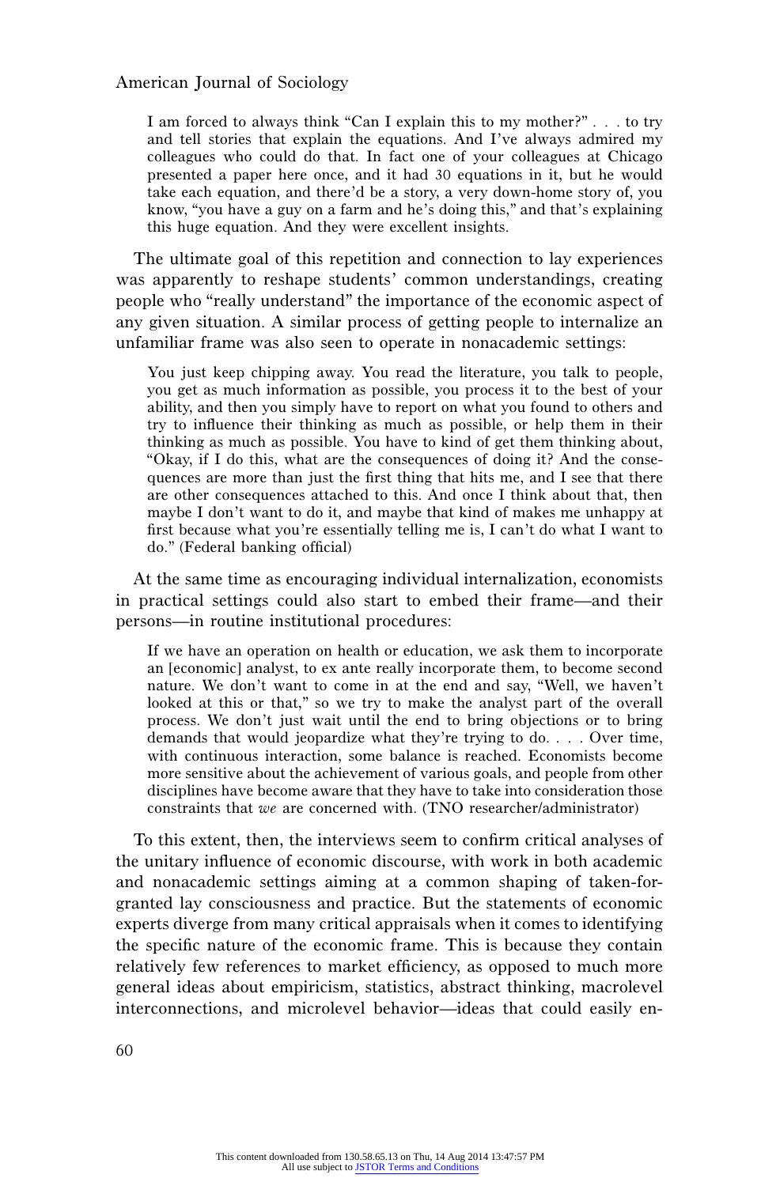> I am forced to always think "Can I explain this to my mother?" . . . to try and tell stories that explain the equations. And I've always admired my colleagues who could do that. In fact one of your colleagues at Chicago presented a paper here once, and it had 30 equations in it, but he would take each equation, and there'd be a story, a very down-home story of, you know, "you have a guy on a farm and he's doing this," and that's explaining this huge equation. And they were excellent insights.

The ultimate goal of this repetition and connection to lay experiences was apparently to reshape students' common understandings, creating people who "really understand" the importance of the economic aspect of any given situation. A similar process of getting people to internalize an unfamiliar frame was also seen to operate in nonacademic settings:

> You just keep chipping away. You read the literature, you talk to people, you get as much information as possible, you process it to the best of your ability, and then you simply have to report on what you found to others and try to influence their thinking as much as possible, or help them in their thinking as much as possible. You have to kind of get them thinking about, "Okay, if I do this, what are the consequences of doing it? And the consequences are more than just the first thing that hits me, and I see that there are other consequences attached to this. And once I think about that, then maybe I don't want to do it, and maybe that kind of makes me unhappy at first because what you're essentially telling me is, I can't do what I want to do." (Federal banking official)

At the same time as encouraging individual internalization, economists in practical settings could also start to embed their frame—and their persons—in routine institutional procedures:

> If we have an operation on health or education, we ask them to incorporate an [economic] analyst, to ex ante really incorporate them, to become second nature. We don't want to come in at the end and say, "Well, we haven't looked at this or that," so we try to make the analyst part of the overall process. We don't just wait until the end to bring objections or to bring demands that would jeopardize what they're trying to do. . . . Over time, with continuous interaction, some balance is reached. Economists become more sensitive about the achievement of various goals, and people from other disciplines have become aware that they have to take into consideration those constraints that *we* are concerned with. (TNO researcher/administrator)

To this extent, then, the interviews seem to confirm critical analyses of the unitary influence of economic discourse, with work in both academic and nonacademic settings aiming at a common shaping of taken-for-granted lay consciousness and practice. But the statements of economic experts diverge from many critical appraisals when it comes to identifying the specific nature of the economic frame. This is because they contain relatively few references to market efficiency, as opposed to much more general ideas about empiricism, statistics, abstract thinking, macrolevel interconnections, and microlevel behavior—ideas that could easily en-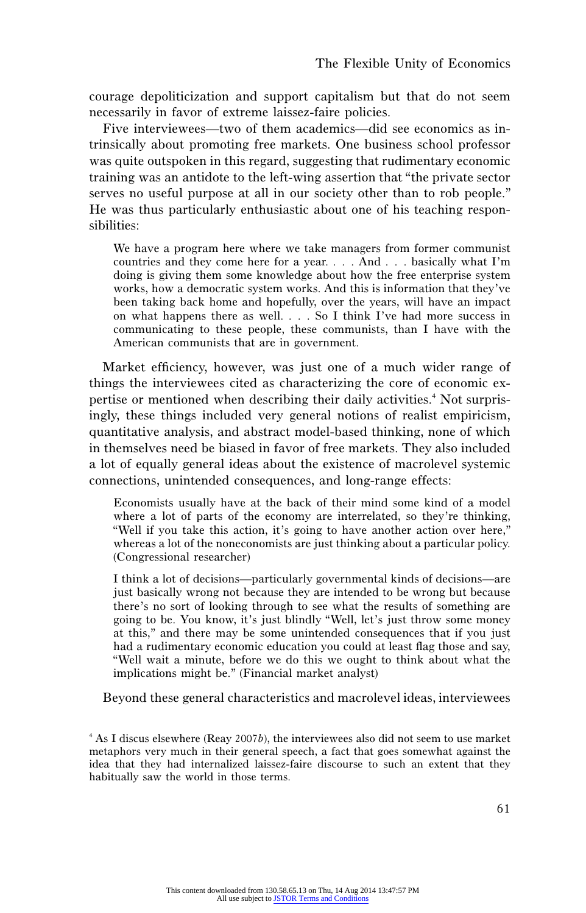courage depoliticization and support capitalism but that do not seem necessarily in favor of extreme laissez-faire policies.

Five interviewees—two of them academics—did see economics as intrinsically about promoting free markets. One business school professor was quite outspoken in this regard, suggesting that rudimentary economic training was an antidote to the left-wing assertion that "the private sector serves no useful purpose at all in our society other than to rob people." He was thus particularly enthusiastic about one of his teaching responsibilities:

> We have a program here where we take managers from former communist countries and they come here for a year. . . . And . . . basically what I'm doing is giving them some knowledge about how the free enterprise system works, how a democratic system works. And this is information that they've been taking back home and hopefully, over the years, will have an impact on what happens there as well. . . . So I think I've had more success in communicating to these people, these communists, than I have with the American communists that are in government.

Market efficiency, however, was just one of a much wider range of things the interviewees cited as characterizing the core of economic expertise or mentioned when describing their daily activities.[4] Not surprisingly, these things included very general notions of realist empiricism, quantitative analysis, and abstract model-based thinking, none of which in themselves need be biased in favor of free markets. They also included a lot of equally general ideas about the existence of macrolevel systemic connections, unintended consequences, and long-range effects:

> Economists usually have at the back of their mind some kind of a model where a lot of parts of the economy are interrelated, so they're thinking, "Well if you take this action, it's going to have another action over here," whereas a lot of the noneconomists are just thinking about a particular policy. (Congressional researcher)

> I think a lot of decisions—particularly governmental kinds of decisions—are just basically wrong not because they are intended to be wrong but because there's no sort of looking through to see what the results of something are going to be. You know, it's just blindly "Well, let's just throw some money at this," and there may be some unintended consequences that if you just had a rudimentary economic education you could at least flag those and say, "Well wait a minute, before we do this we ought to think about what the implications might be." (Financial market analyst)

Beyond these general characteristics and macrolevel ideas, interviewees

[4] As I discus elsewhere (Reay 2007*b*), the interviewees also did not seem to use market metaphors very much in their general speech, a fact that goes somewhat against the idea that they had internalized laissez-faire discourse to such an extent that they habitually saw the world in those terms.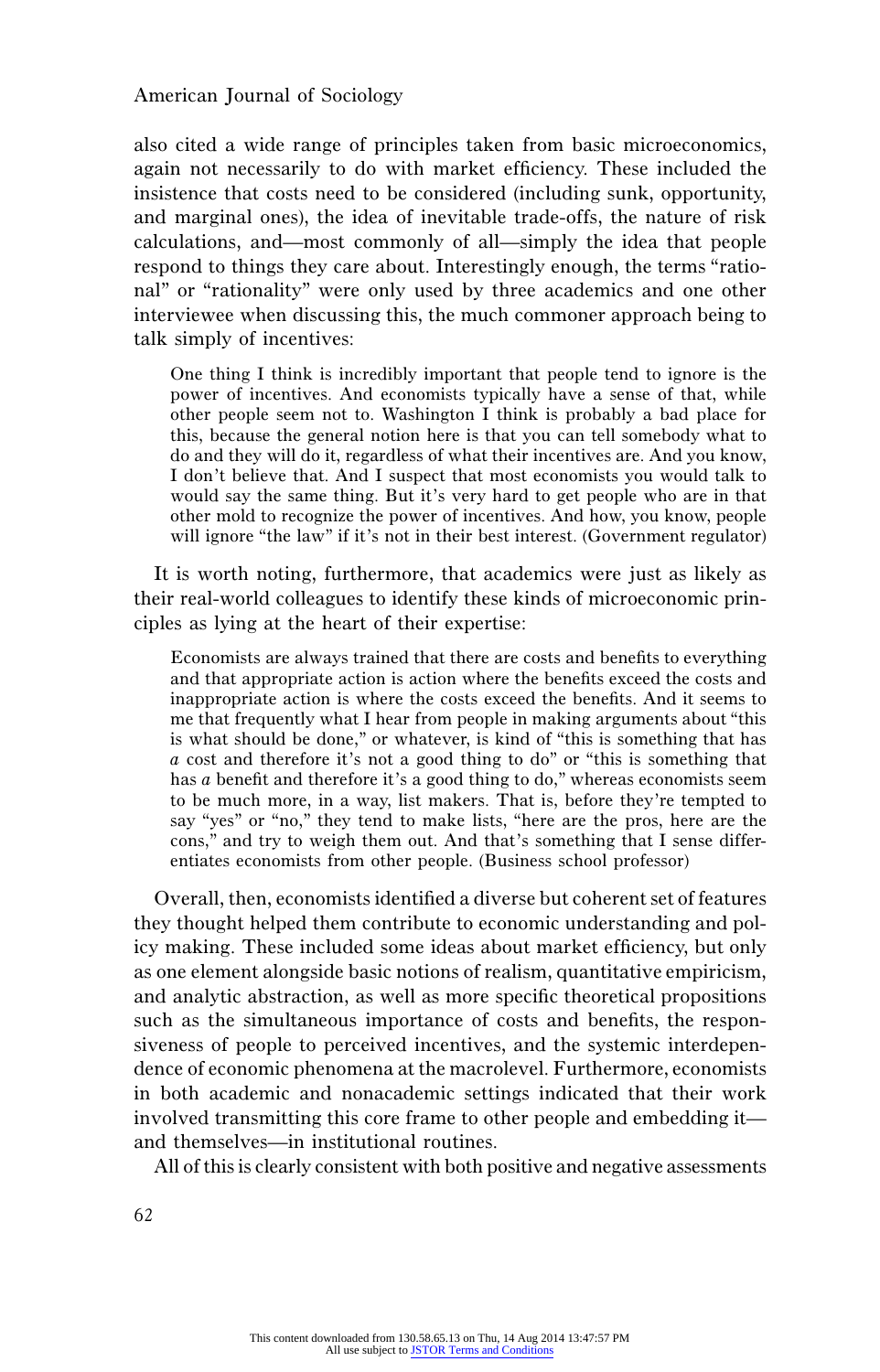also cited a wide range of principles taken from basic microeconomics, again not necessarily to do with market efficiency. These included the insistence that costs need to be considered (including sunk, opportunity, and marginal ones), the idea of inevitable trade-offs, the nature of risk calculations, and—most commonly of all—simply the idea that people respond to things they care about. Interestingly enough, the terms "rational" or "rationality" were only used by three academics and one other interviewee when discussing this, the much commoner approach being to talk simply of incentives:

> One thing I think is incredibly important that people tend to ignore is the power of incentives. And economists typically have a sense of that, while other people seem not to. Washington I think is probably a bad place for this, because the general notion here is that you can tell somebody what to do and they will do it, regardless of what their incentives are. And you know, I don't believe that. And I suspect that most economists you would talk to would say the same thing. But it's very hard to get people who are in that other mold to recognize the power of incentives. And how, you know, people will ignore "the law" if it's not in their best interest. (Government regulator)

It is worth noting, furthermore, that academics were just as likely as their real-world colleagues to identify these kinds of microeconomic principles as lying at the heart of their expertise:

> Economists are always trained that there are costs and benefits to everything and that appropriate action is action where the benefits exceed the costs and inappropriate action is where the costs exceed the benefits. And it seems to me that frequently what I hear from people in making arguments about "this is what should be done," or whatever, is kind of "this is something that has *a* cost and therefore it's not a good thing to do" or "this is something that has *a* benefit and therefore it's a good thing to do," whereas economists seem to be much more, in a way, list makers. That is, before they're tempted to say "yes" or "no," they tend to make lists, "here are the pros, here are the cons," and try to weigh them out. And that's something that I sense differentiates economists from other people. (Business school professor)

Overall, then, economists identified a diverse but coherent set of features they thought helped them contribute to economic understanding and policy making. These included some ideas about market efficiency, but only as one element alongside basic notions of realism, quantitative empiricism, and analytic abstraction, as well as more specific theoretical propositions such as the simultaneous importance of costs and benefits, the responsiveness of people to perceived incentives, and the systemic interdependence of economic phenomena at the macrolevel. Furthermore, economists in both academic and nonacademic settings indicated that their work involved transmitting this core frame to other people and embedding it—and themselves—in institutional routines.

All of this is clearly consistent with both positive and negative assessments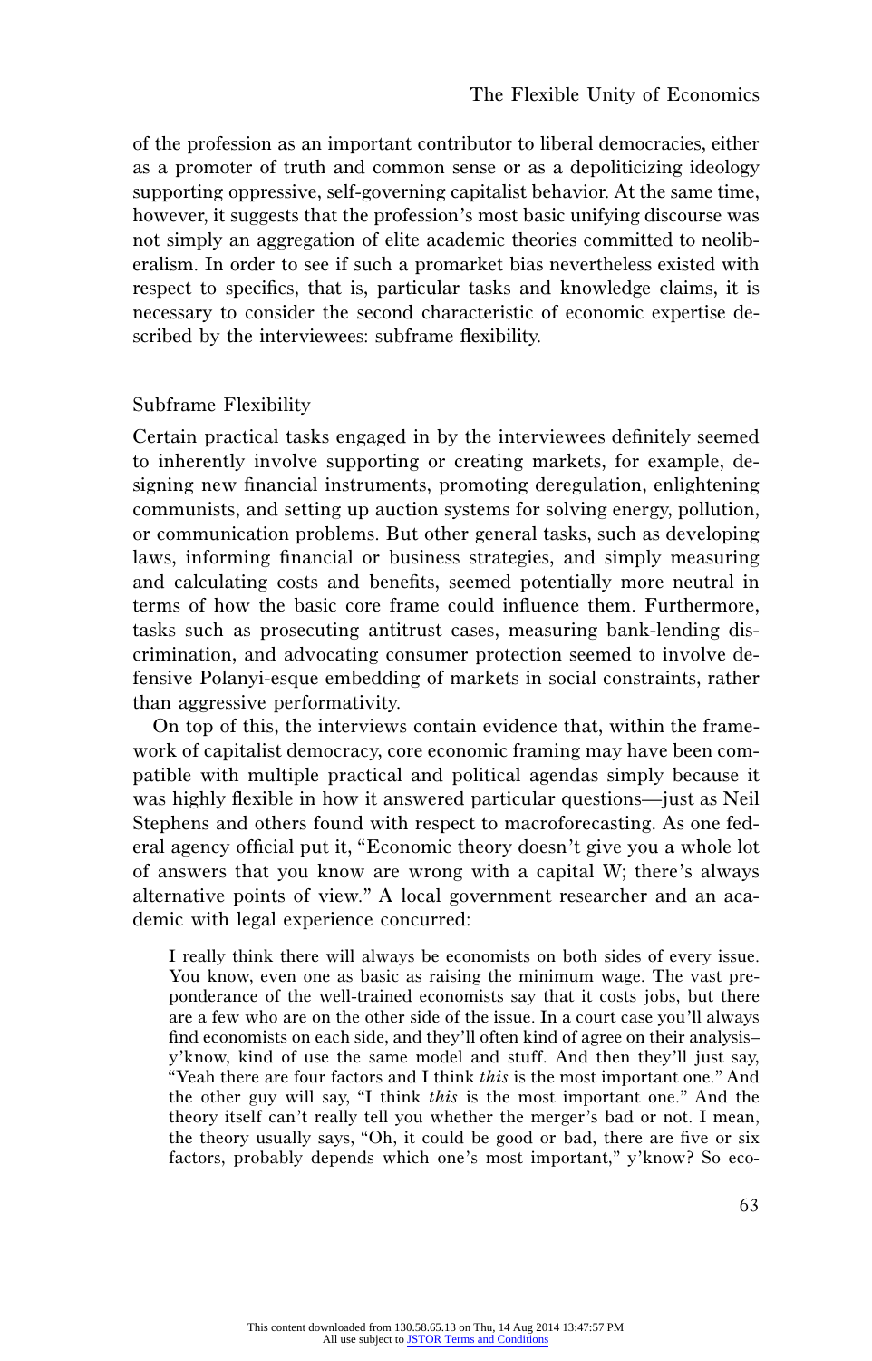of the profession as an important contributor to liberal democracies, either as a promoter of truth and common sense or as a depoliticizing ideology supporting oppressive, self-governing capitalist behavior. At the same time, however, it suggests that the profession's most basic unifying discourse was not simply an aggregation of elite academic theories committed to neoliberalism. In order to see if such a promarket bias nevertheless existed with respect to specifics, that is, particular tasks and knowledge claims, it is necessary to consider the second characteristic of economic expertise described by the interviewees: subframe flexibility.

## Subframe Flexibility

Certain practical tasks engaged in by the interviewees definitely seemed to inherently involve supporting or creating markets, for example, designing new financial instruments, promoting deregulation, enlightening communists, and setting up auction systems for solving energy, pollution, or communication problems. But other general tasks, such as developing laws, informing financial or business strategies, and simply measuring and calculating costs and benefits, seemed potentially more neutral in terms of how the basic core frame could influence them. Furthermore, tasks such as prosecuting antitrust cases, measuring bank-lending discrimination, and advocating consumer protection seemed to involve defensive Polanyi-esque embedding of markets in social constraints, rather than aggressive performativity.

On top of this, the interviews contain evidence that, within the framework of capitalist democracy, core economic framing may have been compatible with multiple practical and political agendas simply because it was highly flexible in how it answered particular questions—just as Neil Stephens and others found with respect to macroforecasting. As one federal agency official put it, "Economic theory doesn't give you a whole lot of answers that you know are wrong with a capital W; there's always alternative points of view." A local government researcher and an academic with legal experience concurred:

> I really think there will always be economists on both sides of every issue. You know, even one as basic as raising the minimum wage. The vast preponderance of the well-trained economists say that it costs jobs, but there are a few who are on the other side of the issue. In a court case you'll always find economists on each side, and they'll often kind of agree on their analysis–y'know, kind of use the same model and stuff. And then they'll just say, "Yeah there are four factors and I think *this* is the most important one." And the other guy will say, "I think *this* is the most important one." And the theory itself can't really tell you whether the merger's bad or not. I mean, the theory usually says, "Oh, it could be good or bad, there are five or six factors, probably depends which one's most important," y'know? So eco-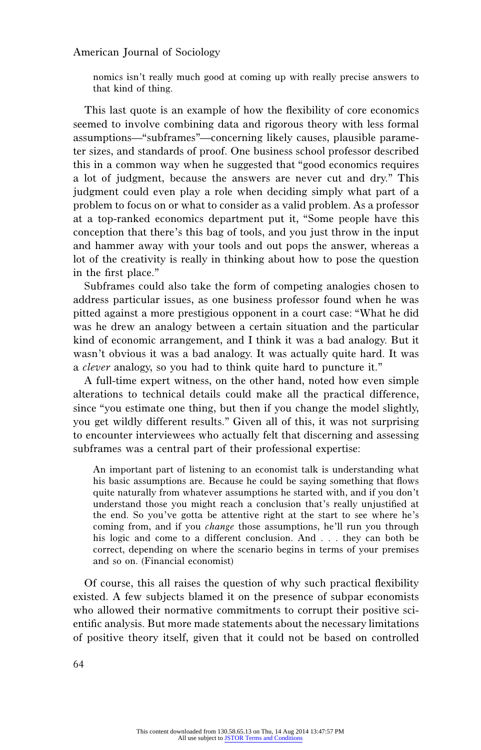> nomics isn't really much good at coming up with really precise answers to that kind of thing.

This last quote is an example of how the flexibility of core economics seemed to involve combining data and rigorous theory with less formal assumptions—"subframes"—concerning likely causes, plausible parameter sizes, and standards of proof. One business school professor described this in a common way when he suggested that "good economics requires a lot of judgment, because the answers are never cut and dry." This judgment could even play a role when deciding simply what part of a problem to focus on or what to consider as a valid problem. As a professor at a top-ranked economics department put it, "Some people have this conception that there's this bag of tools, and you just throw in the input and hammer away with your tools and out pops the answer, whereas a lot of the creativity is really in thinking about how to pose the question in the first place."

Subframes could also take the form of competing analogies chosen to address particular issues, as one business professor found when he was pitted against a more prestigious opponent in a court case: "What he did was he drew an analogy between a certain situation and the particular kind of economic arrangement, and I think it was a bad analogy. But it wasn't obvious it was a bad analogy. It was actually quite hard. It was a *clever* analogy, so you had to think quite hard to puncture it."

A full-time expert witness, on the other hand, noted how even simple alterations to technical details could make all the practical difference, since "you estimate one thing, but then if you change the model slightly, you get wildly different results." Given all of this, it was not surprising to encounter interviewees who actually felt that discerning and assessing subframes was a central part of their professional expertise:

> An important part of listening to an economist talk is understanding what his basic assumptions are. Because he could be saying something that flows quite naturally from whatever assumptions he started with, and if you don't understand those you might reach a conclusion that's really unjustified at the end. So you've gotta be attentive right at the start to see where he's coming from, and if you *change* those assumptions, he'll run you through his logic and come to a different conclusion. And . . . they can both be correct, depending on where the scenario begins in terms of your premises and so on. (Financial economist)

Of course, this all raises the question of why such practical flexibility existed. A few subjects blamed it on the presence of subpar economists who allowed their normative commitments to corrupt their positive scientific analysis. But more made statements about the necessary limitations of positive theory itself, given that it could not be based on controlled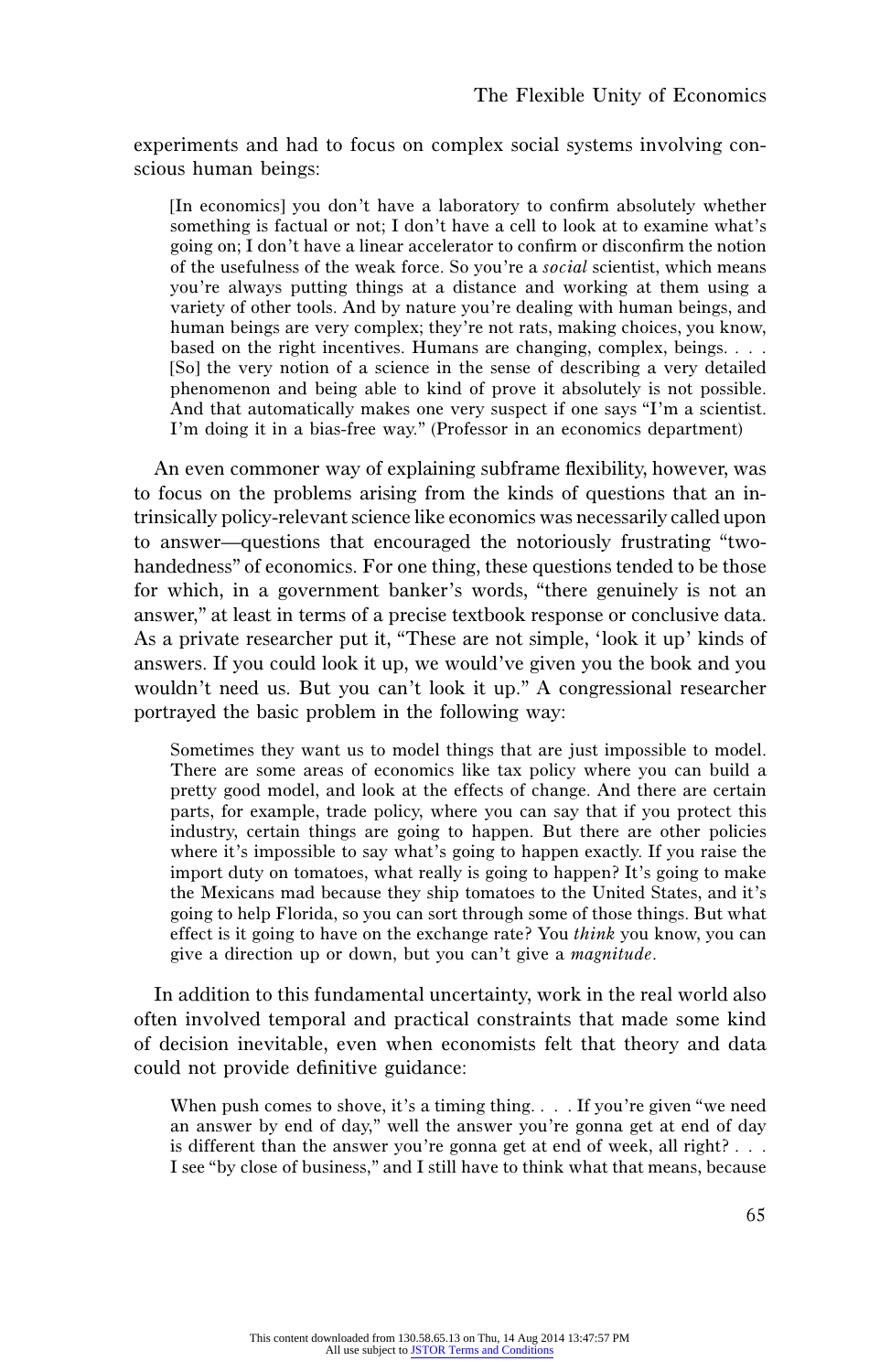experiments and had to focus on complex social systems involving conscious human beings:

> [In economics] you don't have a laboratory to confirm absolutely whether something is factual or not; I don't have a cell to look at to examine what's going on; I don't have a linear accelerator to confirm or disconfirm the notion of the usefulness of the weak force. So you're a *social* scientist, which means you're always putting things at a distance and working at them using a variety of other tools. And by nature you're dealing with human beings, and human beings are very complex; they're not rats, making choices, you know, based on the right incentives. Humans are changing, complex, beings. . . . [So] the very notion of a science in the sense of describing a very detailed phenomenon and being able to kind of prove it absolutely is not possible. And that automatically makes one very suspect if one says "I'm a scientist. I'm doing it in a bias-free way." (Professor in an economics department)

An even commoner way of explaining subframe flexibility, however, was to focus on the problems arising from the kinds of questions that an intrinsically policy-relevant science like economics was necessarily called upon to answer—questions that encouraged the notoriously frustrating "two-handedness" of economics. For one thing, these questions tended to be those for which, in a government banker's words, "there genuinely is not an answer," at least in terms of a precise textbook response or conclusive data. As a private researcher put it, "These are not simple, 'look it up' kinds of answers. If you could look it up, we would've given you the book and you wouldn't need us. But you can't look it up." A congressional researcher portrayed the basic problem in the following way:

> Sometimes they want us to model things that are just impossible to model. There are some areas of economics like tax policy where you can build a pretty good model, and look at the effects of change. And there are certain parts, for example, trade policy, where you can say that if you protect this industry, certain things are going to happen. But there are other policies where it's impossible to say what's going to happen exactly. If you raise the import duty on tomatoes, what really is going to happen? It's going to make the Mexicans mad because they ship tomatoes to the United States, and it's going to help Florida, so you can sort through some of those things. But what effect is it going to have on the exchange rate? You *think* you know, you can give a direction up or down, but you can't give a *magnitude*.

In addition to this fundamental uncertainty, work in the real world also often involved temporal and practical constraints that made some kind of decision inevitable, even when economists felt that theory and data could not provide definitive guidance:

> When push comes to shove, it's a timing thing. . . . If you're given "we need an answer by end of day," well the answer you're gonna get at end of day is different than the answer you're gonna get at end of week, all right? . . . I see "by close of business," and I still have to think what that means, because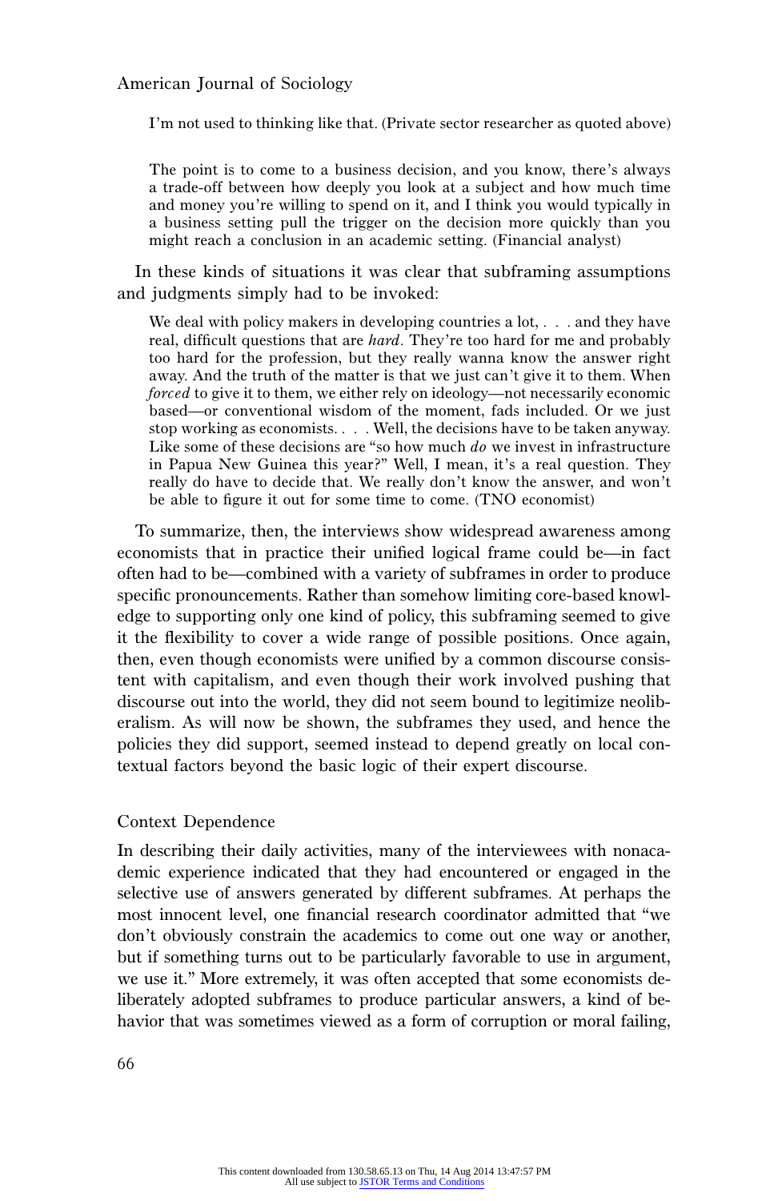> I'm not used to thinking like that. (Private sector researcher as quoted above)

> The point is to come to a business decision, and you know, there's always a trade-off between how deeply you look at a subject and how much time and money you're willing to spend on it, and I think you would typically in a business setting pull the trigger on the decision more quickly than you might reach a conclusion in an academic setting. (Financial analyst)

In these kinds of situations it was clear that subframing assumptions and judgments simply had to be invoked:

> We deal with policy makers in developing countries a lot, . . . and they have real, difficult questions that are *hard*. They're too hard for me and probably too hard for the profession, but they really wanna know the answer right away. And the truth of the matter is that we just can't give it to them. When *forced* to give it to them, we either rely on ideology—not necessarily economic based—or conventional wisdom of the moment, fads included. Or we just stop working as economists. . . . Well, the decisions have to be taken anyway. Like some of these decisions are "so how much *do* we invest in infrastructure in Papua New Guinea this year?" Well, I mean, it's a real question. They really do have to decide that. We really don't know the answer, and won't be able to figure it out for some time to come. (TNO economist)

To summarize, then, the interviews show widespread awareness among economists that in practice their unified logical frame could be—in fact often had to be—combined with a variety of subframes in order to produce specific pronouncements. Rather than somehow limiting core-based knowledge to supporting only one kind of policy, this subframing seemed to give it the flexibility to cover a wide range of possible positions. Once again, then, even though economists were unified by a common discourse consistent with capitalism, and even though their work involved pushing that discourse out into the world, they did not seem bound to legitimize neoliberalism. As will now be shown, the subframes they used, and hence the policies they did support, seemed instead to depend greatly on local contextual factors beyond the basic logic of their expert discourse.

## Context Dependence

In describing their daily activities, many of the interviewees with nonacademic experience indicated that they had encountered or engaged in the selective use of answers generated by different subframes. At perhaps the most innocent level, one financial research coordinator admitted that "we don't obviously constrain the academics to come out one way or another, but if something turns out to be particularly favorable to use in argument, we use it." More extremely, it was often accepted that some economists deliberately adopted subframes to produce particular answers, a kind of behavior that was sometimes viewed as a form of corruption or moral failing,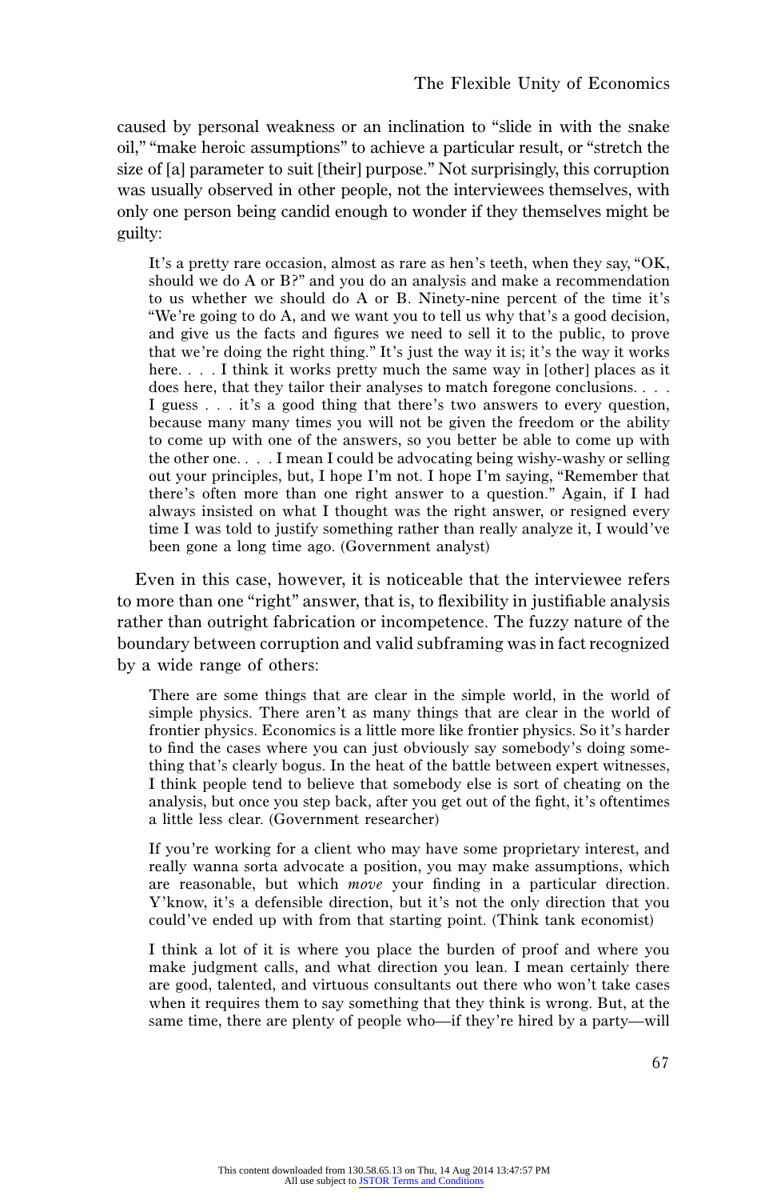caused by personal weakness or an inclination to "slide in with the snake oil," "make heroic assumptions" to achieve a particular result, or "stretch the size of [a] parameter to suit [their] purpose." Not surprisingly, this corruption was usually observed in other people, not the interviewees themselves, with only one person being candid enough to wonder if they themselves might be guilty:

> It's a pretty rare occasion, almost as rare as hen's teeth, when they say, "OK, should we do A or B?" and you do an analysis and make a recommendation to us whether we should do A or B. Ninety-nine percent of the time it's "We're going to do A, and we want you to tell us why that's a good decision, and give us the facts and figures we need to sell it to the public, to prove that we're doing the right thing." It's just the way it is; it's the way it works here. . . . I think it works pretty much the same way in [other] places as it does here, that they tailor their analyses to match foregone conclusions. . . . I guess . . . it's a good thing that there's two answers to every question, because many many times you will not be given the freedom or the ability to come up with one of the answers, so you better be able to come up with the other one. . . . I mean I could be advocating being wishy-washy or selling out your principles, but, I hope I'm not. I hope I'm saying, "Remember that there's often more than one right answer to a question." Again, if I had always insisted on what I thought was the right answer, or resigned every time I was told to justify something rather than really analyze it, I would've been gone a long time ago. (Government analyst)

Even in this case, however, it is noticeable that the interviewee refers to more than one "right" answer, that is, to flexibility in justifiable analysis rather than outright fabrication or incompetence. The fuzzy nature of the boundary between corruption and valid subframing was in fact recognized by a wide range of others:

> There are some things that are clear in the simple world, in the world of simple physics. There aren't as many things that are clear in the world of frontier physics. Economics is a little more like frontier physics. So it's harder to find the cases where you can just obviously say somebody's doing something that's clearly bogus. In the heat of the battle between expert witnesses, I think people tend to believe that somebody else is sort of cheating on the analysis, but once you step back, after you get out of the fight, it's oftentimes a little less clear. (Government researcher)

> If you're working for a client who may have some proprietary interest, and really wanna sorta advocate a position, you may make assumptions, which are reasonable, but which *move* your finding in a particular direction. Y'know, it's a defensible direction, but it's not the only direction that you could've ended up with from that starting point. (Think tank economist)

> I think a lot of it is where you place the burden of proof and where you make judgment calls, and what direction you lean. I mean certainly there are good, talented, and virtuous consultants out there who won't take cases when it requires them to say something that they think is wrong. But, at the same time, there are plenty of people who—if they're hired by a party—will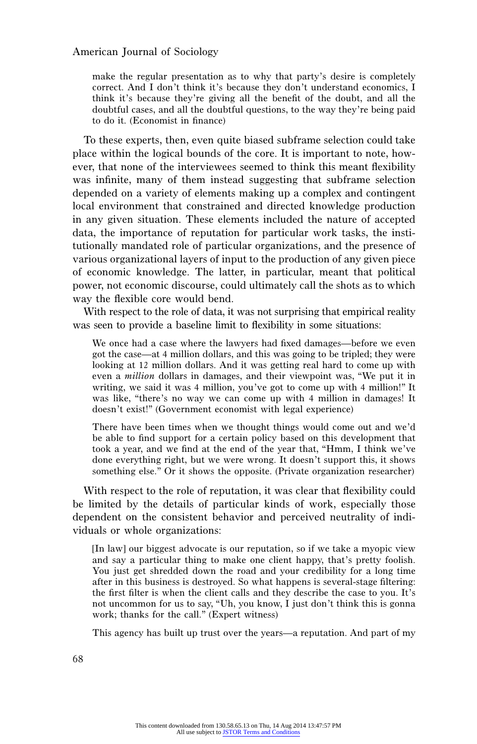make the regular presentation as to why that party's desire is completely correct. And I don't think it's because they don't understand economics, I think it's because they're giving all the benefit of the doubt, and all the doubtful cases, and all the doubtful questions, to the way they're being paid to do it. (Economist in finance)

To these experts, then, even quite biased subframe selection could take place within the logical bounds of the core. It is important to note, however, that none of the interviewees seemed to think this meant flexibility was infinite, many of them instead suggesting that subframe selection depended on a variety of elements making up a complex and contingent local environment that constrained and directed knowledge production in any given situation. These elements included the nature of accepted data, the importance of reputation for particular work tasks, the institutionally mandated role of particular organizations, and the presence of various organizational layers of input to the production of any given piece of economic knowledge. The latter, in particular, meant that political power, not economic discourse, could ultimately call the shots as to which way the flexible core would bend.

With respect to the role of data, it was not surprising that empirical reality was seen to provide a baseline limit to flexibility in some situations:

> We once had a case where the lawyers had fixed damages—before we even got the case—at 4 million dollars, and this was going to be tripled; they were looking at 12 million dollars. And it was getting real hard to come up with even a *million* dollars in damages, and their viewpoint was, "We put it in writing, we said it was 4 million, you've got to come up with 4 million!" It was like, "there's no way we can come up with 4 million in damages! It doesn't exist!" (Government economist with legal experience)

> There have been times when we thought things would come out and we'd be able to find support for a certain policy based on this development that took a year, and we find at the end of the year that, "Hmm, I think we've done everything right, but we were wrong. It doesn't support this, it shows something else." Or it shows the opposite. (Private organization researcher)

With respect to the role of reputation, it was clear that flexibility could be limited by the details of particular kinds of work, especially those dependent on the consistent behavior and perceived neutrality of individuals or whole organizations:

> [In law] our biggest advocate is our reputation, so if we take a myopic view and say a particular thing to make one client happy, that's pretty foolish. You just get shredded down the road and your credibility for a long time after in this business is destroyed. So what happens is several-stage filtering: the first filter is when the client calls and they describe the case to you. It's not uncommon for us to say, "Uh, you know, I just don't think this is gonna work; thanks for the call." (Expert witness)

> This agency has built up trust over the years—a reputation. And part of my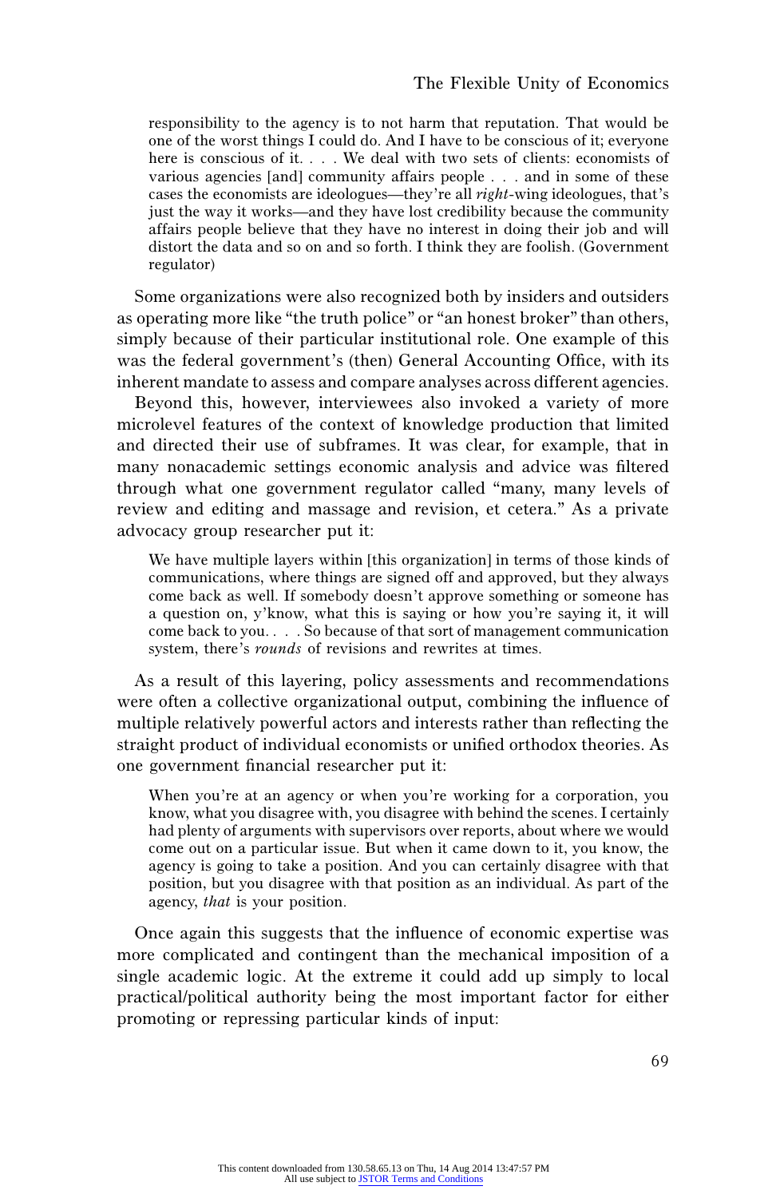> responsibility to the agency is to not harm that reputation. That would be one of the worst things I could do. And I have to be conscious of it; everyone here is conscious of it. . . . We deal with two sets of clients: economists of various agencies [and] community affairs people . . . and in some of these cases the economists are ideologues—they're all *right*-wing ideologues, that's just the way it works—and they have lost credibility because the community affairs people believe that they have no interest in doing their job and will distort the data and so on and so forth. I think they are foolish. (Government regulator)

Some organizations were also recognized both by insiders and outsiders as operating more like "the truth police" or "an honest broker" than others, simply because of their particular institutional role. One example of this was the federal government's (then) General Accounting Office, with its inherent mandate to assess and compare analyses across different agencies.

Beyond this, however, interviewees also invoked a variety of more microlevel features of the context of knowledge production that limited and directed their use of subframes. It was clear, for example, that in many nonacademic settings economic analysis and advice was filtered through what one government regulator called "many, many levels of review and editing and massage and revision, et cetera." As a private advocacy group researcher put it:

> We have multiple layers within [this organization] in terms of those kinds of communications, where things are signed off and approved, but they always come back as well. If somebody doesn't approve something or someone has a question on, y'know, what this is saying or how you're saying it, it will come back to you. . . . So because of that sort of management communication system, there's *rounds* of revisions and rewrites at times.

As a result of this layering, policy assessments and recommendations were often a collective organizational output, combining the influence of multiple relatively powerful actors and interests rather than reflecting the straight product of individual economists or unified orthodox theories. As one government financial researcher put it:

> When you're at an agency or when you're working for a corporation, you know, what you disagree with, you disagree with behind the scenes. I certainly had plenty of arguments with supervisors over reports, about where we would come out on a particular issue. But when it came down to it, you know, the agency is going to take a position. And you can certainly disagree with that position, but you disagree with that position as an individual. As part of the agency, *that* is your position.

Once again this suggests that the influence of economic expertise was more complicated and contingent than the mechanical imposition of a single academic logic. At the extreme it could add up simply to local practical/political authority being the most important factor for either promoting or repressing particular kinds of input: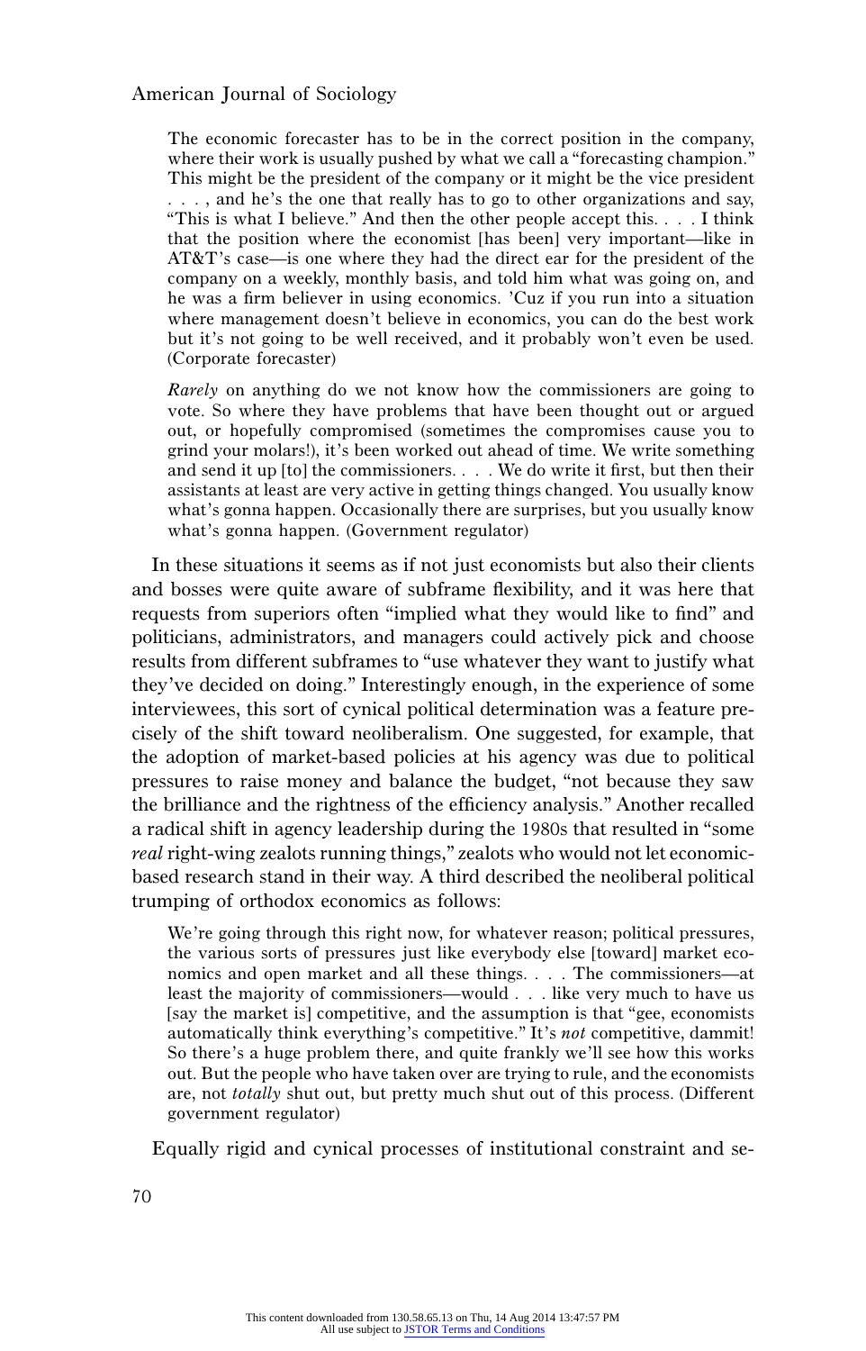> The economic forecaster has to be in the correct position in the company, where their work is usually pushed by what we call a "forecasting champion." This might be the president of the company or it might be the vice president . . . , and he's the one that really has to go to other organizations and say, "This is what I believe." And then the other people accept this. . . . I think that the position where the economist [has been] very important—like in AT&T's case—is one where they had the direct ear for the president of the company on a weekly, monthly basis, and told him what was going on, and he was a firm believer in using economics. 'Cuz if you run into a situation where management doesn't believe in economics, you can do the best work but it's not going to be well received, and it probably won't even be used. (Corporate forecaster)

> *Rarely* on anything do we not know how the commissioners are going to vote. So where they have problems that have been thought out or argued out, or hopefully compromised (sometimes the compromises cause you to grind your molars!), it's been worked out ahead of time. We write something and send it up [to] the commissioners. . . . We do write it first, but then their assistants at least are very active in getting things changed. You usually know what's gonna happen. Occasionally there are surprises, but you usually know what's gonna happen. (Government regulator)

In these situations it seems as if not just economists but also their clients and bosses were quite aware of subframe flexibility, and it was here that requests from superiors often "implied what they would like to find" and politicians, administrators, and managers could actively pick and choose results from different subframes to "use whatever they want to justify what they've decided on doing." Interestingly enough, in the experience of some interviewees, this sort of cynical political determination was a feature precisely of the shift toward neoliberalism. One suggested, for example, that the adoption of market-based policies at his agency was due to political pressures to raise money and balance the budget, "not because they saw the brilliance and the rightness of the efficiency analysis." Another recalled a radical shift in agency leadership during the 1980s that resulted in "some *real* right-wing zealots running things," zealots who would not let economic-based research stand in their way. A third described the neoliberal political trumping of orthodox economics as follows:

> We're going through this right now, for whatever reason; political pressures, the various sorts of pressures just like everybody else [toward] market economics and open market and all these things. . . . The commissioners—at least the majority of commissioners—would . . . like very much to have us [say the market is] competitive, and the assumption is that "gee, economists automatically think everything's competitive." It's *not* competitive, dammit! So there's a huge problem there, and quite frankly we'll see how this works out. But the people who have taken over are trying to rule, and the economists are, not *totally* shut out, but pretty much shut out of this process. (Different government regulator)

Equally rigid and cynical processes of institutional constraint and se-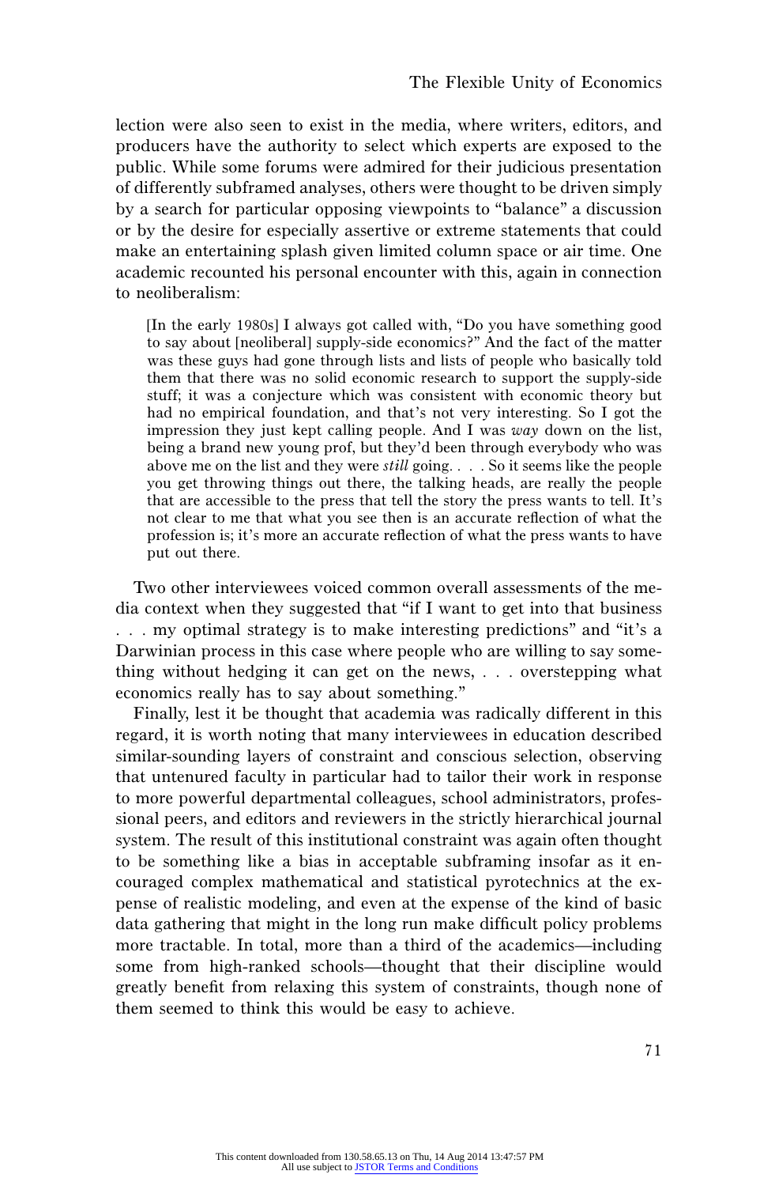lection were also seen to exist in the media, where writers, editors, and producers have the authority to select which experts are exposed to the public. While some forums were admired for their judicious presentation of differently subframed analyses, others were thought to be driven simply by a search for particular opposing viewpoints to "balance" a discussion or by the desire for especially assertive or extreme statements that could make an entertaining splash given limited column space or air time. One academic recounted his personal encounter with this, again in connection to neoliberalism:

> [In the early 1980s] I always got called with, "Do you have something good to say about [neoliberal] supply-side economics?" And the fact of the matter was these guys had gone through lists and lists of people who basically told them that there was no solid economic research to support the supply-side stuff; it was a conjecture which was consistent with economic theory but had no empirical foundation, and that's not very interesting. So I got the impression they just kept calling people. And I was *way* down on the list, being a brand new young prof, but they'd been through everybody who was above me on the list and they were *still* going. . . . So it seems like the people you get throwing things out there, the talking heads, are really the people that are accessible to the press that tell the story the press wants to tell. It's not clear to me that what you see then is an accurate reflection of what the profession is; it's more an accurate reflection of what the press wants to have put out there.

Two other interviewees voiced common overall assessments of the media context when they suggested that "if I want to get into that business . . . my optimal strategy is to make interesting predictions" and "it's a Darwinian process in this case where people who are willing to say something without hedging it can get on the news, . . . overstepping what economics really has to say about something."

Finally, lest it be thought that academia was radically different in this regard, it is worth noting that many interviewees in education described similar-sounding layers of constraint and conscious selection, observing that untenured faculty in particular had to tailor their work in response to more powerful departmental colleagues, school administrators, professional peers, and editors and reviewers in the strictly hierarchical journal system. The result of this institutional constraint was again often thought to be something like a bias in acceptable subframing insofar as it encouraged complex mathematical and statistical pyrotechnics at the expense of realistic modeling, and even at the expense of the kind of basic data gathering that might in the long run make difficult policy problems more tractable. In total, more than a third of the academics—including some from high-ranked schools—thought that their discipline would greatly benefit from relaxing this system of constraints, though none of them seemed to think this would be easy to achieve.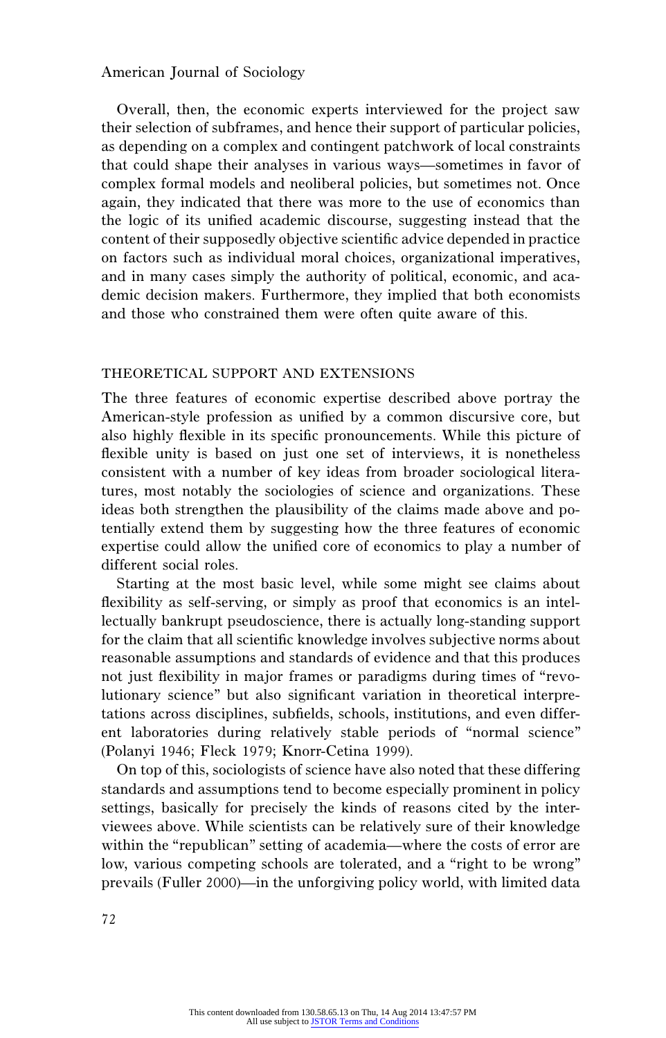Overall, then, the economic experts interviewed for the project saw their selection of subframes, and hence their support of particular policies, as depending on a complex and contingent patchwork of local constraints that could shape their analyses in various ways—sometimes in favor of complex formal models and neoliberal policies, but sometimes not. Once again, they indicated that there was more to the use of economics than the logic of its unified academic discourse, suggesting instead that the content of their supposedly objective scientific advice depended in practice on factors such as individual moral choices, organizational imperatives, and in many cases simply the authority of political, economic, and academic decision makers. Furthermore, they implied that both economists and those who constrained them were often quite aware of this.

## THEORETICAL SUPPORT AND EXTENSIONS

The three features of economic expertise described above portray the American-style profession as unified by a common discursive core, but also highly flexible in its specific pronouncements. While this picture of flexible unity is based on just one set of interviews, it is nonetheless consistent with a number of key ideas from broader sociological literatures, most notably the sociologies of science and organizations. These ideas both strengthen the plausibility of the claims made above and potentially extend them by suggesting how the three features of economic expertise could allow the unified core of economics to play a number of different social roles.

Starting at the most basic level, while some might see claims about flexibility as self-serving, or simply as proof that economics is an intellectually bankrupt pseudoscience, there is actually long-standing support for the claim that all scientific knowledge involves subjective norms about reasonable assumptions and standards of evidence and that this produces not just flexibility in major frames or paradigms during times of "revolutionary science" but also significant variation in theoretical interpretations across disciplines, subfields, schools, institutions, and even different laboratories during relatively stable periods of "normal science" (Polanyi 1946; Fleck 1979; Knorr-Cetina 1999).

On top of this, sociologists of science have also noted that these differing standards and assumptions tend to become especially prominent in policy settings, basically for precisely the kinds of reasons cited by the interviewees above. While scientists can be relatively sure of their knowledge within the "republican" setting of academia—where the costs of error are low, various competing schools are tolerated, and a "right to be wrong" prevails (Fuller 2000)—in the unforgiving policy world, with limited data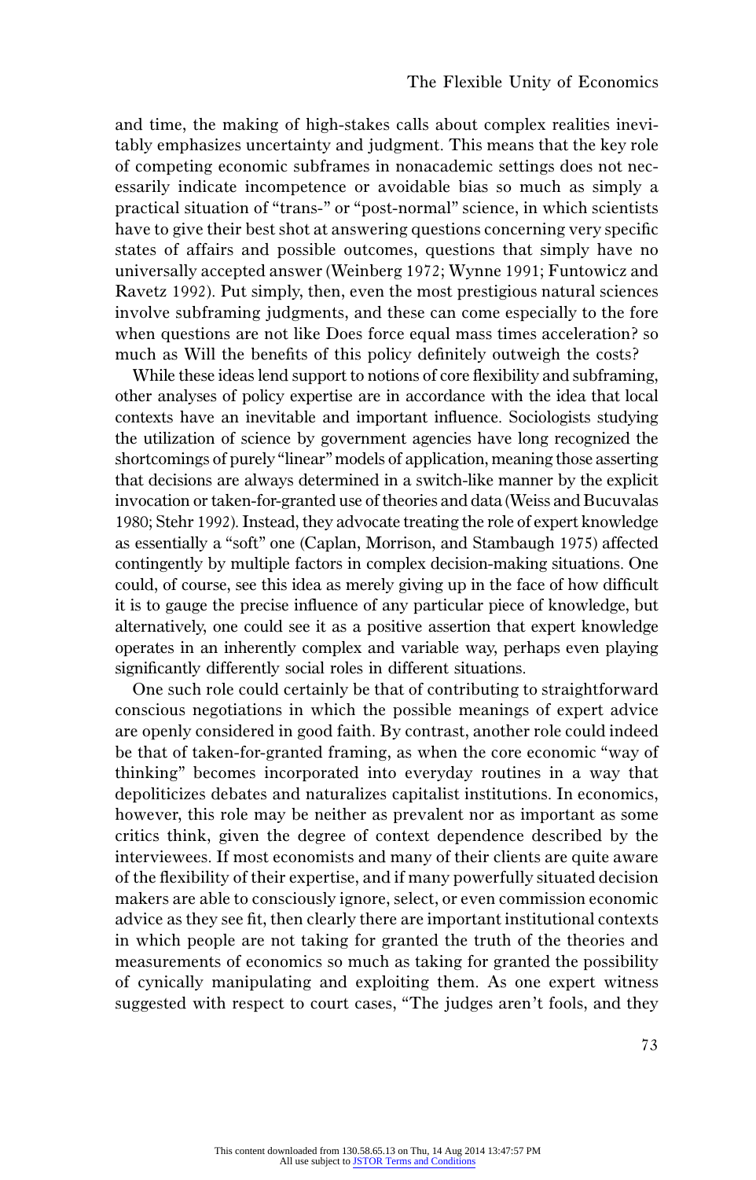and time, the making of high-stakes calls about complex realities inevitably emphasizes uncertainty and judgment. This means that the key role of competing economic subframes in nonacademic settings does not necessarily indicate incompetence or avoidable bias so much as simply a practical situation of "trans-" or "post-normal" science, in which scientists have to give their best shot at answering questions concerning very specific states of affairs and possible outcomes, questions that simply have no universally accepted answer (Weinberg 1972; Wynne 1991; Funtowicz and Ravetz 1992). Put simply, then, even the most prestigious natural sciences involve subframing judgments, and these can come especially to the fore when questions are not like Does force equal mass times acceleration? so much as Will the benefits of this policy definitely outweigh the costs?

While these ideas lend support to notions of core flexibility and subframing, other analyses of policy expertise are in accordance with the idea that local contexts have an inevitable and important influence. Sociologists studying the utilization of science by government agencies have long recognized the shortcomings of purely "linear" models of application, meaning those asserting that decisions are always determined in a switch-like manner by the explicit invocation or taken-for-granted use of theories and data (Weiss and Bucuvalas 1980; Stehr 1992). Instead, they advocate treating the role of expert knowledge as essentially a "soft" one (Caplan, Morrison, and Stambaugh 1975) affected contingently by multiple factors in complex decision-making situations. One could, of course, see this idea as merely giving up in the face of how difficult it is to gauge the precise influence of any particular piece of knowledge, but alternatively, one could see it as a positive assertion that expert knowledge operates in an inherently complex and variable way, perhaps even playing significantly differently social roles in different situations.

One such role could certainly be that of contributing to straightforward conscious negotiations in which the possible meanings of expert advice are openly considered in good faith. By contrast, another role could indeed be that of taken-for-granted framing, as when the core economic "way of thinking" becomes incorporated into everyday routines in a way that depoliticizes debates and naturalizes capitalist institutions. In economics, however, this role may be neither as prevalent nor as important as some critics think, given the degree of context dependence described by the interviewees. If most economists and many of their clients are quite aware of the flexibility of their expertise, and if many powerfully situated decision makers are able to consciously ignore, select, or even commission economic advice as they see fit, then clearly there are important institutional contexts in which people are not taking for granted the truth of the theories and measurements of economics so much as taking for granted the possibility of cynically manipulating and exploiting them. As one expert witness suggested with respect to court cases, "The judges aren't fools, and they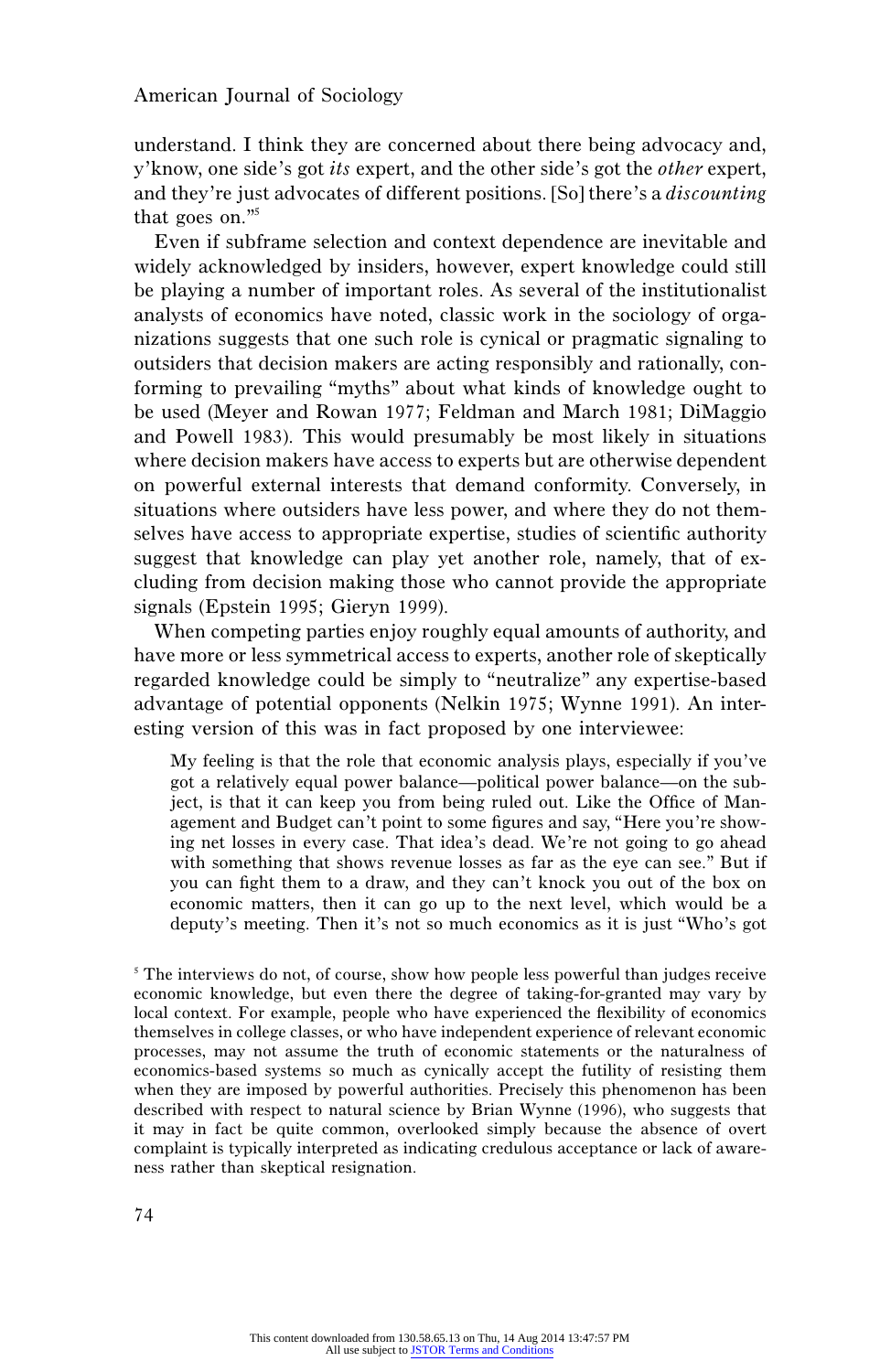understand. I think they are concerned about there being advocacy and, y'know, one side's got *its* expert, and the other side's got the *other* expert, and they're just advocates of different positions. [So] there's a *discounting* that goes on."[5]

Even if subframe selection and context dependence are inevitable and widely acknowledged by insiders, however, expert knowledge could still be playing a number of important roles. As several of the institutionalist analysts of economics have noted, classic work in the sociology of organizations suggests that one such role is cynical or pragmatic signaling to outsiders that decision makers are acting responsibly and rationally, conforming to prevailing "myths" about what kinds of knowledge ought to be used (Meyer and Rowan 1977; Feldman and March 1981; DiMaggio and Powell 1983). This would presumably be most likely in situations where decision makers have access to experts but are otherwise dependent on powerful external interests that demand conformity. Conversely, in situations where outsiders have less power, and where they do not themselves have access to appropriate expertise, studies of scientific authority suggest that knowledge can play yet another role, namely, that of excluding from decision making those who cannot provide the appropriate signals (Epstein 1995; Gieryn 1999).

When competing parties enjoy roughly equal amounts of authority, and have more or less symmetrical access to experts, another role of skeptically regarded knowledge could be simply to "neutralize" any expertise-based advantage of potential opponents (Nelkin 1975; Wynne 1991). An interesting version of this was in fact proposed by one interviewee:

> My feeling is that the role that economic analysis plays, especially if you've got a relatively equal power balance—political power balance—on the subject, is that it can keep you from being ruled out. Like the Office of Management and Budget can't point to some figures and say, "Here you're showing net losses in every case. That idea's dead. We're not going to go ahead with something that shows revenue losses as far as the eye can see." But if you can fight them to a draw, and they can't knock you out of the box on economic matters, then it can go up to the next level, which would be a deputy's meeting. Then it's not so much economics as it is just "Who's got

[5] The interviews do not, of course, show how people less powerful than judges receive economic knowledge, but even there the degree of taking-for-granted may vary by local context. For example, people who have experienced the flexibility of economics themselves in college classes, or who have independent experience of relevant economic processes, may not assume the truth of economic statements or the naturalness of economics-based systems so much as cynically accept the futility of resisting them when they are imposed by powerful authorities. Precisely this phenomenon has been described with respect to natural science by Brian Wynne (1996), who suggests that it may in fact be quite common, overlooked simply because the absence of overt complaint is typically interpreted as indicating credulous acceptance or lack of awareness rather than skeptical resignation.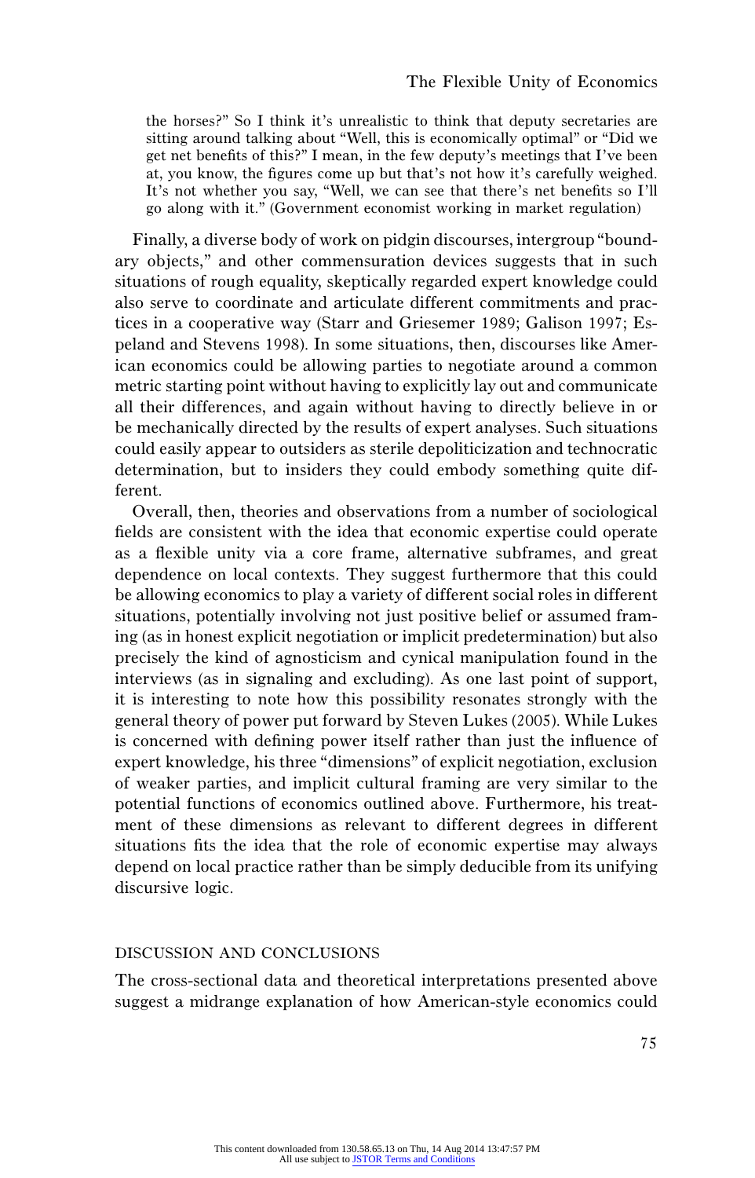> the horses?" So I think it's unrealistic to think that deputy secretaries are sitting around talking about "Well, this is economically optimal" or "Did we get net benefits of this?" I mean, in the few deputy's meetings that I've been at, you know, the figures come up but that's not how it's carefully weighed. It's not whether you say, "Well, we can see that there's net benefits so I'll go along with it." (Government economist working in market regulation)

Finally, a diverse body of work on pidgin discourses, intergroup "boundary objects," and other commensuration devices suggests that in such situations of rough equality, skeptically regarded expert knowledge could also serve to coordinate and articulate different commitments and practices in a cooperative way (Starr and Griesemer 1989; Galison 1997; Espeland and Stevens 1998). In some situations, then, discourses like American economics could be allowing parties to negotiate around a common metric starting point without having to explicitly lay out and communicate all their differences, and again without having to directly believe in or be mechanically directed by the results of expert analyses. Such situations could easily appear to outsiders as sterile depoliticization and technocratic determination, but to insiders they could embody something quite different.

Overall, then, theories and observations from a number of sociological fields are consistent with the idea that economic expertise could operate as a flexible unity via a core frame, alternative subframes, and great dependence on local contexts. They suggest furthermore that this could be allowing economics to play a variety of different social roles in different situations, potentially involving not just positive belief or assumed framing (as in honest explicit negotiation or implicit predetermination) but also precisely the kind of agnosticism and cynical manipulation found in the interviews (as in signaling and excluding). As one last point of support, it is interesting to note how this possibility resonates strongly with the general theory of power put forward by Steven Lukes (2005). While Lukes is concerned with defining power itself rather than just the influence of expert knowledge, his three "dimensions" of explicit negotiation, exclusion of weaker parties, and implicit cultural framing are very similar to the potential functions of economics outlined above. Furthermore, his treatment of these dimensions as relevant to different degrees in different situations fits the idea that the role of economic expertise may always depend on local practice rather than be simply deducible from its unifying discursive logic.

## DISCUSSION AND CONCLUSIONS

The cross-sectional data and theoretical interpretations presented above suggest a midrange explanation of how American-style economics could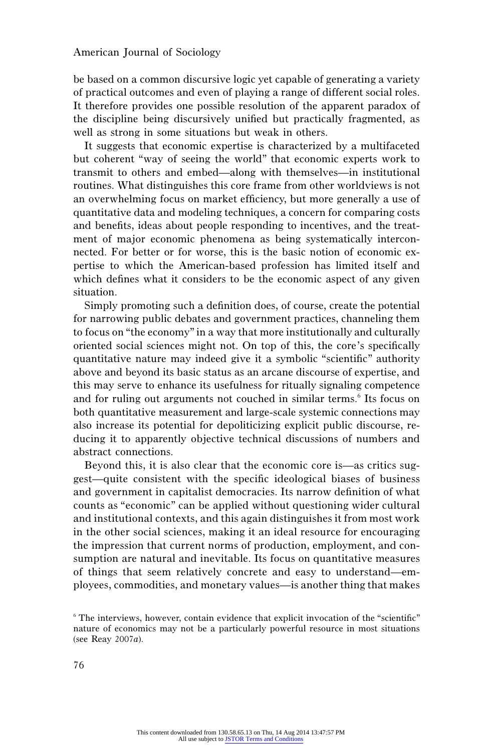be based on a common discursive logic yet capable of generating a variety of practical outcomes and even of playing a range of different social roles. It therefore provides one possible resolution of the apparent paradox of the discipline being discursively unified but practically fragmented, as well as strong in some situations but weak in others.

It suggests that economic expertise is characterized by a multifaceted but coherent "way of seeing the world" that economic experts work to transmit to others and embed—along with themselves—in institutional routines. What distinguishes this core frame from other worldviews is not an overwhelming focus on market efficiency, but more generally a use of quantitative data and modeling techniques, a concern for comparing costs and benefits, ideas about people responding to incentives, and the treatment of major economic phenomena as being systematically interconnected. For better or for worse, this is the basic notion of economic expertise to which the American-based profession has limited itself and which defines what it considers to be the economic aspect of any given situation.

Simply promoting such a definition does, of course, create the potential for narrowing public debates and government practices, channeling them to focus on "the economy" in a way that more institutionally and culturally oriented social sciences might not. On top of this, the core's specifically quantitative nature may indeed give it a symbolic "scientific" authority above and beyond its basic status as an arcane discourse of expertise, and this may serve to enhance its usefulness for ritually signaling competence and for ruling out arguments not couched in similar terms.[6] Its focus on both quantitative measurement and large-scale systemic connections may also increase its potential for depoliticizing explicit public discourse, reducing it to apparently objective technical discussions of numbers and abstract connections.

Beyond this, it is also clear that the economic core is—as critics suggest—quite consistent with the specific ideological biases of business and government in capitalist democracies. Its narrow definition of what counts as "economic" can be applied without questioning wider cultural and institutional contexts, and this again distinguishes it from most work in the other social sciences, making it an ideal resource for encouraging the impression that current norms of production, employment, and consumption are natural and inevitable. Its focus on quantitative measures of things that seem relatively concrete and easy to understand—employees, commodities, and monetary values—is another thing that makes

[6] The interviews, however, contain evidence that explicit invocation of the "scientific" nature of economics may not be a particularly powerful resource in most situations (see Reay 2007*a*).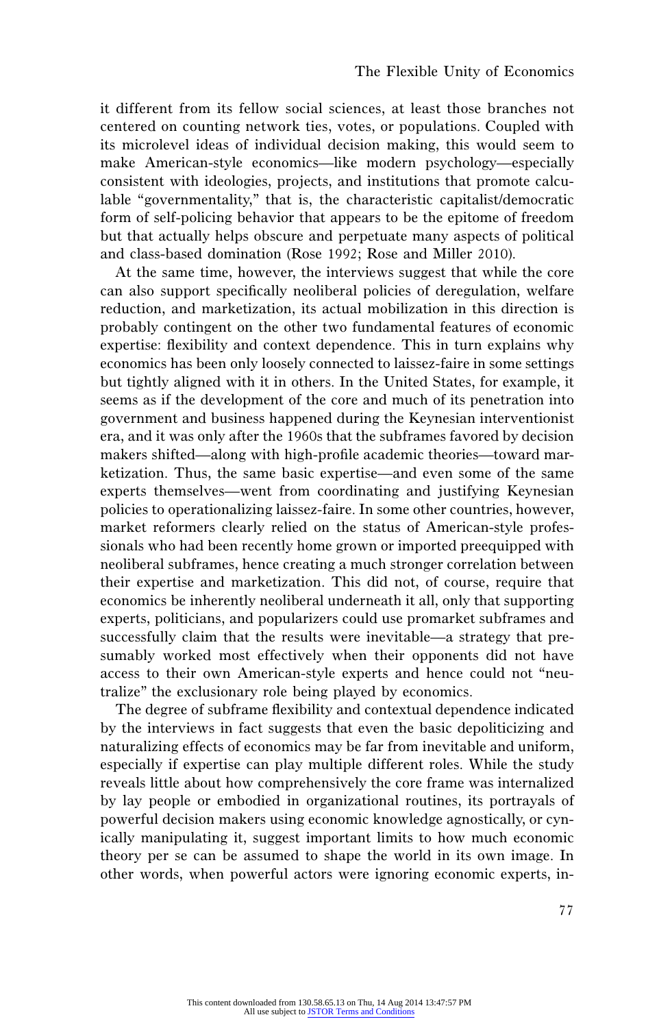it different from its fellow social sciences, at least those branches not centered on counting network ties, votes, or populations. Coupled with its microlevel ideas of individual decision making, this would seem to make American-style economics—like modern psychology—especially consistent with ideologies, projects, and institutions that promote calculable "governmentality," that is, the characteristic capitalist/democratic form of self-policing behavior that appears to be the epitome of freedom but that actually helps obscure and perpetuate many aspects of political and class-based domination (Rose 1992; Rose and Miller 2010).

At the same time, however, the interviews suggest that while the core can also support specifically neoliberal policies of deregulation, welfare reduction, and marketization, its actual mobilization in this direction is probably contingent on the other two fundamental features of economic expertise: flexibility and context dependence. This in turn explains why economics has been only loosely connected to laissez-faire in some settings but tightly aligned with it in others. In the United States, for example, it seems as if the development of the core and much of its penetration into government and business happened during the Keynesian interventionist era, and it was only after the 1960s that the subframes favored by decision makers shifted—along with high-profile academic theories—toward marketization. Thus, the same basic expertise—and even some of the same experts themselves—went from coordinating and justifying Keynesian policies to operationalizing laissez-faire. In some other countries, however, market reformers clearly relied on the status of American-style professionals who had been recently home grown or imported preequipped with neoliberal subframes, hence creating a much stronger correlation between their expertise and marketization. This did not, of course, require that economics be inherently neoliberal underneath it all, only that supporting experts, politicians, and popularizers could use promarket subframes and successfully claim that the results were inevitable—a strategy that presumably worked most effectively when their opponents did not have access to their own American-style experts and hence could not "neutralize" the exclusionary role being played by economics.

The degree of subframe flexibility and contextual dependence indicated by the interviews in fact suggests that even the basic depoliticizing and naturalizing effects of economics may be far from inevitable and uniform, especially if expertise can play multiple different roles. While the study reveals little about how comprehensively the core frame was internalized by lay people or embodied in organizational routines, its portrayals of powerful decision makers using economic knowledge agnostically, or cynically manipulating it, suggest important limits to how much economic theory per se can be assumed to shape the world in its own image. In other words, when powerful actors were ignoring economic experts, in-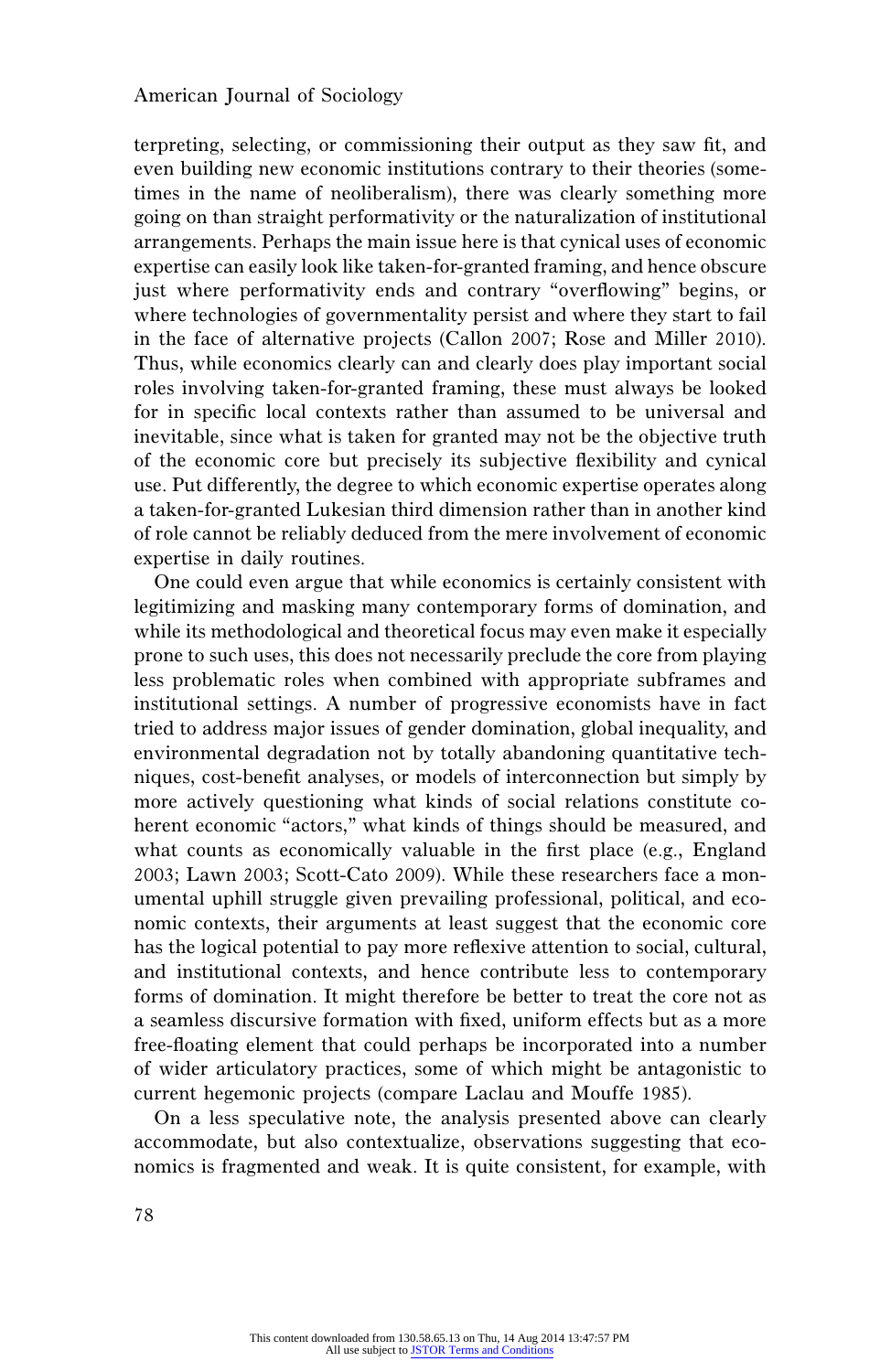terpreting, selecting, or commissioning their output as they saw fit, and even building new economic institutions contrary to their theories (sometimes in the name of neoliberalism), there was clearly something more going on than straight performativity or the naturalization of institutional arrangements. Perhaps the main issue here is that cynical uses of economic expertise can easily look like taken-for-granted framing, and hence obscure just where performativity ends and contrary "overflowing" begins, or where technologies of governmentality persist and where they start to fail in the face of alternative projects (Callon 2007; Rose and Miller 2010). Thus, while economics clearly can and clearly does play important social roles involving taken-for-granted framing, these must always be looked for in specific local contexts rather than assumed to be universal and inevitable, since what is taken for granted may not be the objective truth of the economic core but precisely its subjective flexibility and cynical use. Put differently, the degree to which economic expertise operates along a taken-for-granted Lukesian third dimension rather than in another kind of role cannot be reliably deduced from the mere involvement of economic expertise in daily routines.

One could even argue that while economics is certainly consistent with legitimizing and masking many contemporary forms of domination, and while its methodological and theoretical focus may even make it especially prone to such uses, this does not necessarily preclude the core from playing less problematic roles when combined with appropriate subframes and institutional settings. A number of progressive economists have in fact tried to address major issues of gender domination, global inequality, and environmental degradation not by totally abandoning quantitative techniques, cost-benefit analyses, or models of interconnection but simply by more actively questioning what kinds of social relations constitute coherent economic "actors," what kinds of things should be measured, and what counts as economically valuable in the first place (e.g., England 2003; Lawn 2003; Scott-Cato 2009). While these researchers face a monumental uphill struggle given prevailing professional, political, and economic contexts, their arguments at least suggest that the economic core has the logical potential to pay more reflexive attention to social, cultural, and institutional contexts, and hence contribute less to contemporary forms of domination. It might therefore be better to treat the core not as a seamless discursive formation with fixed, uniform effects but as a more free-floating element that could perhaps be incorporated into a number of wider articulatory practices, some of which might be antagonistic to current hegemonic projects (compare Laclau and Mouffe 1985).

On a less speculative note, the analysis presented above can clearly accommodate, but also contextualize, observations suggesting that economics is fragmented and weak. It is quite consistent, for example, with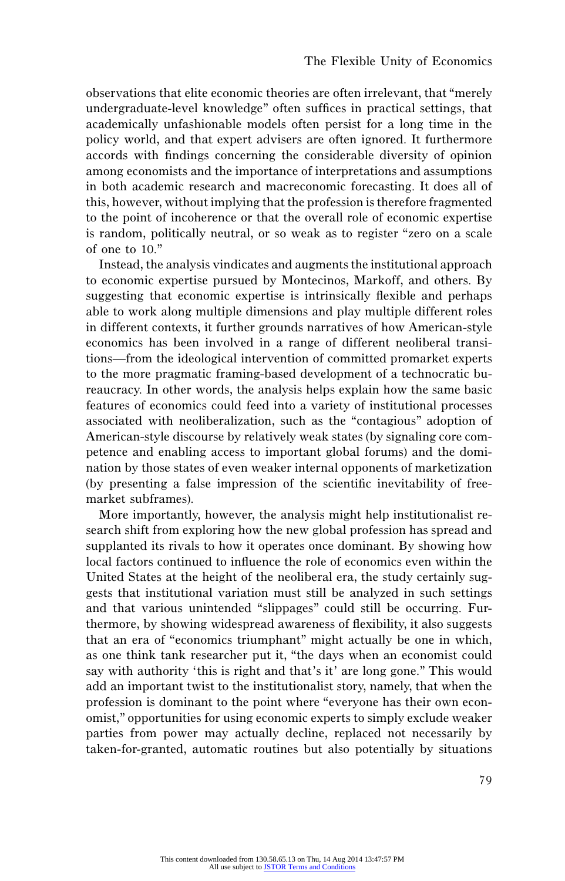observations that elite economic theories are often irrelevant, that "merely undergraduate-level knowledge" often suffices in practical settings, that academically unfashionable models often persist for a long time in the policy world, and that expert advisers are often ignored. It furthermore accords with findings concerning the considerable diversity of opinion among economists and the importance of interpretations and assumptions in both academic research and macroeconomic forecasting. It does all of this, however, without implying that the profession is therefore fragmented to the point of incoherence or that the overall role of economic expertise is random, politically neutral, or so weak as to register "zero on a scale of one to 10."

Instead, the analysis vindicates and augments the institutional approach to economic expertise pursued by Montecinos, Markoff, and others. By suggesting that economic expertise is intrinsically flexible and perhaps able to work along multiple dimensions and play multiple different roles in different contexts, it further grounds narratives of how American-style economics has been involved in a range of different neoliberal transitions—from the ideological intervention of committed promarket experts to the more pragmatic framing-based development of a technocratic bureaucracy. In other words, the analysis helps explain how the same basic features of economics could feed into a variety of institutional processes associated with neoliberalization, such as the "contagious" adoption of American-style discourse by relatively weak states (by signaling core competence and enabling access to important global forums) and the domination by those states of even weaker internal opponents of marketization (by presenting a false impression of the scientific inevitability of free-market subframes).

More importantly, however, the analysis might help institutionalist research shift from exploring how the new global profession has spread and supplanted its rivals to how it operates once dominant. By showing how local factors continued to influence the role of economics even within the United States at the height of the neoliberal era, the study certainly suggests that institutional variation must still be analyzed in such settings and that various unintended "slippages" could still be occurring. Furthermore, by showing widespread awareness of flexibility, it also suggests that an era of "economics triumphant" might actually be one in which, as one think tank researcher put it, "the days when an economist could say with authority 'this is right and that's it' are long gone." This would add an important twist to the institutionalist story, namely, that when the profession is dominant to the point where "everyone has their own economist," opportunities for using economic experts to simply exclude weaker parties from power may actually decline, replaced not necessarily by taken-for-granted, automatic routines but also potentially by situations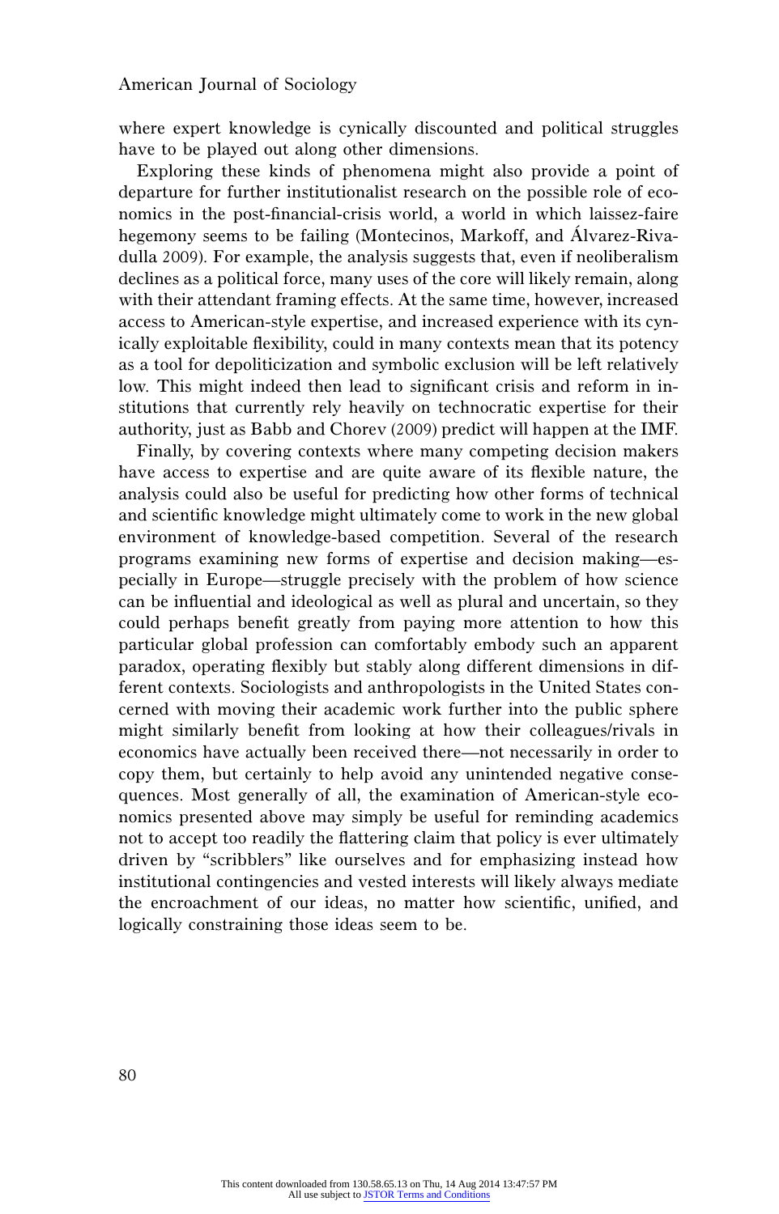where expert knowledge is cynically discounted and political struggles have to be played out along other dimensions.

Exploring these kinds of phenomena might also provide a point of departure for further institutionalist research on the possible role of economics in the post-financial-crisis world, a world in which laissez-faire hegemony seems to be failing (Montecinos, Markoff, and Álvarez-Rivadulla 2009). For example, the analysis suggests that, even if neoliberalism declines as a political force, many uses of the core will likely remain, along with their attendant framing effects. At the same time, however, increased access to American-style expertise, and increased experience with its cynically exploitable flexibility, could in many contexts mean that its potency as a tool for depoliticization and symbolic exclusion will be left relatively low. This might indeed then lead to significant crisis and reform in institutions that currently rely heavily on technocratic expertise for their authority, just as Babb and Chorev (2009) predict will happen at the IMF.

Finally, by covering contexts where many competing decision makers have access to expertise and are quite aware of its flexible nature, the analysis could also be useful for predicting how other forms of technical and scientific knowledge might ultimately come to work in the new global environment of knowledge-based competition. Several of the research programs examining new forms of expertise and decision making—especially in Europe—struggle precisely with the problem of how science can be influential and ideological as well as plural and uncertain, so they could perhaps benefit greatly from paying more attention to how this particular global profession can comfortably embody such an apparent paradox, operating flexibly but stably along different dimensions in different contexts. Sociologists and anthropologists in the United States concerned with moving their academic work further into the public sphere might similarly benefit from looking at how their colleagues/rivals in economics have actually been received there—not necessarily in order to copy them, but certainly to help avoid any unintended negative consequences. Most generally of all, the examination of American-style economics presented above may simply be useful for reminding academics not to accept too readily the flattering claim that policy is ever ultimately driven by "scribblers" like ourselves and for emphasizing instead how institutional contingencies and vested interests will likely always mediate the encroachment of our ideas, no matter how scientific, unified, and logically constraining those ideas seem to be.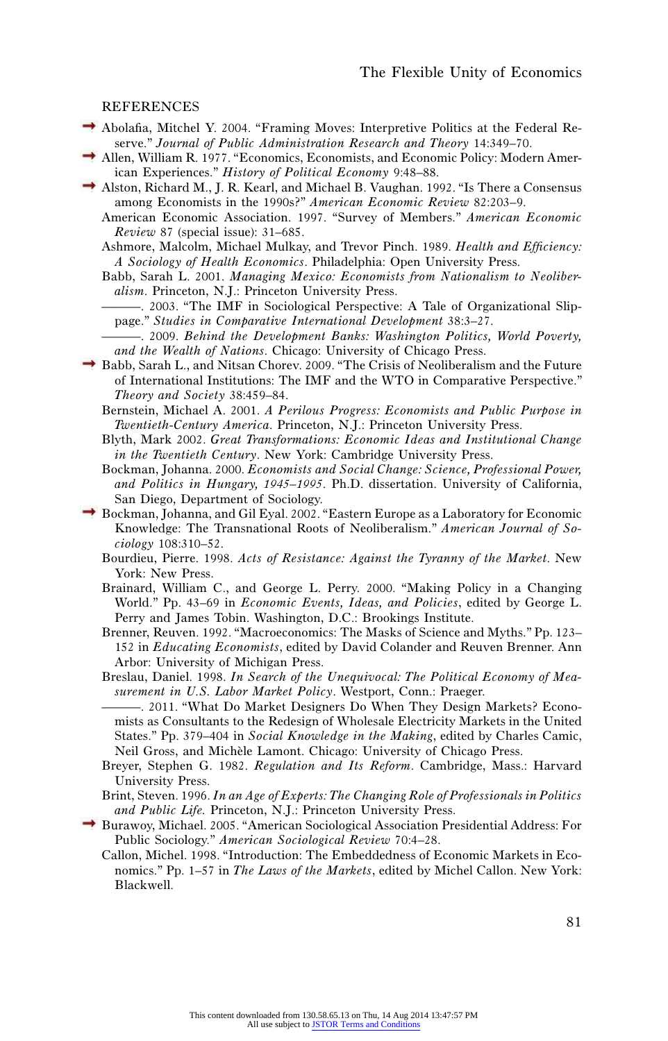REFERENCES

Abolafia, Mitchel Y. 2004. "Framing Moves: Interpretive Politics at the Federal Reserve." *Journal of Public Administration Research and Theory* 14:349–70.

Allen, William R. 1977. "Economics, Economists, and Economic Policy: Modern American Experiences." *History of Political Economy* 9:48–88.

Alston, Richard M., J. R. Kearl, and Michael B. Vaughan. 1992. "Is There a Consensus among Economists in the 1990s?" *American Economic Review* 82:203–9.

American Economic Association. 1997. "Survey of Members." *American Economic Review* 87 (special issue): 31–685.

Ashmore, Malcolm, Michael Mulkay, and Trevor Pinch. 1989. *Health and Efficiency: A Sociology of Health Economics*. Philadelphia: Open University Press.

Babb, Sarah L. 2001. *Managing Mexico: Economists from Nationalism to Neoliberalism*. Princeton, N.J.: Princeton University Press.

———. 2003. "The IMF in Sociological Perspective: A Tale of Organizational Slippage." *Studies in Comparative International Development* 38:3–27.

———. 2009. *Behind the Development Banks: Washington Politics, World Poverty, and the Wealth of Nations*. Chicago: University of Chicago Press.

Babb, Sarah L., and Nitsan Chorev. 2009. "The Crisis of Neoliberalism and the Future of International Institutions: The IMF and the WTO in Comparative Perspective." *Theory and Society* 38:459–84.

Bernstein, Michael A. 2001. *A Perilous Progress: Economists and Public Purpose in Twentieth-Century America*. Princeton, N.J.: Princeton University Press.

Blyth, Mark 2002. *Great Transformations: Economic Ideas and Institutional Change in the Twentieth Century*. New York: Cambridge University Press.

Bockman, Johanna. 2000. *Economists and Social Change: Science, Professional Power, and Politics in Hungary, 1945–1995*. Ph.D. dissertation. University of California, San Diego, Department of Sociology.

Bockman, Johanna, and Gil Eyal. 2002. "Eastern Europe as a Laboratory for Economic Knowledge: The Transnational Roots of Neoliberalism." *American Journal of Sociology* 108:310–52.

Bourdieu, Pierre. 1998. *Acts of Resistance: Against the Tyranny of the Market*. New York: New Press.

Brainard, William C., and George L. Perry. 2000. "Making Policy in a Changing World." Pp. 43–69 in *Economic Events, Ideas, and Policies*, edited by George L. Perry and James Tobin. Washington, D.C.: Brookings Institute.

Brenner, Reuven. 1992. "Macroeconomics: The Masks of Science and Myths." Pp. 123–152 in *Educating Economists*, edited by David Colander and Reuven Brenner. Ann Arbor: University of Michigan Press.

Breslau, Daniel. 1998. *In Search of the Unequivocal: The Political Economy of Measurement in U.S. Labor Market Policy*. Westport, Conn.: Praeger.

———. 2011. "What Do Market Designers Do When They Design Markets? Economists as Consultants to the Redesign of Wholesale Electricity Markets in the United States." Pp. 379–404 in *Social Knowledge in the Making*, edited by Charles Camic, Neil Gross, and Michèle Lamont. Chicago: University of Chicago Press.

Breyer, Stephen G. 1982. *Regulation and Its Reform*. Cambridge, Mass.: Harvard University Press.

Brint, Steven. 1996. *In an Age of Experts: The Changing Role of Professionals in Politics and Public Life*. Princeton, N.J.: Princeton University Press.

Burawoy, Michael. 2005. "American Sociological Association Presidential Address: For Public Sociology." *American Sociological Review* 70:4–28.

Callon, Michel. 1998. "Introduction: The Embeddedness of Economic Markets in Economics." Pp. 1–57 in *The Laws of the Markets*, edited by Michel Callon. New York: Blackwell.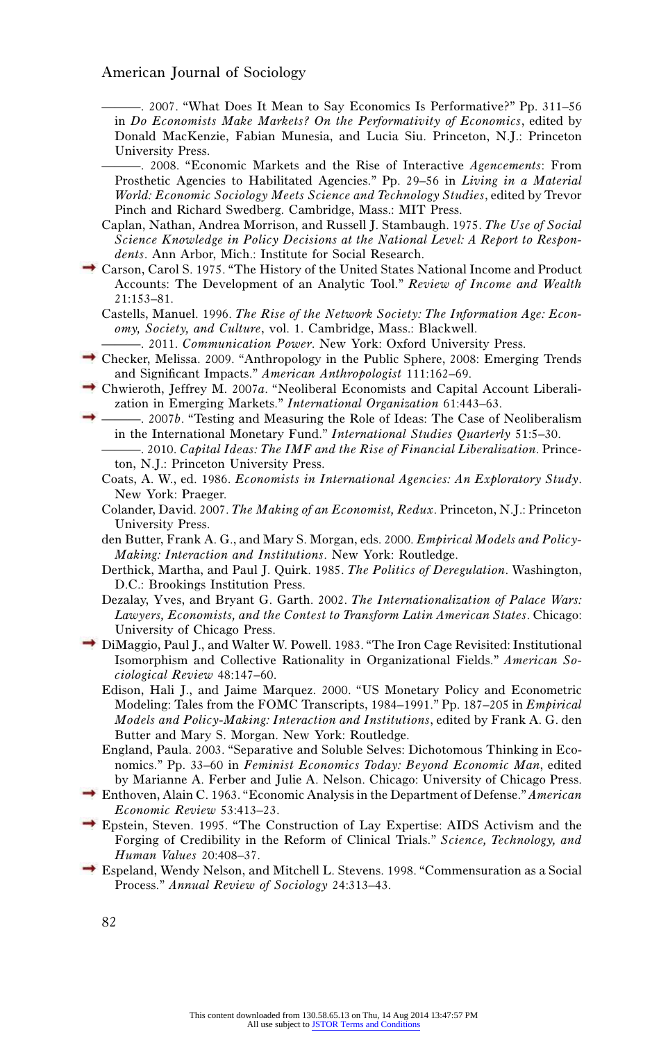———. 2007. "What Does It Mean to Say Economics Is Performative?" Pp. 311–56 in *Do Economists Make Markets? On the Performativity of Economics*, edited by Donald MacKenzie, Fabian Muniesa, and Lucia Siu. Princeton, N.J.: Princeton University Press.

———. 2008. "Economic Markets and the Rise of Interactive *Agencements*: From Prosthetic Agencies to Habilitated Agencies." Pp. 29–56 in *Living in a Material World: Economic Sociology Meets Science and Technology Studies*, edited by Trevor Pinch and Richard Swedberg. Cambridge, Mass.: MIT Press.

Caplan, Nathan, Andrea Morrison, and Russell J. Stambaugh. 1975. *The Use of Social Science Knowledge in Policy Decisions at the National Level: A Report to Respondents*. Ann Arbor, Mich.: Institute for Social Research.

Carson, Carol S. 1975. "The History of the United States National Income and Product Accounts: The Development of an Analytic Tool." *Review of Income and Wealth* 21:153–81.

Castells, Manuel. 1996. *The Rise of the Network Society: The Information Age: Economy, Society, and Culture*, vol. 1. Cambridge, Mass.: Blackwell.

———. 2011. *Communication Power*. New York: Oxford University Press.

Checker, Melissa. 2009. "Anthropology in the Public Sphere, 2008: Emerging Trends and Significant Impacts." *American Anthropologist* 111:162–69.

Chwieroth, Jeffrey M. 2007*a*. "Neoliberal Economists and Capital Account Liberalization in Emerging Markets." *International Organization* 61:443–63.

———. 2007*b*. "Testing and Measuring the Role of Ideas: The Case of Neoliberalism in the International Monetary Fund." *International Studies Quarterly* 51:5–30.

———. 2010. *Capital Ideas: The IMF and the Rise of Financial Liberalization*. Princeton, N.J.: Princeton University Press.

Coats, A. W., ed. 1986. *Economists in International Agencies: An Exploratory Study*. New York: Praeger.

Colander, David. 2007. *The Making of an Economist, Redux*. Princeton, N.J.: Princeton University Press.

den Butter, Frank A. G., and Mary S. Morgan, eds. 2000. *Empirical Models and Policy-Making: Interaction and Institutions*. New York: Routledge.

Derthick, Martha, and Paul J. Quirk. 1985. *The Politics of Deregulation*. Washington, D.C.: Brookings Institution Press.

Dezalay, Yves, and Bryant G. Garth. 2002. *The Internationalization of Palace Wars: Lawyers, Economists, and the Contest to Transform Latin American States*. Chicago: University of Chicago Press.

DiMaggio, Paul J., and Walter W. Powell. 1983. "The Iron Cage Revisited: Institutional Isomorphism and Collective Rationality in Organizational Fields." *American Sociological Review* 48:147–60.

Edison, Hali J., and Jaime Marquez. 2000. "US Monetary Policy and Econometric Modeling: Tales from the FOMC Transcripts, 1984–1991." Pp. 187–205 in *Empirical Models and Policy-Making: Interaction and Institutions*, edited by Frank A. G. den Butter and Mary S. Morgan. New York: Routledge.

England, Paula. 2003. "Separative and Soluble Selves: Dichotomous Thinking in Economics." Pp. 33–60 in *Feminist Economics Today: Beyond Economic Man*, edited by Marianne A. Ferber and Julie A. Nelson. Chicago: University of Chicago Press.

Enthoven, Alain C. 1963. "Economic Analysis in the Department of Defense." *American Economic Review* 53:413–23.

Epstein, Steven. 1995. "The Construction of Lay Expertise: AIDS Activism and the Forging of Credibility in the Reform of Clinical Trials." *Science, Technology, and Human Values* 20:408–37.

Espeland, Wendy Nelson, and Mitchell L. Stevens. 1998. "Commensuration as a Social Process." *Annual Review of Sociology* 24:313–43.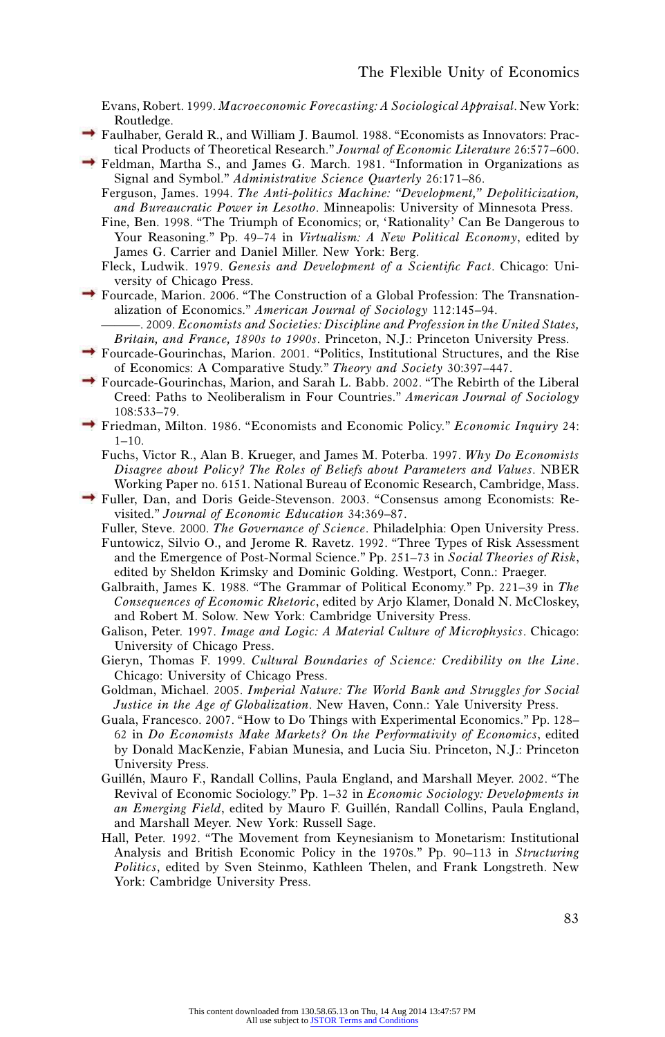Evans, Robert. 1999. *Macroeconomic Forecasting: A Sociological Appraisal*. New York: Routledge.

Faulhaber, Gerald R., and William J. Baumol. 1988. "Economists as Innovators: Practical Products of Theoretical Research." *Journal of Economic Literature* 26:577–600.

Feldman, Martha S., and James G. March. 1981. "Information in Organizations as Signal and Symbol." *Administrative Science Quarterly* 26:171–86.

Ferguson, James. 1994. *The Anti-politics Machine: "Development," Depoliticization, and Bureaucratic Power in Lesotho*. Minneapolis: University of Minnesota Press.

Fine, Ben. 1998. "The Triumph of Economics; or, 'Rationality' Can Be Dangerous to Your Reasoning." Pp. 49–74 in *Virtualism: A New Political Economy*, edited by James G. Carrier and Daniel Miller. New York: Berg.

Fleck, Ludwik. 1979. *Genesis and Development of a Scientific Fact*. Chicago: University of Chicago Press.

Fourcade, Marion. 2006. "The Construction of a Global Profession: The Transnationalization of Economics." *American Journal of Sociology* 112:145–94.

———. 2009. *Economists and Societies: Discipline and Profession in the United States, Britain, and France, 1890s to 1990s*. Princeton, N.J.: Princeton University Press.

Fourcade-Gourinchas, Marion. 2001. "Politics, Institutional Structures, and the Rise of Economics: A Comparative Study." *Theory and Society* 30:397–447.

Fourcade-Gourinchas, Marion, and Sarah L. Babb. 2002. "The Rebirth of the Liberal Creed: Paths to Neoliberalism in Four Countries." *American Journal of Sociology* 108:533–79.

Friedman, Milton. 1986. "Economists and Economic Policy." *Economic Inquiry* 24: 1–10.

Fuchs, Victor R., Alan B. Krueger, and James M. Poterba. 1997. *Why Do Economists Disagree about Policy? The Roles of Beliefs about Parameters and Values*. NBER Working Paper no. 6151. National Bureau of Economic Research, Cambridge, Mass.

Fuller, Dan, and Doris Geide-Stevenson. 2003. "Consensus among Economists: Revisited." *Journal of Economic Education* 34:369–87.

Fuller, Steve. 2000. *The Governance of Science*. Philadelphia: Open University Press.

Funtowicz, Silvio O., and Jerome R. Ravetz. 1992. "Three Types of Risk Assessment and the Emergence of Post-Normal Science." Pp. 251–73 in *Social Theories of Risk*, edited by Sheldon Krimsky and Dominic Golding. Westport, Conn.: Praeger.

Galbraith, James K. 1988. "The Grammar of Political Economy." Pp. 221–39 in *The Consequences of Economic Rhetoric*, edited by Arjo Klamer, Donald N. McCloskey, and Robert M. Solow. New York: Cambridge University Press.

Galison, Peter. 1997. *Image and Logic: A Material Culture of Microphysics*. Chicago: University of Chicago Press.

Gieryn, Thomas F. 1999. *Cultural Boundaries of Science: Credibility on the Line*. Chicago: University of Chicago Press.

Goldman, Michael. 2005. *Imperial Nature: The World Bank and Struggles for Social Justice in the Age of Globalization*. New Haven, Conn.: Yale University Press.

Guala, Francesco. 2007. "How to Do Things with Experimental Economics." Pp. 128–62 in *Do Economists Make Markets? On the Performativity of Economics*, edited by Donald MacKenzie, Fabian Munesia, and Lucia Siu. Princeton, N.J.: Princeton University Press.

Guillén, Mauro F., Randall Collins, Paula England, and Marshall Meyer. 2002. "The Revival of Economic Sociology." Pp. 1–32 in *Economic Sociology: Developments in an Emerging Field*, edited by Mauro F. Guillén, Randall Collins, Paula England, and Marshall Meyer. New York: Russell Sage.

Hall, Peter. 1992. "The Movement from Keynesianism to Monetarism: Institutional Analysis and British Economic Policy in the 1970s." Pp. 90–113 in *Structuring Politics*, edited by Sven Steinmo, Kathleen Thelen, and Frank Longstreth. New York: Cambridge University Press.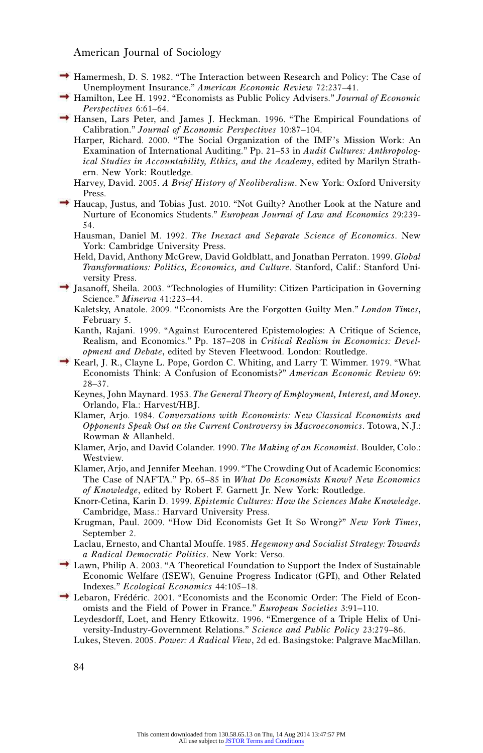Hamermesh, D. S. 1982. "The Interaction between Research and Policy: The Case of Unemployment Insurance." *American Economic Review* 72:237–41.

Hamilton, Lee H. 1992. "Economists as Public Policy Advisers." *Journal of Economic Perspectives* 6:61–64.

Hansen, Lars Peter, and James J. Heckman. 1996. "The Empirical Foundations of Calibration." *Journal of Economic Perspectives* 10:87–104.

Harper, Richard. 2000. "The Social Organization of the IMF's Mission Work: An Examination of International Auditing." Pp. 21–53 in *Audit Cultures: Anthropological Studies in Accountability, Ethics, and the Academy*, edited by Marilyn Strathern. New York: Routledge.

Harvey, David. 2005. *A Brief History of Neoliberalism*. New York: Oxford University Press.

Haucap, Justus, and Tobias Just. 2010. "Not Guilty? Another Look at the Nature and Nurture of Economics Students." *European Journal of Law and Economics* 29:239-54.

Hausman, Daniel M. 1992. *The Inexact and Separate Science of Economics*. New York: Cambridge University Press.

Held, David, Anthony McGrew, David Goldblatt, and Jonathan Perraton. 1999. *Global Transformations: Politics, Economics, and Culture*. Stanford, Calif.: Stanford University Press.

Jasanoff, Sheila. 2003. "Technologies of Humility: Citizen Participation in Governing Science." *Minerva* 41:223–44.

Kaletsky, Anatole. 2009. "Economists Are the Forgotten Guilty Men." *London Times*, February 5.

Kanth, Rajani. 1999. "Against Eurocentered Epistemologies: A Critique of Science, Realism, and Economics." Pp. 187–208 in *Critical Realism in Economics: Development and Debate*, edited by Steven Fleetwood. London: Routledge.

Kearl, J. R., Clayne L. Pope, Gordon C. Whiting, and Larry T. Wimmer. 1979. "What Economists Think: A Confusion of Economists?" *American Economic Review* 69: 28–37.

Keynes, John Maynard. 1953. *The General Theory of Employment, Interest, and Money*. Orlando, Fla.: Harvest/HBJ.

Klamer, Arjo. 1984. *Conversations with Economists: New Classical Economists and Opponents Speak Out on the Current Controversy in Macroeconomics*. Totowa, N.J.: Rowman & Allanheld.

Klamer, Arjo, and David Colander. 1990. *The Making of an Economist*. Boulder, Colo.: Westview.

Klamer, Arjo, and Jennifer Meehan. 1999. "The Crowding Out of Academic Economics: The Case of NAFTA." Pp. 65–85 in *What Do Economists Know? New Economics of Knowledge*, edited by Robert F. Garnett Jr. New York: Routledge.

Knorr-Cetina, Karin D. 1999. *Epistemic Cultures: How the Sciences Make Knowledge*. Cambridge, Mass.: Harvard University Press.

Krugman, Paul. 2009. "How Did Economists Get It So Wrong?" *New York Times*, September 2.

Laclau, Ernesto, and Chantal Mouffe. 1985. *Hegemony and Socialist Strategy: Towards a Radical Democratic Politics*. New York: Verso.

Lawn, Philip A. 2003. "A Theoretical Foundation to Support the Index of Sustainable Economic Welfare (ISEW), Genuine Progress Indicator (GPI), and Other Related Indexes." *Ecological Economics* 44:105–18.

Lebaron, Frédéric. 2001. "Economists and the Economic Order: The Field of Economists and the Field of Power in France." *European Societies* 3:91–110.

Leydesdorff, Loet, and Henry Etkowitz. 1996. "Emergence of a Triple Helix of University-Industry-Government Relations." *Science and Public Policy* 23:279–86.

Lukes, Steven. 2005. *Power: A Radical View*, 2d ed. Basingstoke: Palgrave MacMillan.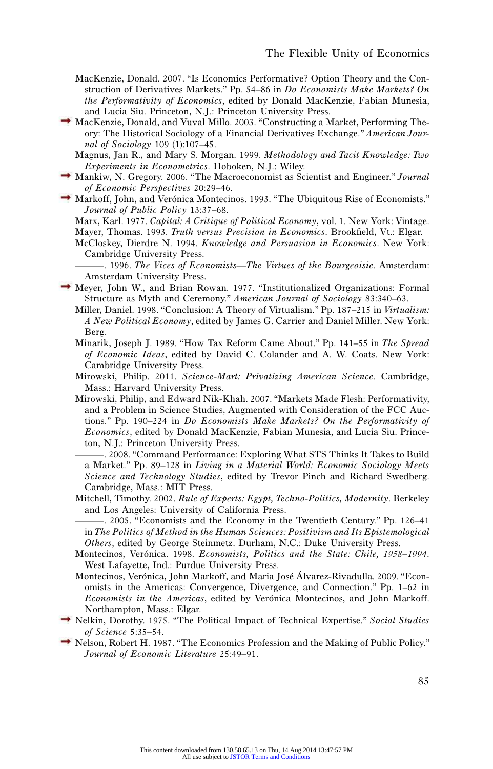MacKenzie, Donald. 2007. "Is Economics Performative? Option Theory and the Construction of Derivatives Markets." Pp. 54–86 in *Do Economists Make Markets? On the Performativity of Economics*, edited by Donald MacKenzie, Fabian Munesia, and Lucia Siu. Princeton, N.J.: Princeton University Press.

MacKenzie, Donald, and Yuval Millo. 2003. "Constructing a Market, Performing Theory: The Historical Sociology of a Financial Derivatives Exchange." *American Journal of Sociology* 109 (1):107–45.

Magnus, Jan R., and Mary S. Morgan. 1999. *Methodology and Tacit Knowledge: Two Experiments in Econometrics*. Hoboken, N.J.: Wiley.

Mankiw, N. Gregory. 2006. "The Macroeconomist as Scientist and Engineer." *Journal of Economic Perspectives* 20:29–46.

Markoff, John, and Verónica Montecinos. 1993. "The Ubiquitous Rise of Economists." *Journal of Public Policy* 13:37–68.

Marx, Karl. 1977. *Capital: A Critique of Political Economy*, vol. 1. New York: Vintage.

Mayer, Thomas. 1993. *Truth versus Precision in Economics*. Brookfield, Vt.: Elgar.

McCloskey, Dierdre N. 1994. *Knowledge and Persuasion in Economics*. New York: Cambridge University Press.

———. 1996. *The Vices of Economists—The Virtues of the Bourgeoisie*. Amsterdam: Amsterdam University Press.

Meyer, John W., and Brian Rowan. 1977. "Institutionalized Organizations: Formal Structure as Myth and Ceremony." *American Journal of Sociology* 83:340–63.

Miller, Daniel. 1998. "Conclusion: A Theory of Virtualism." Pp. 187–215 in *Virtualism: A New Political Economy*, edited by James G. Carrier and Daniel Miller. New York: Berg.

Minarik, Joseph J. 1989. "How Tax Reform Came About." Pp. 141–55 in *The Spread of Economic Ideas*, edited by David C. Colander and A. W. Coats. New York: Cambridge University Press.

Mirowski, Philip. 2011. *Science-Mart: Privatizing American Science*. Cambridge, Mass.: Harvard University Press.

Mirowski, Philip, and Edward Nik-Khah. 2007. "Markets Made Flesh: Performativity, and a Problem in Science Studies, Augmented with Consideration of the FCC Auctions." Pp. 190–224 in *Do Economists Make Markets? On the Performativity of Economics*, edited by Donald MacKenzie, Fabian Munesia, and Lucia Siu. Princeton, N.J.: Princeton University Press.

———. 2008. "Command Performance: Exploring What STS Thinks It Takes to Build a Market." Pp. 89–128 in *Living in a Material World: Economic Sociology Meets Science and Technology Studies*, edited by Trevor Pinch and Richard Swedberg. Cambridge, Mass.: MIT Press.

Mitchell, Timothy. 2002. *Rule of Experts: Egypt, Techno-Politics, Modernity*. Berkeley and Los Angeles: University of California Press.

———. 2005. "Economists and the Economy in the Twentieth Century." Pp. 126–41 in *The Politics of Method in the Human Sciences: Positivism and Its Epistemological Others*, edited by George Steinmetz. Durham, N.C.: Duke University Press.

Montecinos, Verónica. 1998. *Economists, Politics and the State: Chile, 1958–1994*. West Lafayette, Ind.: Purdue University Press.

Montecinos, Verónica, John Markoff, and Maria José Álvarez-Rivadulla. 2009. "Economists in the Americas: Convergence, Divergence, and Connection." Pp. 1–62 in *Economists in the Americas*, edited by Verónica Montecinos, and John Markoff. Northampton, Mass.: Elgar.

Nelkin, Dorothy. 1975. "The Political Impact of Technical Expertise." *Social Studies of Science* 5:35–54.

Nelson, Robert H. 1987. "The Economics Profession and the Making of Public Policy." *Journal of Economic Literature* 25:49–91.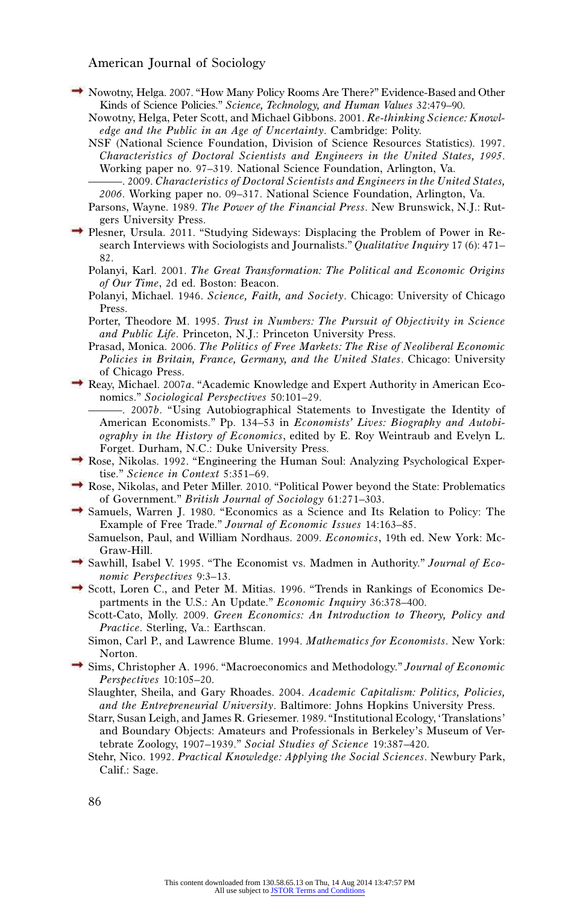Nowotny, Helga. 2007. "How Many Policy Rooms Are There?" Evidence-Based and Other Kinds of Science Policies." *Science, Technology, and Human Values* 32:479–90.

Nowotny, Helga, Peter Scott, and Michael Gibbons. 2001. *Re-thinking Science: Knowledge and the Public in an Age of Uncertainty*. Cambridge: Polity.

NSF (National Science Foundation, Division of Science Resources Statistics). 1997. *Characteristics of Doctoral Scientists and Engineers in the United States, 1995*. Working paper no. 97–319. National Science Foundation, Arlington, Va.

———. 2009. *Characteristics of Doctoral Scientists and Engineers in the United States, 2006*. Working paper no. 09–317. National Science Foundation, Arlington, Va.

Parsons, Wayne. 1989. *The Power of the Financial Press*. New Brunswick, N.J.: Rutgers University Press.

Plesner, Ursula. 2011. "Studying Sideways: Displacing the Problem of Power in Research Interviews with Sociologists and Journalists." *Qualitative Inquiry* 17 (6): 471–82.

Polanyi, Karl. 2001. *The Great Transformation: The Political and Economic Origins of Our Time*, 2d ed. Boston: Beacon.

Polanyi, Michael. 1946. *Science, Faith, and Society*. Chicago: University of Chicago Press.

Porter, Theodore M. 1995. *Trust in Numbers: The Pursuit of Objectivity in Science and Public Life*. Princeton, N.J.: Princeton University Press.

Prasad, Monica. 2006. *The Politics of Free Markets: The Rise of Neoliberal Economic Policies in Britain, France, Germany, and the United States*. Chicago: University of Chicago Press.

Reay, Michael. 2007*a*. "Academic Knowledge and Expert Authority in American Economics." *Sociological Perspectives* 50:101–29.

———. 2007*b*. "Using Autobiographical Statements to Investigate the Identity of American Economists." Pp. 134–53 in *Economists' Lives: Biography and Autobiography in the History of Economics*, edited by E. Roy Weintraub and Evelyn L. Forget. Durham, N.C.: Duke University Press.

Rose, Nikolas. 1992. "Engineering the Human Soul: Analyzing Psychological Expertise." *Science in Context* 5:351–69.

Rose, Nikolas, and Peter Miller. 2010. "Political Power beyond the State: Problematics of Government." *British Journal of Sociology* 61:271–303.

Samuels, Warren J. 1980. "Economics as a Science and Its Relation to Policy: The Example of Free Trade." *Journal of Economic Issues* 14:163–85.

Samuelson, Paul, and William Nordhaus. 2009. *Economics*, 19th ed. New York: McGraw-Hill.

Sawhill, Isabel V. 1995. "The Economist vs. Madmen in Authority." *Journal of Economic Perspectives* 9:3–13.

Scott, Loren C., and Peter M. Mitias. 1996. "Trends in Rankings of Economics Departments in the U.S.: An Update." *Economic Inquiry* 36:378–400.

Scott-Cato, Molly. 2009. *Green Economics: An Introduction to Theory, Policy and Practice*. Sterling, Va.: Earthscan.

Simon, Carl P., and Lawrence Blume. 1994. *Mathematics for Economists*. New York: Norton.

Sims, Christopher A. 1996. "Macroeconomics and Methodology." *Journal of Economic Perspectives* 10:105–20.

Slaughter, Sheila, and Gary Rhoades. 2004. *Academic Capitalism: Politics, Policies, and the Entrepreneurial University*. Baltimore: Johns Hopkins University Press.

Starr, Susan Leigh, and James R. Griesemer. 1989. "Institutional Ecology, 'Translations' and Boundary Objects: Amateurs and Professionals in Berkeley's Museum of Vertebrate Zoology, 1907–1939." *Social Studies of Science* 19:387–420.

Stehr, Nico. 1992. *Practical Knowledge: Applying the Social Sciences*. Newbury Park, Calif.: Sage.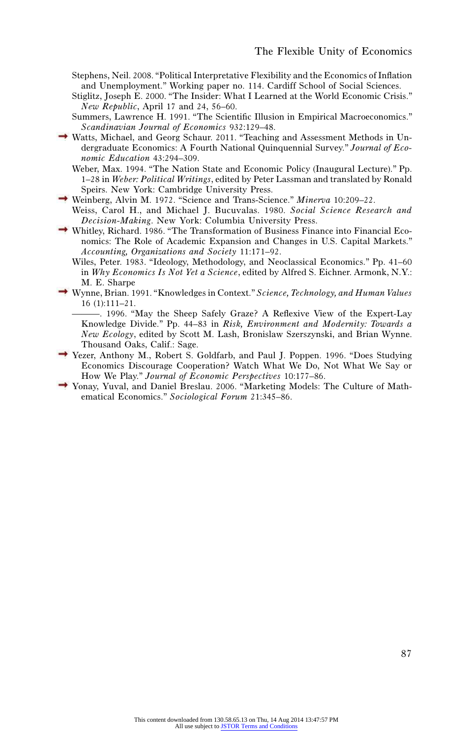Stephens, Neil. 2008. "Political Interpretative Flexibility and the Economics of Inflation and Unemployment." Working paper no. 114. Cardiff School of Social Sciences.

Stiglitz, Joseph E. 2000. "The Insider: What I Learned at the World Economic Crisis." *New Republic*, April 17 and 24, 56–60.

Summers, Lawrence H. 1991. "The Scientific Illusion in Empirical Macroeconomics." *Scandinavian Journal of Economics* 932:129–48.

Watts, Michael, and Georg Schaur. 2011. "Teaching and Assessment Methods in Undergraduate Economics: A Fourth National Quinquennial Survey." *Journal of Economic Education* 43:294–309.

Weber, Max. 1994. "The Nation State and Economic Policy (Inaugural Lecture)." Pp. 1–28 in *Weber: Political Writings*, edited by Peter Lassman and translated by Ronald Speirs. New York: Cambridge University Press.

Weinberg, Alvin M. 1972. "Science and Trans-Science." *Minerva* 10:209–22.

Weiss, Carol H., and Michael J. Bucuvalas. 1980. *Social Science Research and Decision-Making*. New York: Columbia University Press.

Whitley, Richard. 1986. "The Transformation of Business Finance into Financial Economics: The Role of Academic Expansion and Changes in U.S. Capital Markets." *Accounting, Organizations and Society* 11:171–92.

Wiles, Peter. 1983. "Ideology, Methodology, and Neoclassical Economics." Pp. 41–60 in *Why Economics Is Not Yet a Science*, edited by Alfred S. Eichner. Armonk, N.Y.: M. E. Sharpe

Wynne, Brian. 1991. "Knowledges in Context." *Science, Technology, and Human Values* 16 (1):111–21.

———. 1996. "May the Sheep Safely Graze? A Reflexive View of the Expert-Lay Knowledge Divide." Pp. 44–83 in *Risk, Environment and Modernity: Towards a New Ecology*, edited by Scott M. Lash, Bronislaw Szerszynski, and Brian Wynne. Thousand Oaks, Calif.: Sage.

Yezer, Anthony M., Robert S. Goldfarb, and Paul J. Poppen. 1996. "Does Studying Economics Discourage Cooperation? Watch What We Do, Not What We Say or How We Play." *Journal of Economic Perspectives* 10:177–86.

Yonay, Yuval, and Daniel Breslau. 2006. "Marketing Models: The Culture of Mathematical Economics." *Sociological Forum* 21:345–86.